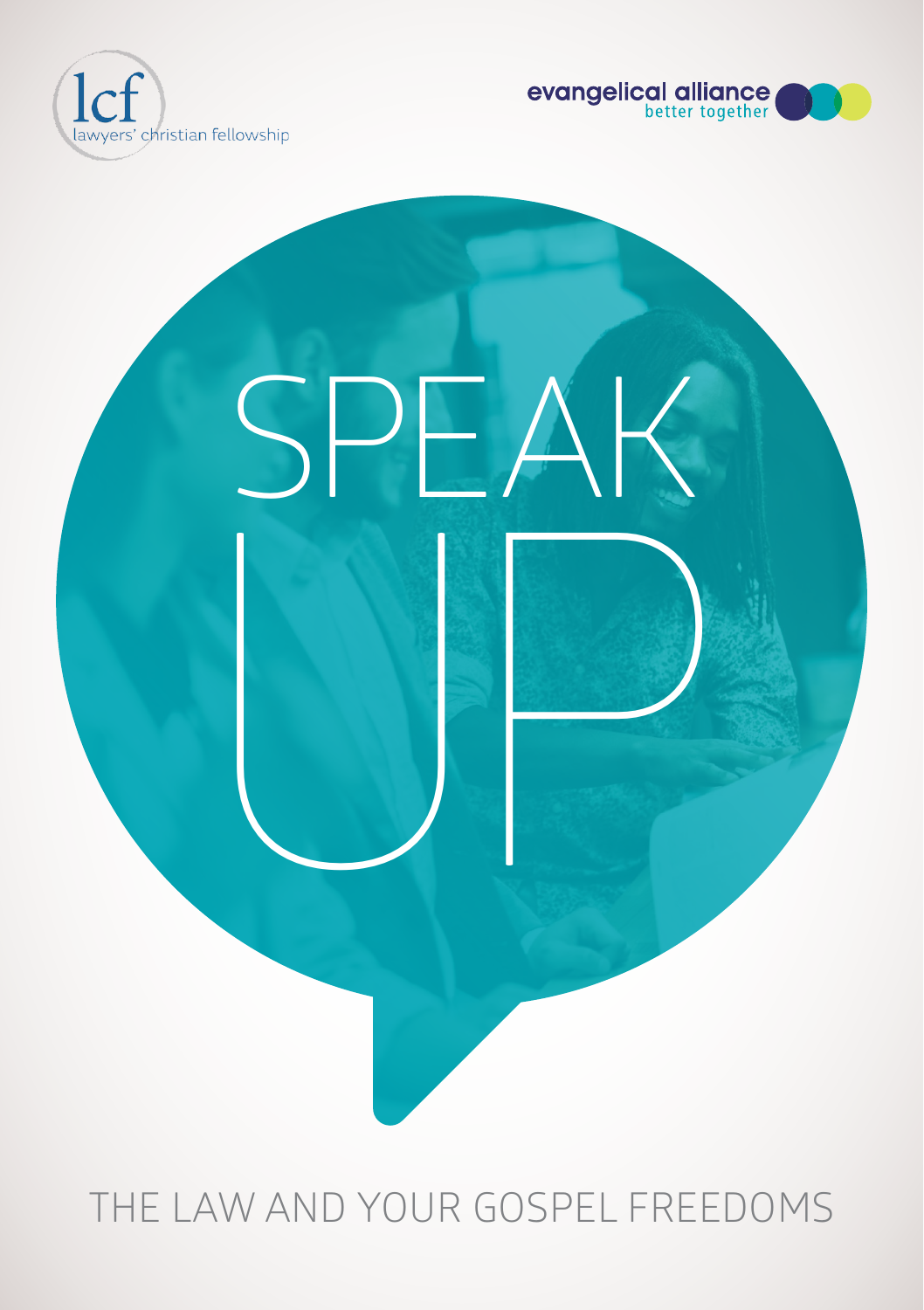lcf
lawyers' christian fellowship

evangelical alliance
better together

# SPEAK UP

## THE LAW AND YOUR GOSPEL FREEDOMS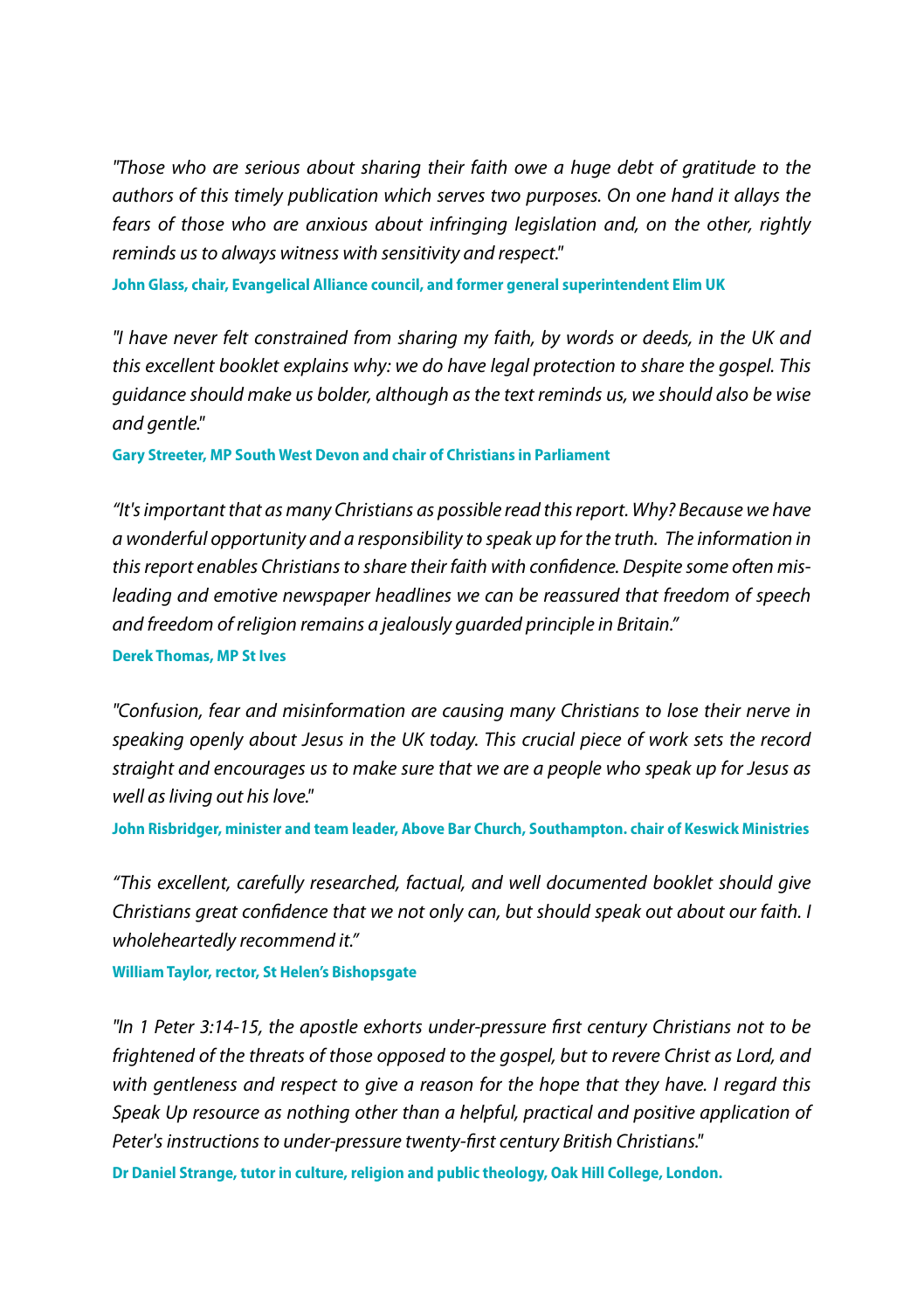*"Those who are serious about sharing their faith owe a huge debt of gratitude to the authors of this timely publication which serves two purposes. On one hand it allays the fears of those who are anxious about infringing legislation and, on the other, rightly reminds us to always witness with sensitivity and respect."*

**John Glass, chair, Evangelical Alliance council, and former general superintendent Elim UK**

*"I have never felt constrained from sharing my faith, by words or deeds, in the UK and this excellent booklet explains why: we do have legal protection to share the gospel. This guidance should make us bolder, although as the text reminds us, we should also be wise and gentle."*

**Gary Streeter, MP South West Devon and chair of Christians in Parliament**

*"It's important that as many Christians as possible read this report. Why? Because we have a wonderful opportunity and a responsibility to speak up for the truth. The information in this report enables Christians to share their faith with confidence. Despite some often misleading and emotive newspaper headlines we can be reassured that freedom of speech and freedom of religion remains a jealously guarded principle in Britain."*

**Derek Thomas, MP St Ives**

*"Confusion, fear and misinformation are causing many Christians to lose their nerve in speaking openly about Jesus in the UK today. This crucial piece of work sets the record straight and encourages us to make sure that we are a people who speak up for Jesus as well as living out his love."*

**John Risbridger, minister and team leader, Above Bar Church, Southampton. chair of Keswick Ministries**

*"This excellent, carefully researched, factual, and well documented booklet should give Christians great confidence that we not only can, but should speak out about our faith. I wholeheartedly recommend it."*

**William Taylor, rector, St Helen's Bishopsgate**

*"In 1 Peter 3:14-15, the apostle exhorts under-pressure first century Christians not to be frightened of the threats of those opposed to the gospel, but to revere Christ as Lord, and with gentleness and respect to give a reason for the hope that they have. I regard this Speak Up resource as nothing other than a helpful, practical and positive application of Peter's instructions to under-pressure twenty-first century British Christians."*

**Dr Daniel Strange, tutor in culture, religion and public theology, Oak Hill College, London.**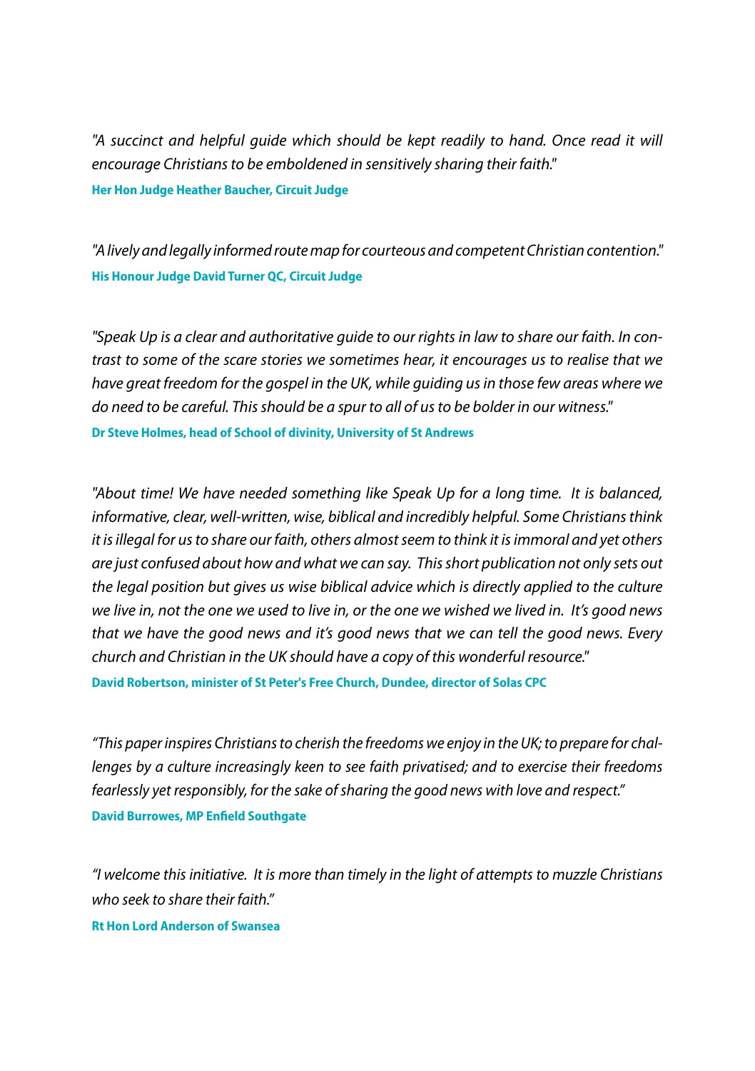*"A succinct and helpful guide which should be kept readily to hand. Once read it will encourage Christians to be emboldened in sensitively sharing their faith."*

**Her Hon Judge Heather Baucher, Circuit Judge**

*"A lively and legally informed route map for courteous and competent Christian contention."*

**His Honour Judge David Turner QC, Circuit Judge**

*"Speak Up is a clear and authoritative guide to our rights in law to share our faith. In contrast to some of the scare stories we sometimes hear, it encourages us to realise that we have great freedom for the gospel in the UK, while guiding us in those few areas where we do need to be careful. This should be a spur to all of us to be bolder in our witness."*

**Dr Steve Holmes, head of School of divinity, University of St Andrews**

*"About time! We have needed something like Speak Up for a long time. It is balanced, informative, clear, well-written, wise, biblical and incredibly helpful. Some Christians think it is illegal for us to share our faith, others almost seem to think it is immoral and yet others are just confused about how and what we can say. This short publication not only sets out the legal position but gives us wise biblical advice which is directly applied to the culture we live in, not the one we used to live in, or the one we wished we lived in. It's good news that we have the good news and it's good news that we can tell the good news. Every church and Christian in the UK should have a copy of this wonderful resource."*

**David Robertson, minister of St Peter's Free Church, Dundee, director of Solas CPC**

*"This paper inspires Christians to cherish the freedoms we enjoy in the UK; to prepare for challenges by a culture increasingly keen to see faith privatised; and to exercise their freedoms fearlessly yet responsibly, for the sake of sharing the good news with love and respect."*

**David Burrowes, MP Enfield Southgate**

*"I welcome this initiative. It is more than timely in the light of attempts to muzzle Christians who seek to share their faith."*

**Rt Hon Lord Anderson of Swansea**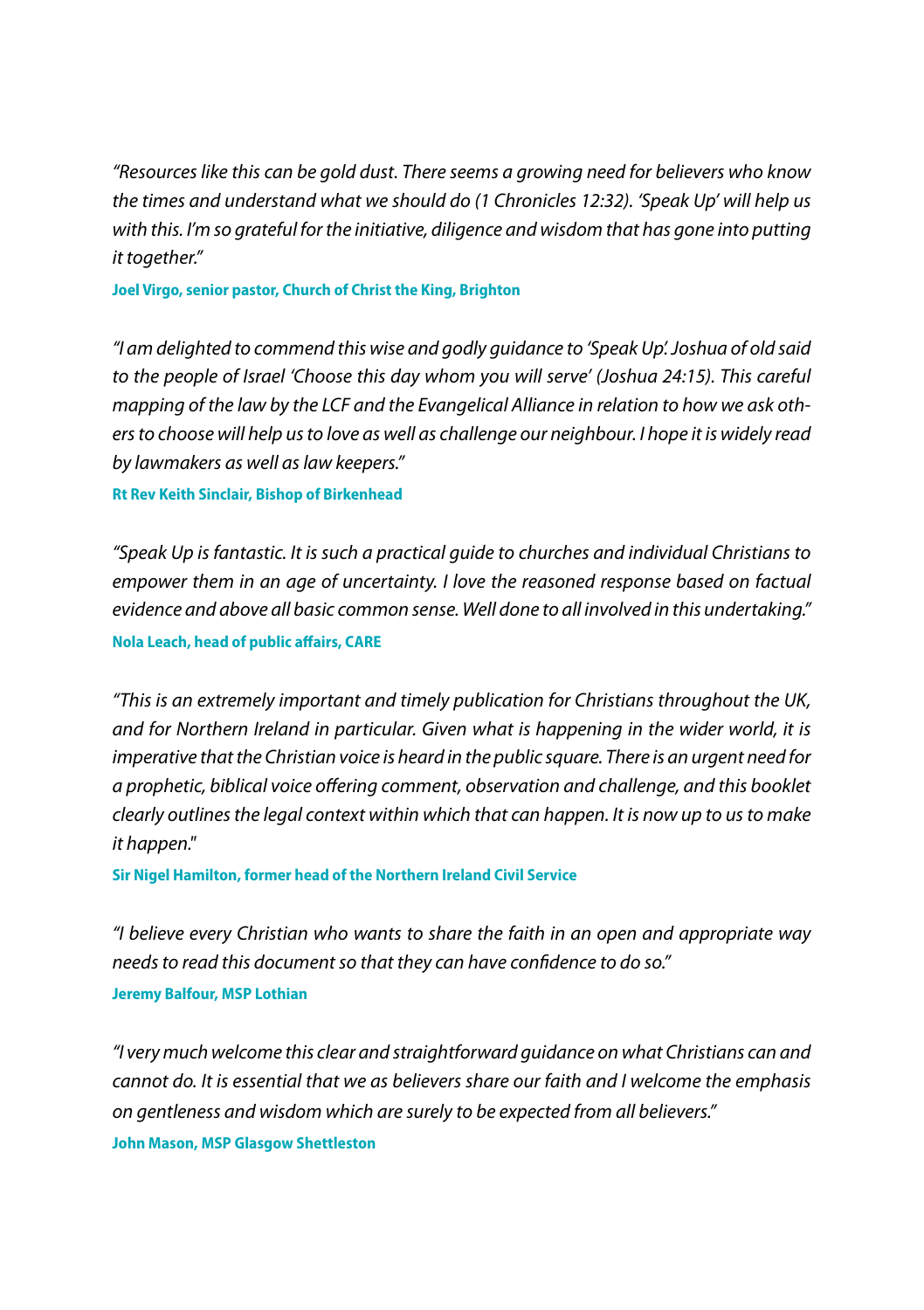*"Resources like this can be gold dust. There seems a growing need for believers who know the times and understand what we should do (1 Chronicles 12:32). 'Speak Up' will help us with this. I'm so grateful for the initiative, diligence and wisdom that has gone into putting it together."*

**Joel Virgo, senior pastor, Church of Christ the King, Brighton**

*"I am delighted to commend this wise and godly guidance to 'Speak Up'. Joshua of old said to the people of Israel 'Choose this day whom you will serve' (Joshua 24:15). This careful mapping of the law by the LCF and the Evangelical Alliance in relation to how we ask others to choose will help us to love as well as challenge our neighbour. I hope it is widely read by lawmakers as well as law keepers."*

**Rt Rev Keith Sinclair, Bishop of Birkenhead**

*"Speak Up is fantastic. It is such a practical guide to churches and individual Christians to empower them in an age of uncertainty. I love the reasoned response based on factual evidence and above all basic common sense. Well done to all involved in this undertaking."*

**Nola Leach, head of public affairs, CARE**

*"This is an extremely important and timely publication for Christians throughout the UK, and for Northern Ireland in particular. Given what is happening in the wider world, it is imperative that the Christian voice is heard in the public square. There is an urgent need for a prophetic, biblical voice offering comment, observation and challenge, and this booklet clearly outlines the legal context within which that can happen. It is now up to us to make it happen."*

**Sir Nigel Hamilton, former head of the Northern Ireland Civil Service**

*"I believe every Christian who wants to share the faith in an open and appropriate way needs to read this document so that they can have confidence to do so."*

**Jeremy Balfour, MSP Lothian**

*"I very much welcome this clear and straightforward guidance on what Christians can and cannot do. It is essential that we as believers share our faith and I welcome the emphasis on gentleness and wisdom which are surely to be expected from all believers."*

**John Mason, MSP Glasgow Shettleston**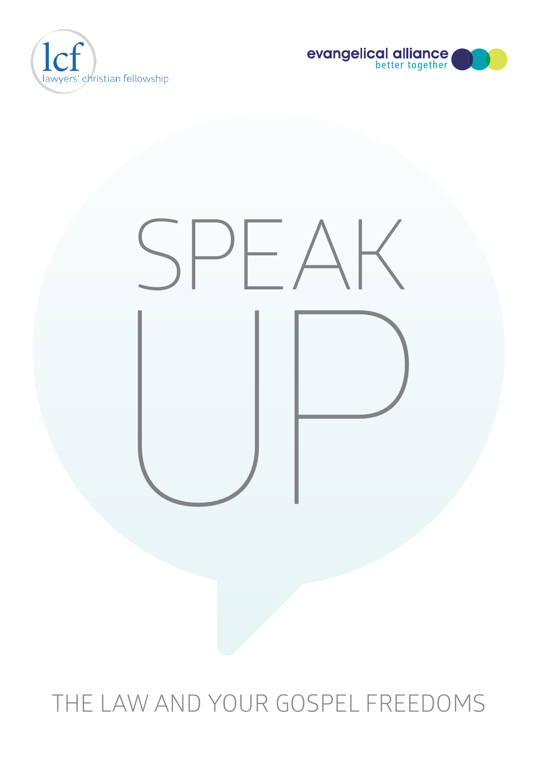lcf

lawyers' christian fellowship

evangelical alliance

better together

# SPEAK UP

## THE LAW AND YOUR GOSPEL FREEDOMS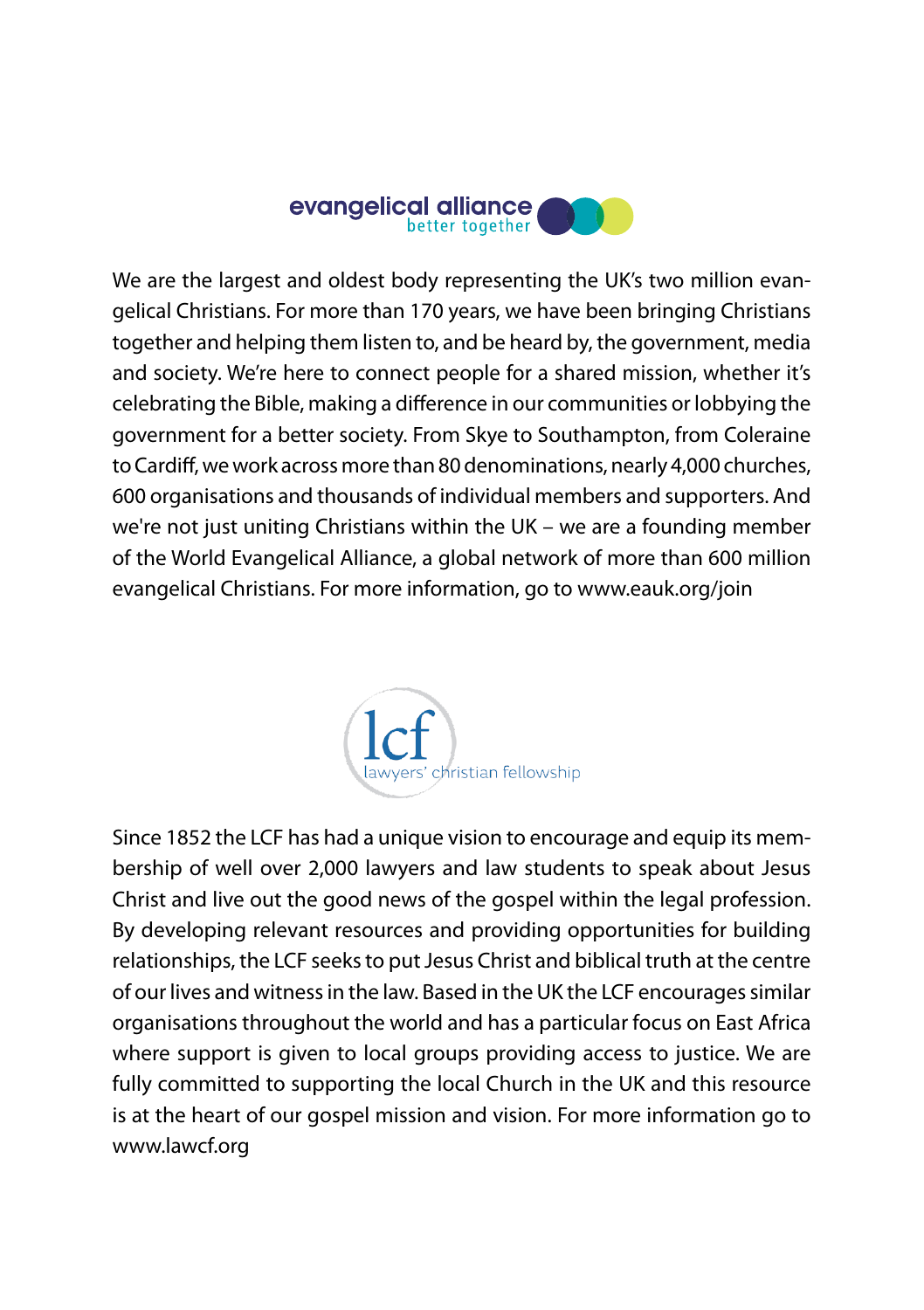evangelical alliance
better together

We are the largest and oldest body representing the UK's two million evangelical Christians. For more than 170 years, we have been bringing Christians together and helping them listen to, and be heard by, the government, media and society. We're here to connect people for a shared mission, whether it's celebrating the Bible, making a difference in our communities or lobbying the government for a better society. From Skye to Southampton, from Coleraine to Cardiff, we work across more than 80 denominations, nearly 4,000 churches, 600 organisations and thousands of individual members and supporters. And we're not just uniting Christians within the UK – we are a founding member of the World Evangelical Alliance, a global network of more than 600 million evangelical Christians. For more information, go to www.eauk.org/join

lcf
lawyers' christian fellowship

Since 1852 the LCF has had a unique vision to encourage and equip its membership of well over 2,000 lawyers and law students to speak about Jesus Christ and live out the good news of the gospel within the legal profession. By developing relevant resources and providing opportunities for building relationships, the LCF seeks to put Jesus Christ and biblical truth at the centre of our lives and witness in the law. Based in the UK the LCF encourages similar organisations throughout the world and has a particular focus on East Africa where support is given to local groups providing access to justice. We are fully committed to supporting the local Church in the UK and this resource is at the heart of our gospel mission and vision. For more information go to www.lawcf.org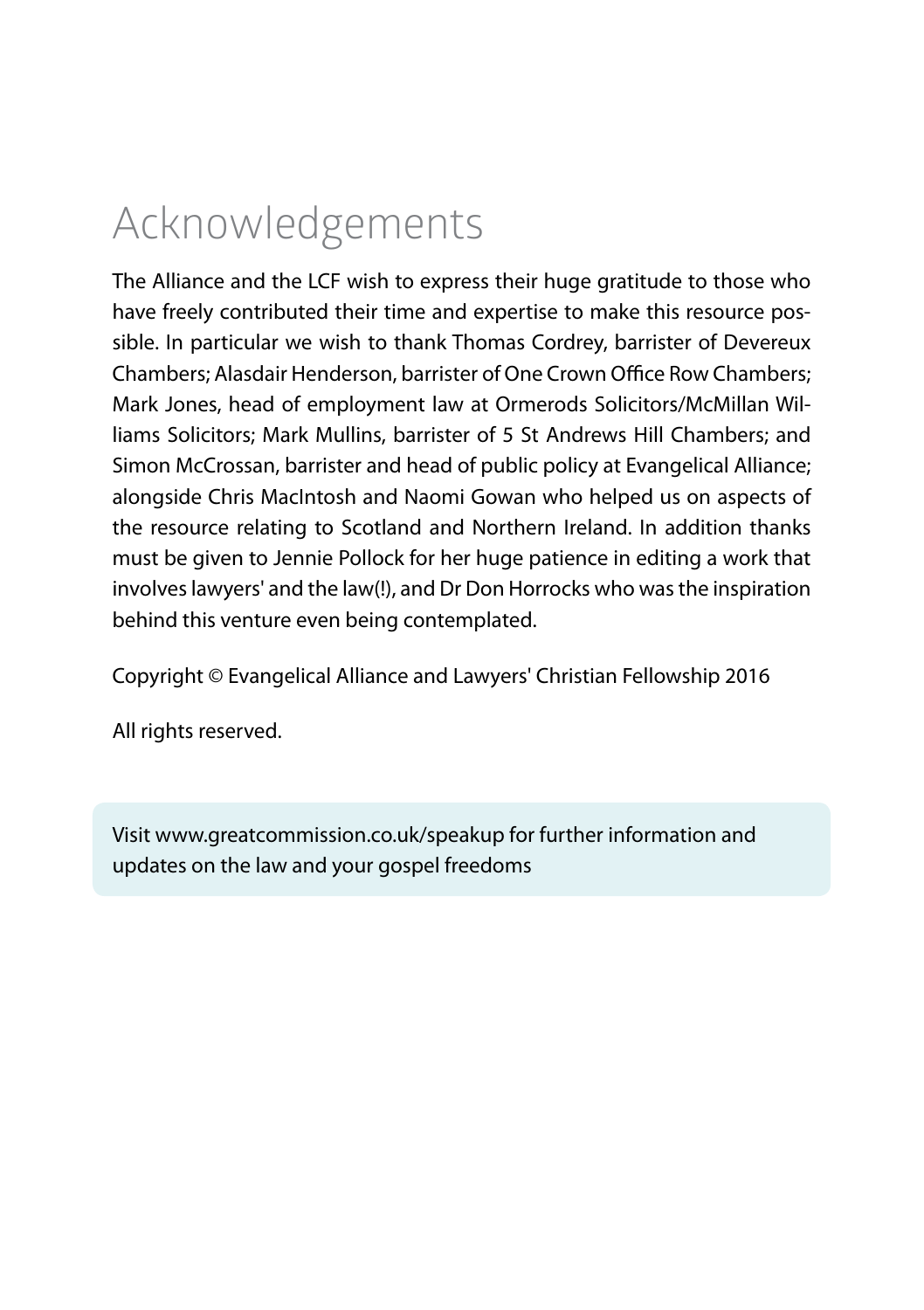# Acknowledgements

The Alliance and the LCF wish to express their huge gratitude to those who have freely contributed their time and expertise to make this resource possible. In particular we wish to thank Thomas Cordrey, barrister of Devereux Chambers; Alasdair Henderson, barrister of One Crown Office Row Chambers; Mark Jones, head of employment law at Ormerods Solicitors/McMillan Williams Solicitors; Mark Mullins, barrister of 5 St Andrews Hill Chambers; and Simon McCrossan, barrister and head of public policy at Evangelical Alliance; alongside Chris MacIntosh and Naomi Gowan who helped us on aspects of the resource relating to Scotland and Northern Ireland. In addition thanks must be given to Jennie Pollock for her huge patience in editing a work that involves lawyers' and the law(!), and Dr Don Horrocks who was the inspiration behind this venture even being contemplated.

Copyright © Evangelical Alliance and Lawyers' Christian Fellowship 2016

All rights reserved.

Visit www.greatcommission.co.uk/speakup for further information and updates on the law and your gospel freedoms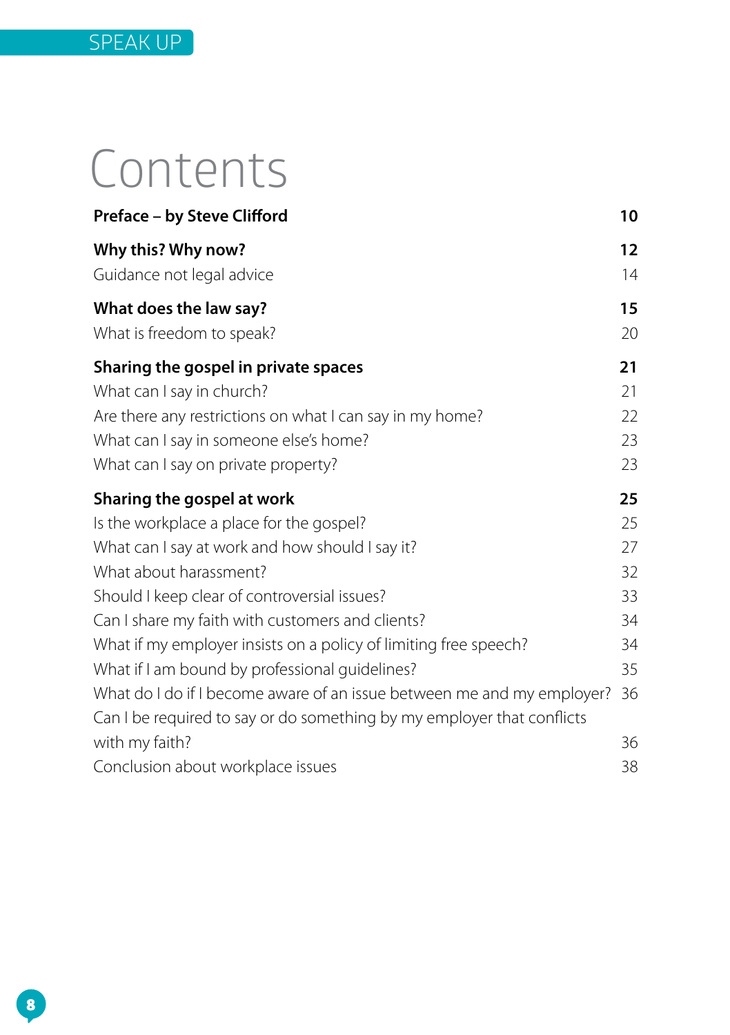# Contents

| | |
|---|---|
| **Preface – by Steve Clifford** | **10** |
| **Why this? Why now?** | **12** |
| Guidance not legal advice | 14 |
| **What does the law say?** | **15** |
| What is freedom to speak? | 20 |
| **Sharing the gospel in private spaces** | **21** |
| What can I say in church? | 21 |
| Are there any restrictions on what I can say in my home? | 22 |
| What can I say in someone else's home? | 23 |
| What can I say on private property? | 23 |
| **Sharing the gospel at work** | **25** |
| Is the workplace a place for the gospel? | 25 |
| What can I say at work and how should I say it? | 27 |
| What about harassment? | 32 |
| Should I keep clear of controversial issues? | 33 |
| Can I share my faith with customers and clients? | 34 |
| What if my employer insists on a policy of limiting free speech? | 34 |
| What if I am bound by professional guidelines? | 35 |
| What do I do if I become aware of an issue between me and my employer? | 36 |
| Can I be required to say or do something by my employer that conflicts with my faith? | 36 |
| Conclusion about workplace issues | 38 |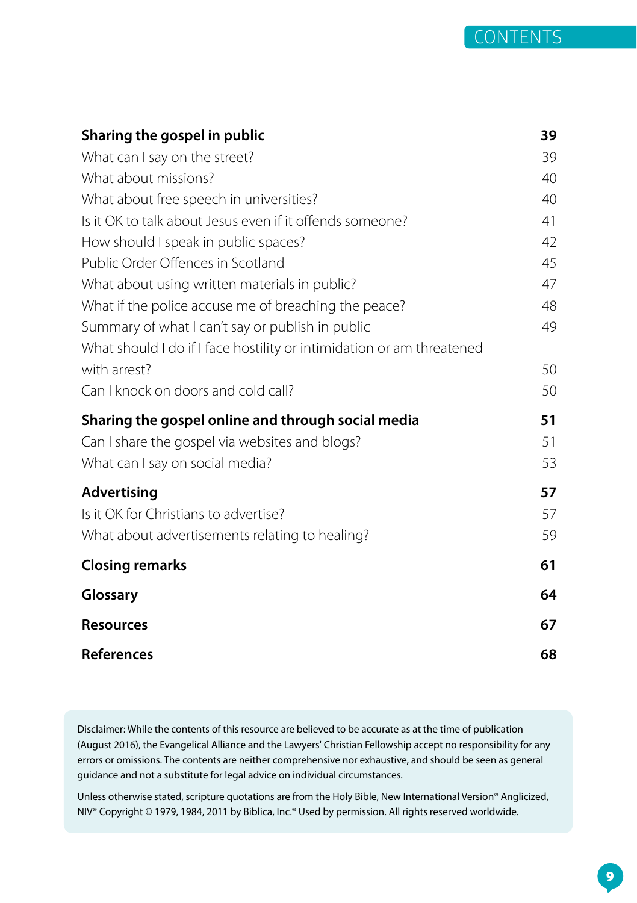## CONTENTS

| | |
|---|---|
| **Sharing the gospel in public** | **39** |
| What can I say on the street? | 39 |
| What about missions? | 40 |
| What about free speech in universities? | 40 |
| Is it OK to talk about Jesus even if it offends someone? | 41 |
| How should I speak in public spaces? | 42 |
| Public Order Offences in Scotland | 45 |
| What about using written materials in public? | 47 |
| What if the police accuse me of breaching the peace? | 48 |
| Summary of what I can't say or publish in public | 49 |
| What should I do if I face hostility or intimidation or am threatened with arrest? | 50 |
| Can I knock on doors and cold call? | 50 |
| **Sharing the gospel online and through social media** | **51** |
| Can I share the gospel via websites and blogs? | 51 |
| What can I say on social media? | 53 |
| **Advertising** | **57** |
| Is it OK for Christians to advertise? | 57 |
| What about advertisements relating to healing? | 59 |
| **Closing remarks** | **61** |
| **Glossary** | **64** |
| **Resources** | **67** |
| **References** | **68** |

Disclaimer: While the contents of this resource are believed to be accurate as at the time of publication (August 2016), the Evangelical Alliance and the Lawyers' Christian Fellowship accept no responsibility for any errors or omissions. The contents are neither comprehensive nor exhaustive, and should be seen as general guidance and not a substitute for legal advice on individual circumstances.

Unless otherwise stated, scripture quotations are from the Holy Bible, New International Version® Anglicized, NIV® Copyright © 1979, 1984, 2011 by Biblica, Inc.® Used by permission. All rights reserved worldwide.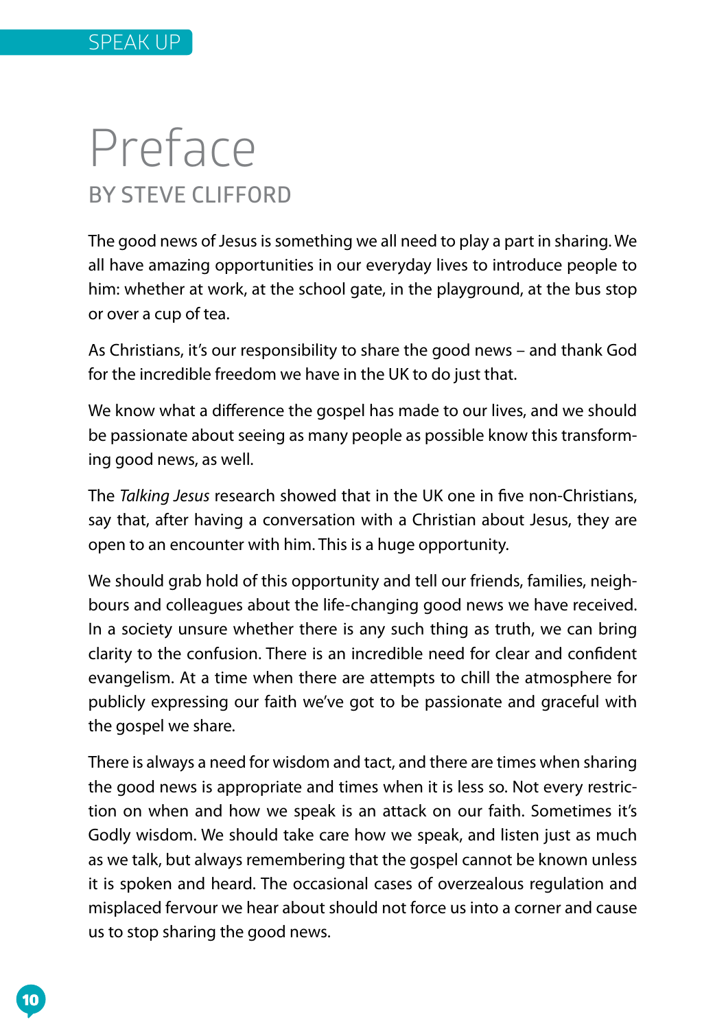# Preface

## BY STEVE CLIFFORD

The good news of Jesus is something we all need to play a part in sharing. We all have amazing opportunities in our everyday lives to introduce people to him: whether at work, at the school gate, in the playground, at the bus stop or over a cup of tea.

As Christians, it's our responsibility to share the good news – and thank God for the incredible freedom we have in the UK to do just that.

We know what a difference the gospel has made to our lives, and we should be passionate about seeing as many people as possible know this transforming good news, as well.

The *Talking Jesus* research showed that in the UK one in five non-Christians, say that, after having a conversation with a Christian about Jesus, they are open to an encounter with him. This is a huge opportunity.

We should grab hold of this opportunity and tell our friends, families, neighbours and colleagues about the life-changing good news we have received. In a society unsure whether there is any such thing as truth, we can bring clarity to the confusion. There is an incredible need for clear and confident evangelism. At a time when there are attempts to chill the atmosphere for publicly expressing our faith we've got to be passionate and graceful with the gospel we share.

There is always a need for wisdom and tact, and there are times when sharing the good news is appropriate and times when it is less so. Not every restriction on when and how we speak is an attack on our faith. Sometimes it's Godly wisdom. We should take care how we speak, and listen just as much as we talk, but always remembering that the gospel cannot be known unless it is spoken and heard. The occasional cases of overzealous regulation and misplaced fervour we hear about should not force us into a corner and cause us to stop sharing the good news.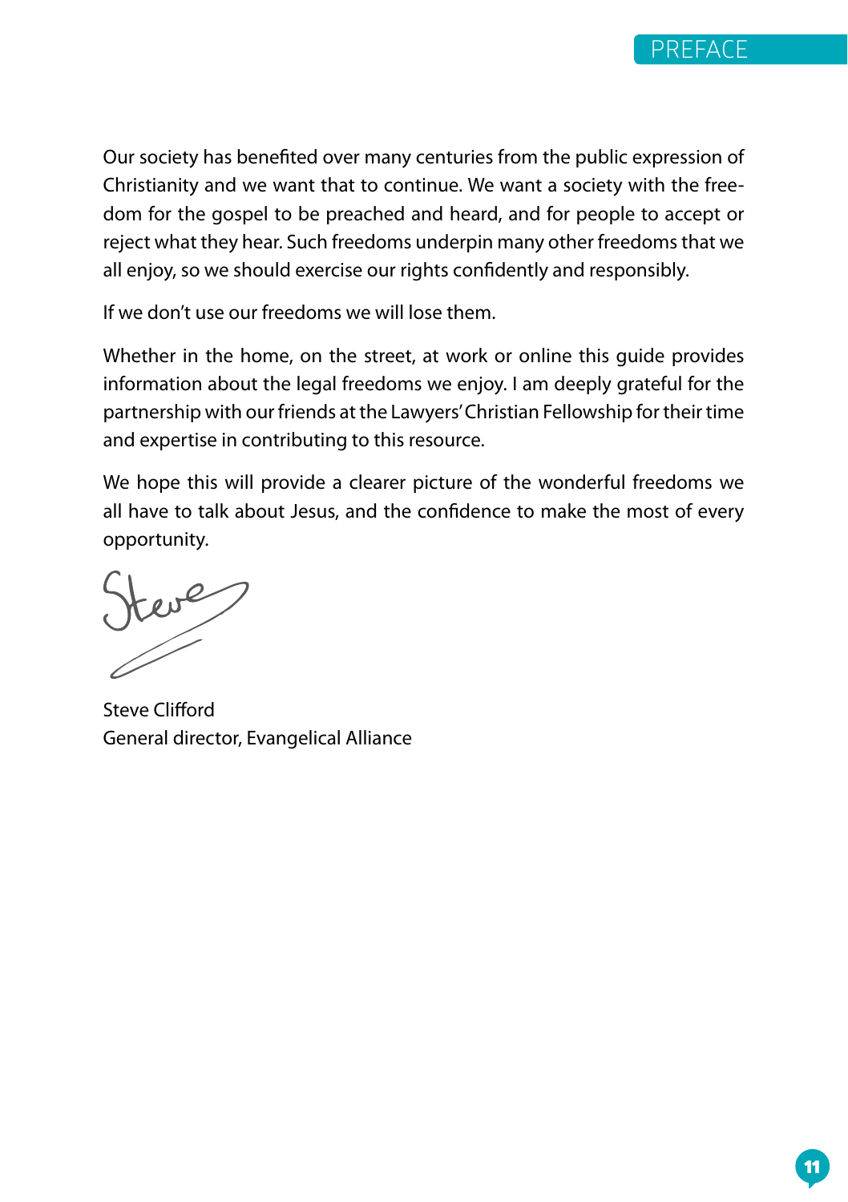Our society has benefited over many centuries from the public expression of Christianity and we want that to continue. We want a society with the freedom for the gospel to be preached and heard, and for people to accept or reject what they hear. Such freedoms underpin many other freedoms that we all enjoy, so we should exercise our rights confidently and responsibly.

If we don't use our freedoms we will lose them.

Whether in the home, on the street, at work or online this guide provides information about the legal freedoms we enjoy. I am deeply grateful for the partnership with our friends at the Lawyers' Christian Fellowship for their time and expertise in contributing to this resource.

We hope this will provide a clearer picture of the wonderful freedoms we all have to talk about Jesus, and the confidence to make the most of every opportunity.

Steve

Steve Clifford
General director, Evangelical Alliance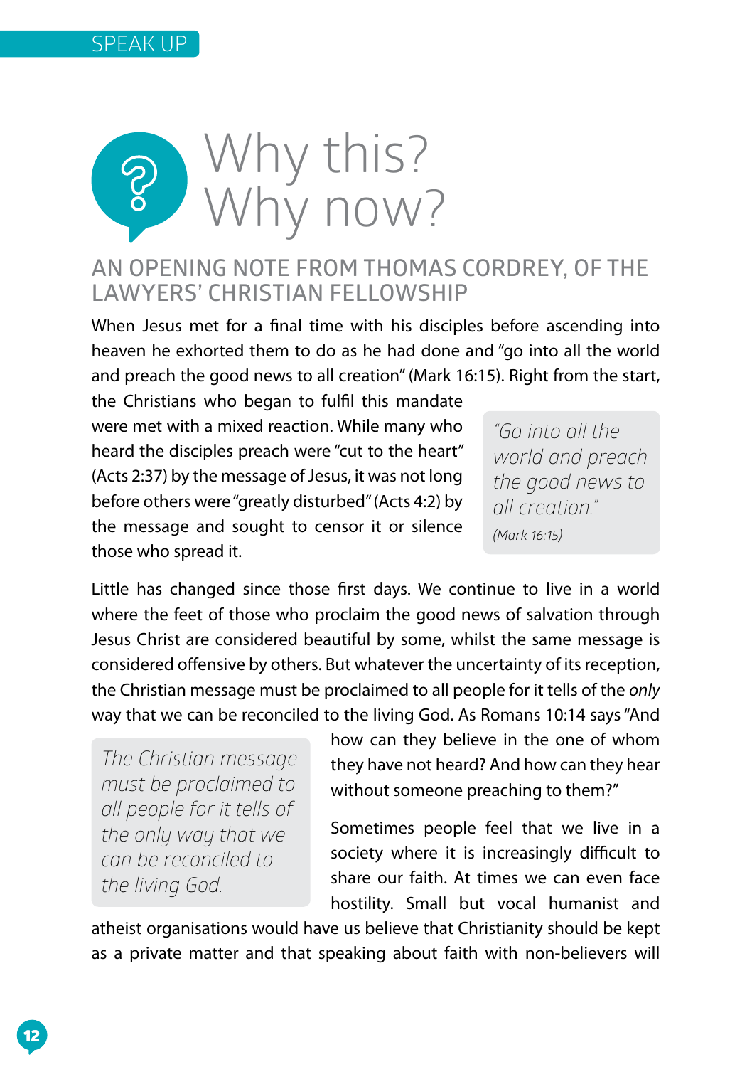# Why this? Why now?

## AN OPENING NOTE FROM THOMAS CORDREY, OF THE LAWYERS' CHRISTIAN FELLOWSHIP

When Jesus met for a final time with his disciples before ascending into heaven he exhorted them to do as he had done and "go into all the world and preach the good news to all creation" (Mark 16:15). Right from the start, the Christians who began to fulfil this mandate were met with a mixed reaction. While many who heard the disciples preach were "cut to the heart" (Acts 2:37) by the message of Jesus, it was not long before others were "greatly disturbed" (Acts 4:2) by the message and sought to censor it or silence those who spread it.

> *"Go into all the world and preach the good news to all creation."*
>
> *(Mark 16:15)*

Little has changed since those first days. We continue to live in a world where the feet of those who proclaim the good news of salvation through Jesus Christ are considered beautiful by some, whilst the same message is considered offensive by others. But whatever the uncertainty of its reception, the Christian message must be proclaimed to all people for it tells of the *only* way that we can be reconciled to the living God. As Romans 10:14 says "And how can they believe in the one of whom they have not heard? And how can they hear without someone preaching to them?"

> *The Christian message must be proclaimed to all people for it tells of the only way that we can be reconciled to the living God.*

Sometimes people feel that we live in a society where it is increasingly difficult to share our faith. At times we can even face hostility. Small but vocal humanist and atheist organisations would have us believe that Christianity should be kept as a private matter and that speaking about faith with non-believers will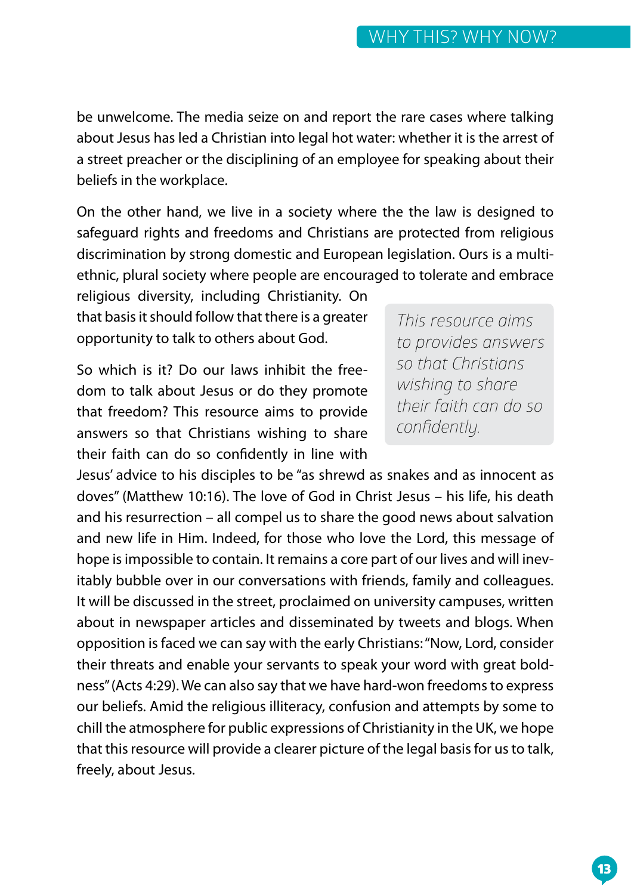be unwelcome. The media seize on and report the rare cases where talking about Jesus has led a Christian into legal hot water: whether it is the arrest of a street preacher or the disciplining of an employee for speaking about their beliefs in the workplace.

On the other hand, we live in a society where the the law is designed to safeguard rights and freedoms and Christians are protected from religious discrimination by strong domestic and European legislation. Ours is a multi-ethnic, plural society where people are encouraged to tolerate and embrace religious diversity, including Christianity. On that basis it should follow that there is a greater opportunity to talk to others about God.

So which is it? Do our laws inhibit the freedom to talk about Jesus or do they promote that freedom? This resource aims to provide answers so that Christians wishing to share their faith can do so confidently in line with Jesus' advice to his disciples to be "as shrewd as snakes and as innocent as doves" (Matthew 10:16). The love of God in Christ Jesus – his life, his death and his resurrection – all compel us to share the good news about salvation and new life in Him. Indeed, for those who love the Lord, this message of hope is impossible to contain. It remains a core part of our lives and will inevitably bubble over in our conversations with friends, family and colleagues. It will be discussed in the street, proclaimed on university campuses, written about in newspaper articles and disseminated by tweets and blogs. When opposition is faced we can say with the early Christians: "Now, Lord, consider their threats and enable your servants to speak your word with great boldness" (Acts 4:29). We can also say that we have hard-won freedoms to express our beliefs. Amid the religious illiteracy, confusion and attempts by some to chill the atmosphere for public expressions of Christianity in the UK, we hope that this resource will provide a clearer picture of the legal basis for us to talk, freely, about Jesus.

> *This resource aims to provides answers so that Christians wishing to share their faith can do so confidently.*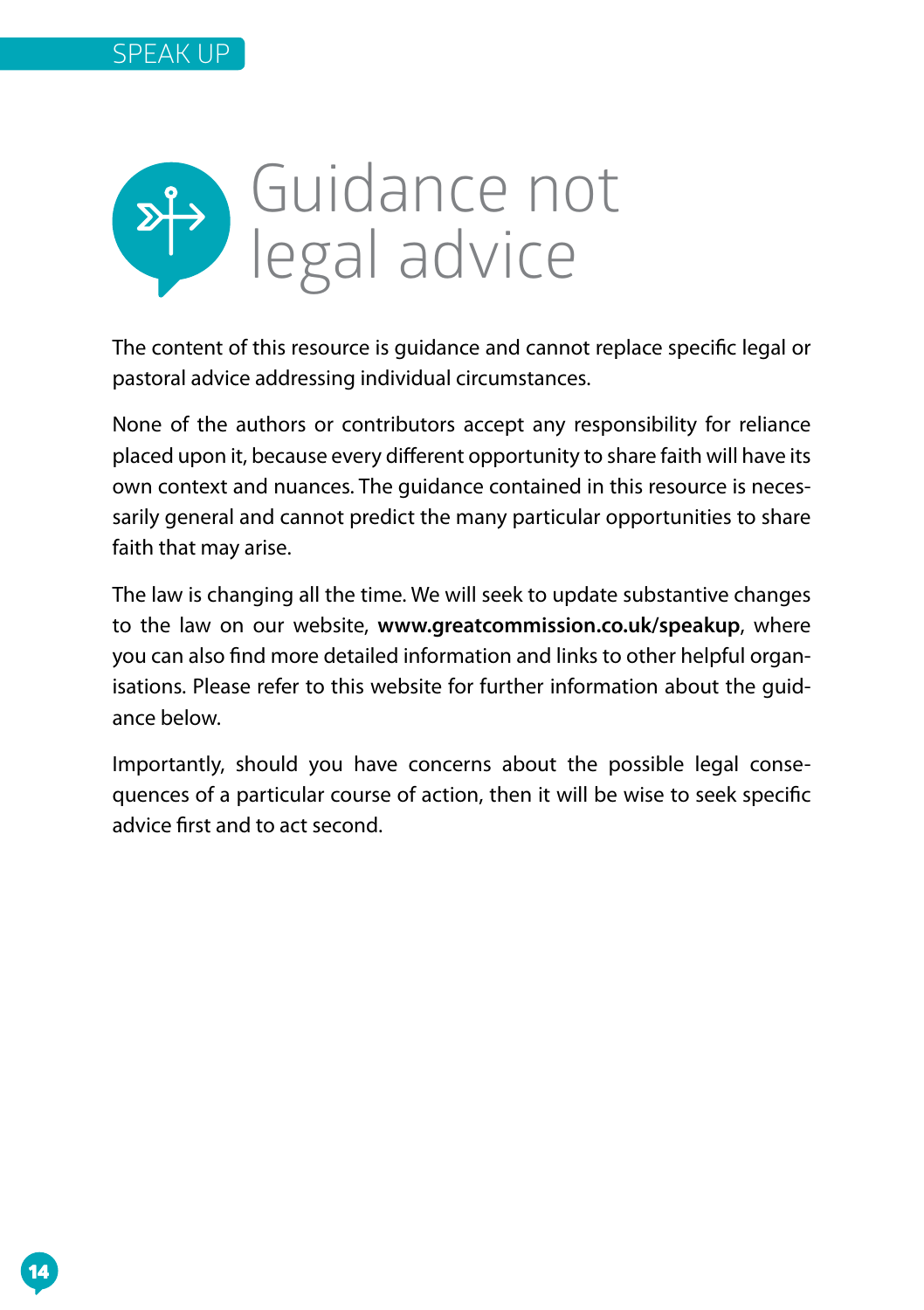# Guidance not legal advice

The content of this resource is guidance and cannot replace specific legal or pastoral advice addressing individual circumstances.

None of the authors or contributors accept any responsibility for reliance placed upon it, because every different opportunity to share faith will have its own context and nuances. The guidance contained in this resource is necessarily general and cannot predict the many particular opportunities to share faith that may arise.

The law is changing all the time. We will seek to update substantive changes to the law on our website, **www.greatcommission.co.uk/speakup**, where you can also find more detailed information and links to other helpful organisations. Please refer to this website for further information about the guidance below.

Importantly, should you have concerns about the possible legal consequences of a particular course of action, then it will be wise to seek specific advice first and to act second.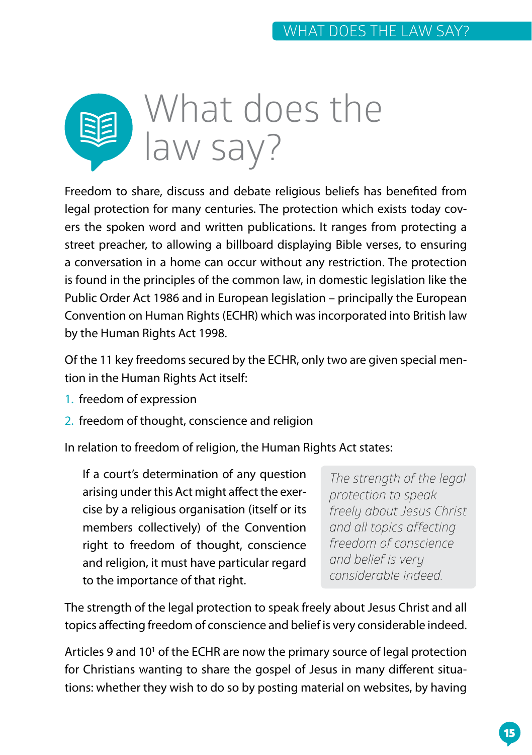# What does the law say?

Freedom to share, discuss and debate religious beliefs has benefited from legal protection for many centuries. The protection which exists today covers the spoken word and written publications. It ranges from protecting a street preacher, to allowing a billboard displaying Bible verses, to ensuring a conversation in a home can occur without any restriction. The protection is found in the principles of the common law, in domestic legislation like the Public Order Act 1986 and in European legislation – principally the European Convention on Human Rights (ECHR) which was incorporated into British law by the Human Rights Act 1998.

Of the 11 key freedoms secured by the ECHR, only two are given special mention in the Human Rights Act itself:

1. freedom of expression
2. freedom of thought, conscience and religion

In relation to freedom of religion, the Human Rights Act states:

> If a court's determination of any question arising under this Act might affect the exercise by a religious organisation (itself or its members collectively) of the Convention right to freedom of thought, conscience and religion, it must have particular regard to the importance of that right.

*The strength of the legal protection to speak freely about Jesus Christ and all topics affecting freedom of conscience and belief is very considerable indeed.*

The strength of the legal protection to speak freely about Jesus Christ and all topics affecting freedom of conscience and belief is very considerable indeed.

Articles 9 and 10[1] of the ECHR are now the primary source of legal protection for Christians wanting to share the gospel of Jesus in many different situations: whether they wish to do so by posting material on websites, by having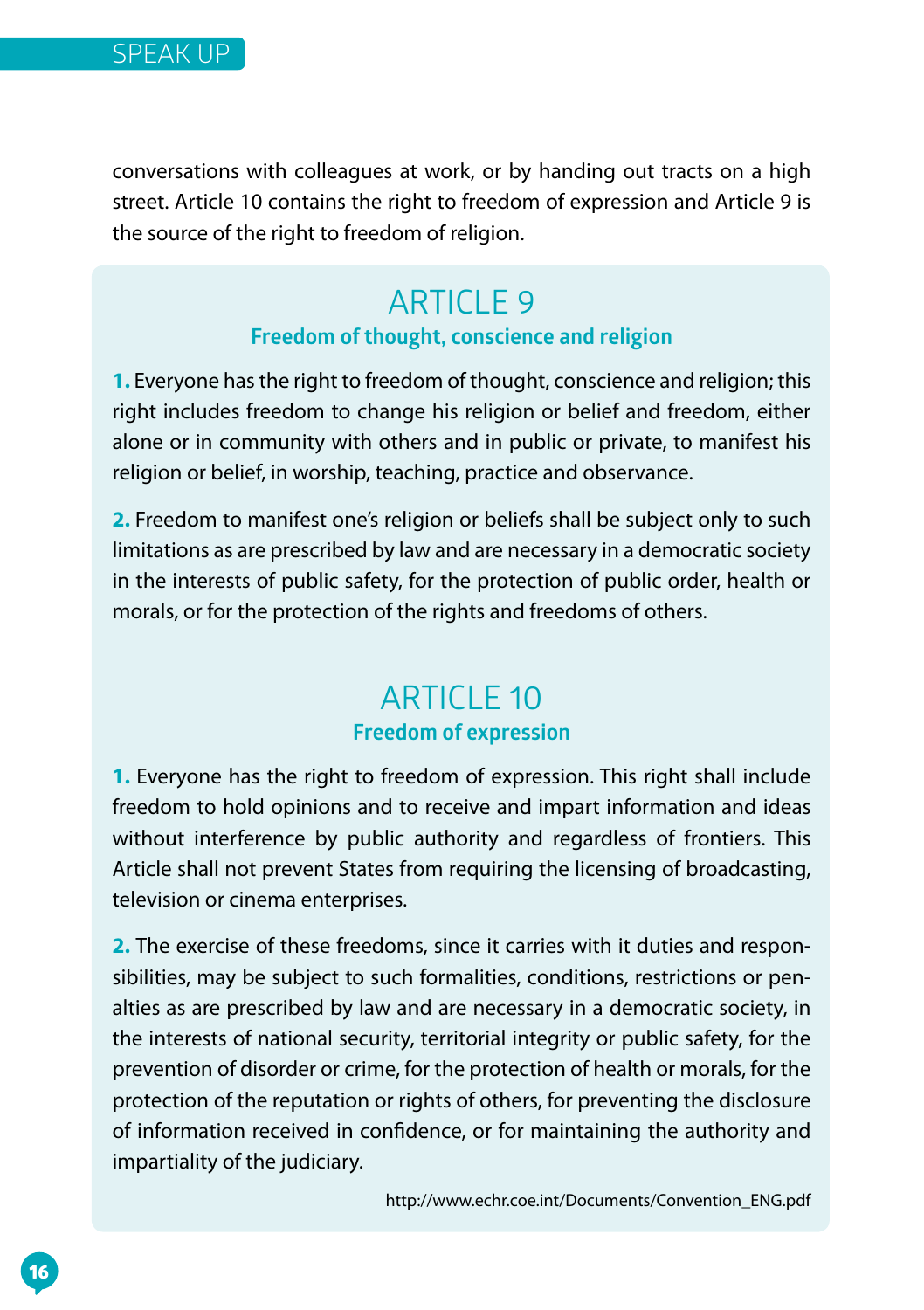conversations with colleagues at work, or by handing out tracts on a high street. Article 10 contains the right to freedom of expression and Article 9 is the source of the right to freedom of religion.

## ARTICLE 9

### Freedom of thought, conscience and religion

**1.** Everyone has the right to freedom of thought, conscience and religion; this right includes freedom to change his religion or belief and freedom, either alone or in community with others and in public or private, to manifest his religion or belief, in worship, teaching, practice and observance.

**2.** Freedom to manifest one's religion or beliefs shall be subject only to such limitations as are prescribed by law and are necessary in a democratic society in the interests of public safety, for the protection of public order, health or morals, or for the protection of the rights and freedoms of others.

## ARTICLE 10

### Freedom of expression

**1.** Everyone has the right to freedom of expression. This right shall include freedom to hold opinions and to receive and impart information and ideas without interference by public authority and regardless of frontiers. This Article shall not prevent States from requiring the licensing of broadcasting, television or cinema enterprises.

**2.** The exercise of these freedoms, since it carries with it duties and responsibilities, may be subject to such formalities, conditions, restrictions or penalties as are prescribed by law and are necessary in a democratic society, in the interests of national security, territorial integrity or public safety, for the prevention of disorder or crime, for the protection of health or morals, for the protection of the reputation or rights of others, for preventing the disclosure of information received in confidence, or for maintaining the authority and impartiality of the judiciary.

http://www.echr.coe.int/Documents/Convention_ENG.pdf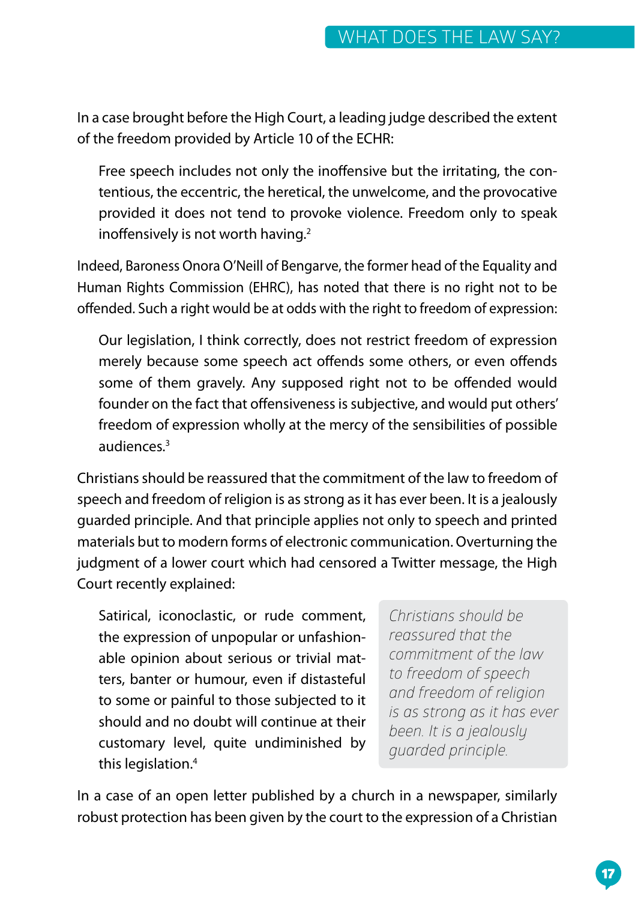In a case brought before the High Court, a leading judge described the extent of the freedom provided by Article 10 of the ECHR:

> Free speech includes not only the inoffensive but the irritating, the contentious, the eccentric, the heretical, the unwelcome, and the provocative provided it does not tend to provoke violence. Freedom only to speak inoffensively is not worth having.[2]

Indeed, Baroness Onora O'Neill of Bengarve, the former head of the Equality and Human Rights Commission (EHRC), has noted that there is no right not to be offended. Such a right would be at odds with the right to freedom of expression:

> Our legislation, I think correctly, does not restrict freedom of expression merely because some speech act offends some others, or even offends some of them gravely. Any supposed right not to be offended would founder on the fact that offensiveness is subjective, and would put others' freedom of expression wholly at the mercy of the sensibilities of possible audiences.[3]

Christians should be reassured that the commitment of the law to freedom of speech and freedom of religion is as strong as it has ever been. It is a jealously guarded principle. And that principle applies not only to speech and printed materials but to modern forms of electronic communication. Overturning the judgment of a lower court which had censored a Twitter message, the High Court recently explained:

> Satirical, iconoclastic, or rude comment, the expression of unpopular or unfashionable opinion about serious or trivial matters, banter or humour, even if distasteful to some or painful to those subjected to it should and no doubt will continue at their customary level, quite undiminished by this legislation.[4]

*Christians should be reassured that the commitment of the law to freedom of speech and freedom of religion is as strong as it has ever been. It is a jealously guarded principle.*

In a case of an open letter published by a church in a newspaper, similarly robust protection has been given by the court to the expression of a Christian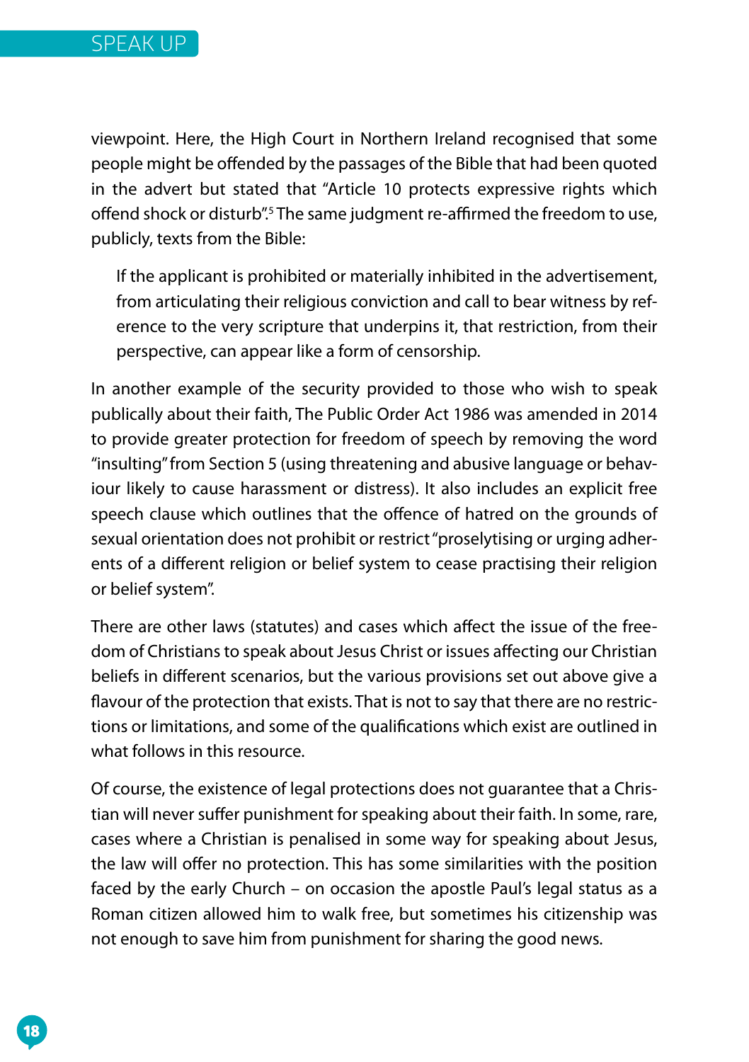viewpoint. Here, the High Court in Northern Ireland recognised that some people might be offended by the passages of the Bible that had been quoted in the advert but stated that "Article 10 protects expressive rights which offend shock or disturb".[5] The same judgment re-affirmed the freedom to use, publicly, texts from the Bible:

> If the applicant is prohibited or materially inhibited in the advertisement, from articulating their religious conviction and call to bear witness by reference to the very scripture that underpins it, that restriction, from their perspective, can appear like a form of censorship.

In another example of the security provided to those who wish to speak publically about their faith, The Public Order Act 1986 was amended in 2014 to provide greater protection for freedom of speech by removing the word "insulting" from Section 5 (using threatening and abusive language or behaviour likely to cause harassment or distress). It also includes an explicit free speech clause which outlines that the offence of hatred on the grounds of sexual orientation does not prohibit or restrict "proselytising or urging adherents of a different religion or belief system to cease practising their religion or belief system".

There are other laws (statutes) and cases which affect the issue of the freedom of Christians to speak about Jesus Christ or issues affecting our Christian beliefs in different scenarios, but the various provisions set out above give a flavour of the protection that exists. That is not to say that there are no restrictions or limitations, and some of the qualifications which exist are outlined in what follows in this resource.

Of course, the existence of legal protections does not guarantee that a Christian will never suffer punishment for speaking about their faith. In some, rare, cases where a Christian is penalised in some way for speaking about Jesus, the law will offer no protection. This has some similarities with the position faced by the early Church – on occasion the apostle Paul's legal status as a Roman citizen allowed him to walk free, but sometimes his citizenship was not enough to save him from punishment for sharing the good news.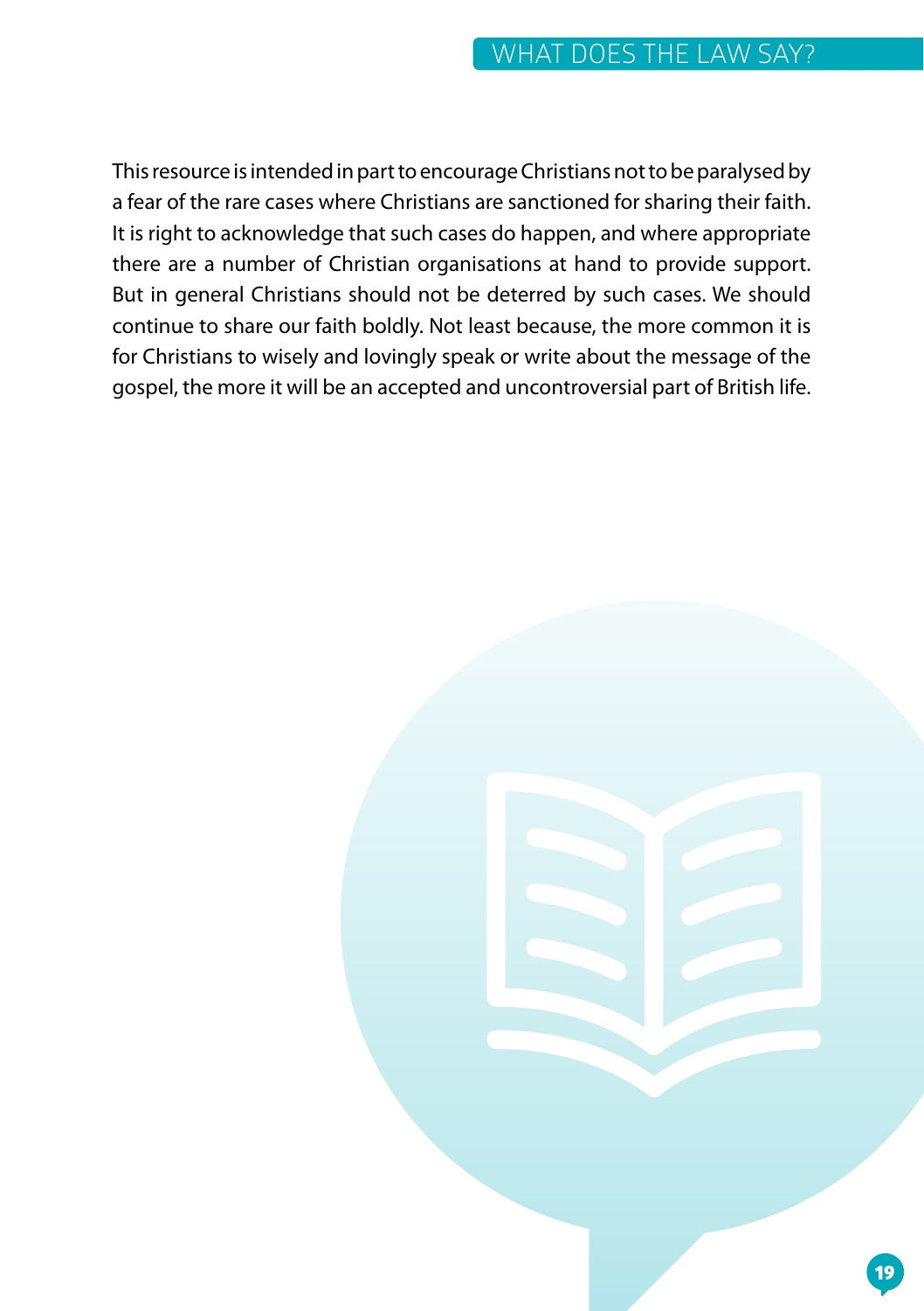This resource is intended in part to encourage Christians not to be paralysed by a fear of the rare cases where Christians are sanctioned for sharing their faith. It is right to acknowledge that such cases do happen, and where appropriate there are a number of Christian organisations at hand to provide support. But in general Christians should not be deterred by such cases. We should continue to share our faith boldly. Not least because, the more common it is for Christians to wisely and lovingly speak or write about the message of the gospel, the more it will be an accepted and uncontroversial part of British life.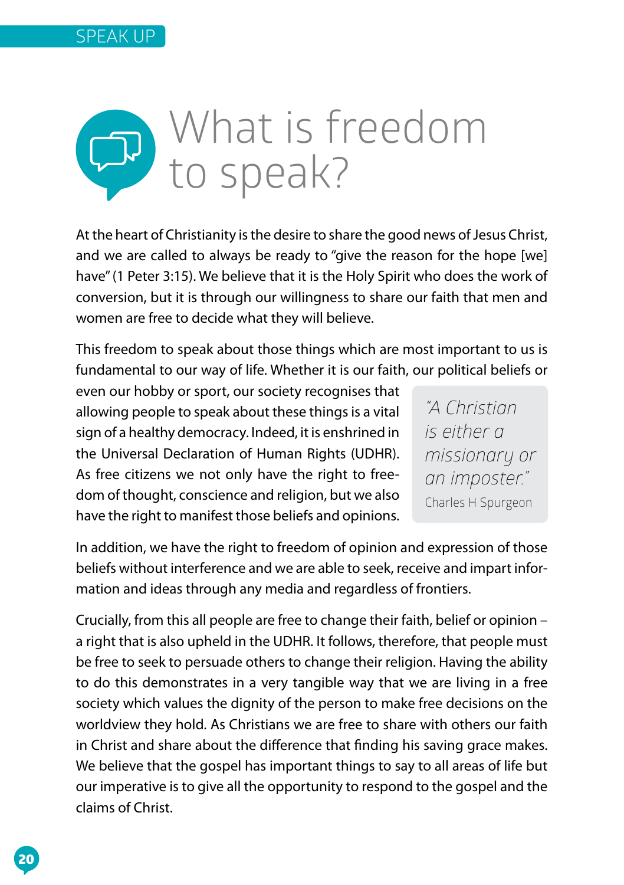# What is freedom to speak?

At the heart of Christianity is the desire to share the good news of Jesus Christ, and we are called to always be ready to "give the reason for the hope [we] have" (1 Peter 3:15). We believe that it is the Holy Spirit who does the work of conversion, but it is through our willingness to share our faith that men and women are free to decide what they will believe.

This freedom to speak about those things which are most important to us is fundamental to our way of life. Whether it is our faith, our political beliefs or even our hobby or sport, our society recognises that allowing people to speak about these things is a vital sign of a healthy democracy. Indeed, it is enshrined in the Universal Declaration of Human Rights (UDHR). As free citizens we not only have the right to freedom of thought, conscience and religion, but we also have the right to manifest those beliefs and opinions.

> *"A Christian is either a missionary or an imposter."*
> Charles H Spurgeon

In addition, we have the right to freedom of opinion and expression of those beliefs without interference and we are able to seek, receive and impart information and ideas through any media and regardless of frontiers.

Crucially, from this all people are free to change their faith, belief or opinion – a right that is also upheld in the UDHR. It follows, therefore, that people must be free to seek to persuade others to change their religion. Having the ability to do this demonstrates in a very tangible way that we are living in a free society which values the dignity of the person to make free decisions on the worldview they hold. As Christians we are free to share with others our faith in Christ and share about the difference that finding his saving grace makes. We believe that the gospel has important things to say to all areas of life but our imperative is to give all the opportunity to respond to the gospel and the claims of Christ.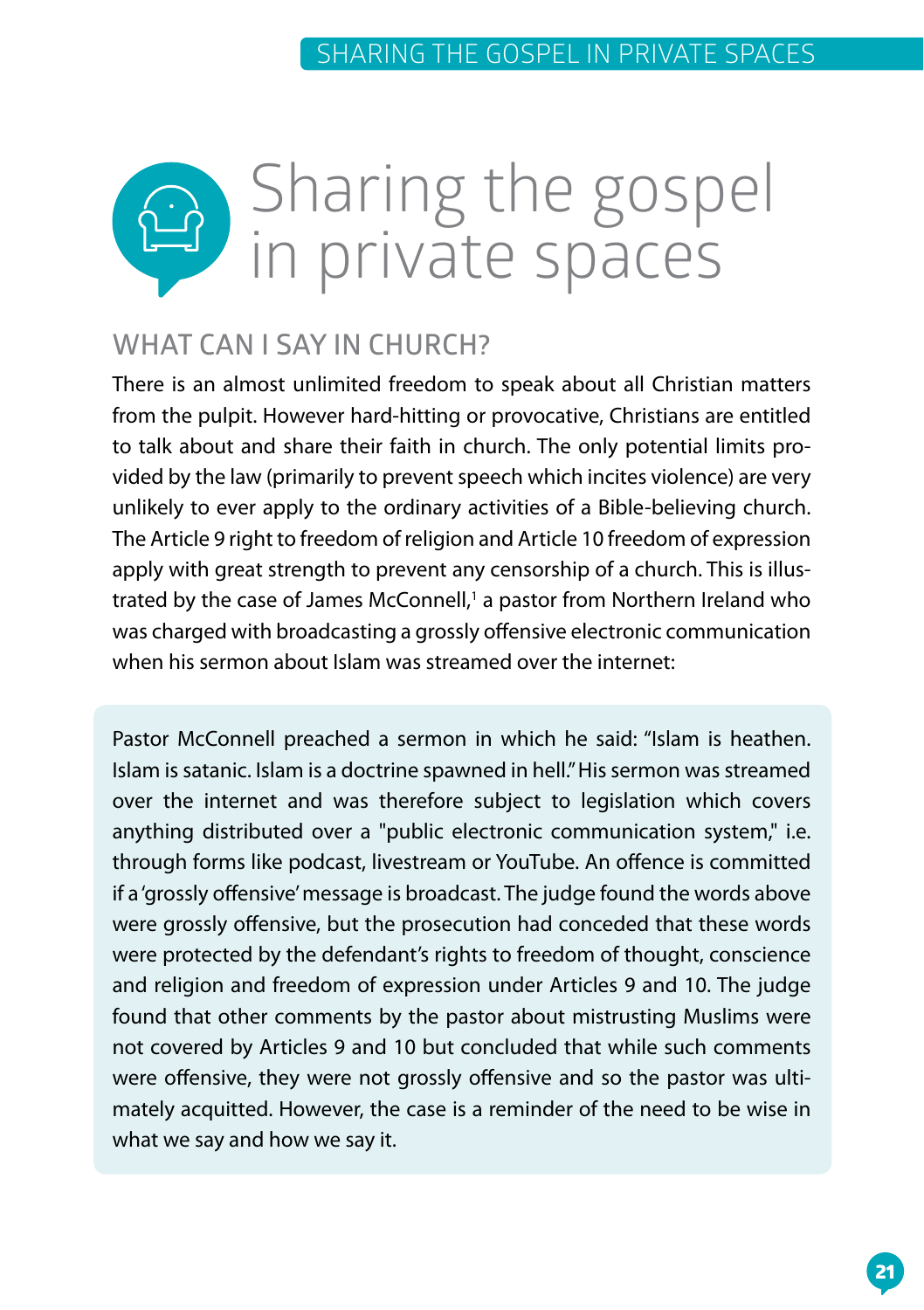# Sharing the gospel in private spaces

## WHAT CAN I SAY IN CHURCH?

There is an almost unlimited freedom to speak about all Christian matters from the pulpit. However hard-hitting or provocative, Christians are entitled to talk about and share their faith in church. The only potential limits provided by the law (primarily to prevent speech which incites violence) are very unlikely to ever apply to the ordinary activities of a Bible-believing church. The Article 9 right to freedom of religion and Article 10 freedom of expression apply with great strength to prevent any censorship of a church. This is illustrated by the case of James McConnell,[1] a pastor from Northern Ireland who was charged with broadcasting a grossly offensive electronic communication when his sermon about Islam was streamed over the internet:

> Pastor McConnell preached a sermon in which he said: "Islam is heathen. Islam is satanic. Islam is a doctrine spawned in hell." His sermon was streamed over the internet and was therefore subject to legislation which covers anything distributed over a "public electronic communication system," i.e. through forms like podcast, livestream or YouTube. An offence is committed if a 'grossly offensive' message is broadcast. The judge found the words above were grossly offensive, but the prosecution had conceded that these words were protected by the defendant's rights to freedom of thought, conscience and religion and freedom of expression under Articles 9 and 10. The judge found that other comments by the pastor about mistrusting Muslims were not covered by Articles 9 and 10 but concluded that while such comments were offensive, they were not grossly offensive and so the pastor was ultimately acquitted. However, the case is a reminder of the need to be wise in what we say and how we say it.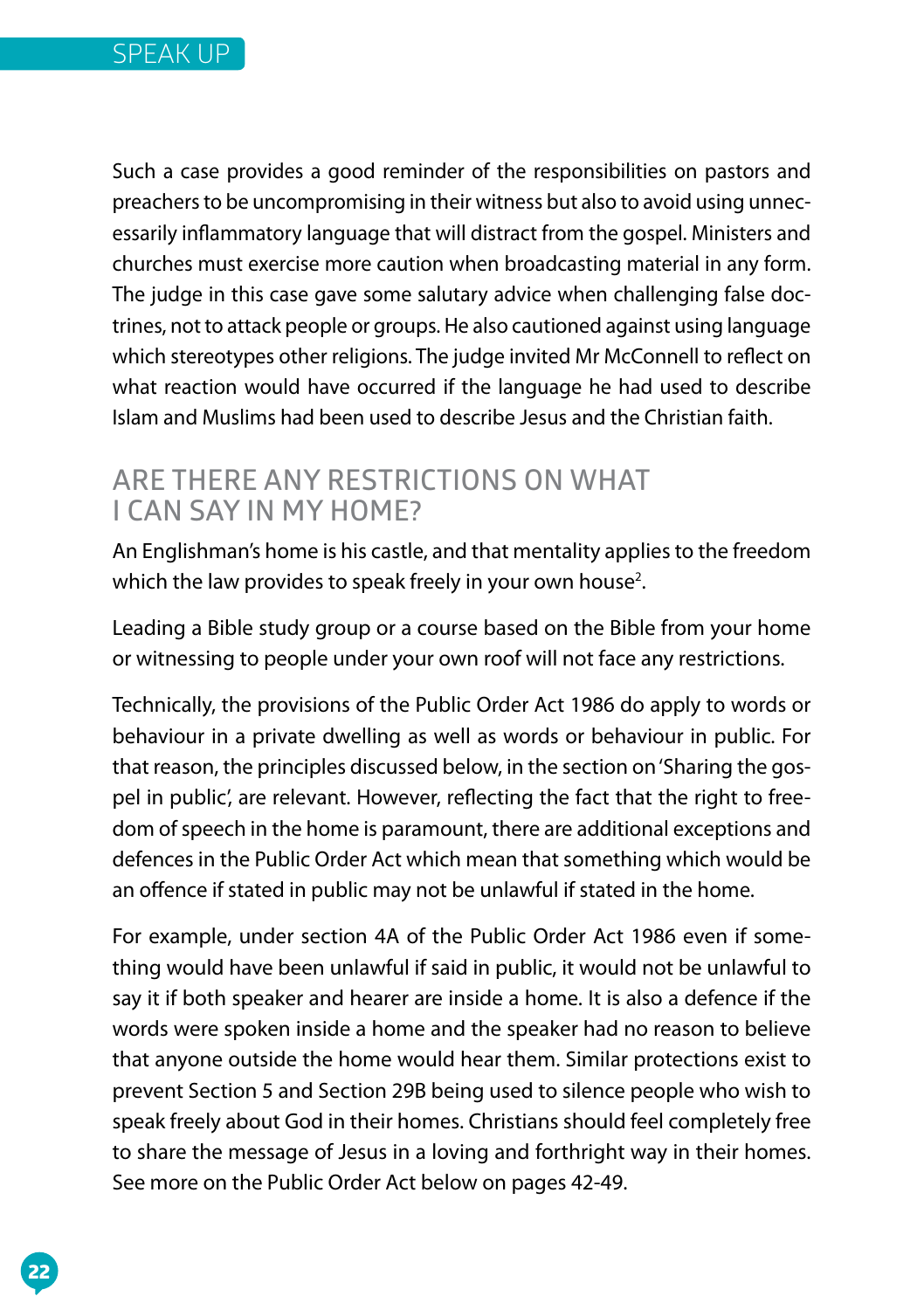Such a case provides a good reminder of the responsibilities on pastors and preachers to be uncompromising in their witness but also to avoid using unnecessarily inflammatory language that will distract from the gospel. Ministers and churches must exercise more caution when broadcasting material in any form. The judge in this case gave some salutary advice when challenging false doctrines, not to attack people or groups. He also cautioned against using language which stereotypes other religions. The judge invited Mr McConnell to reflect on what reaction would have occurred if the language he had used to describe Islam and Muslims had been used to describe Jesus and the Christian faith.

## ARE THERE ANY RESTRICTIONS ON WHAT I CAN SAY IN MY HOME?

An Englishman's home is his castle, and that mentality applies to the freedom which the law provides to speak freely in your own house[2].

Leading a Bible study group or a course based on the Bible from your home or witnessing to people under your own roof will not face any restrictions.

Technically, the provisions of the Public Order Act 1986 do apply to words or behaviour in a private dwelling as well as words or behaviour in public. For that reason, the principles discussed below, in the section on 'Sharing the gospel in public', are relevant. However, reflecting the fact that the right to freedom of speech in the home is paramount, there are additional exceptions and defences in the Public Order Act which mean that something which would be an offence if stated in public may not be unlawful if stated in the home.

For example, under section 4A of the Public Order Act 1986 even if something would have been unlawful if said in public, it would not be unlawful to say it if both speaker and hearer are inside a home. It is also a defence if the words were spoken inside a home and the speaker had no reason to believe that anyone outside the home would hear them. Similar protections exist to prevent Section 5 and Section 29B being used to silence people who wish to speak freely about God in their homes. Christians should feel completely free to share the message of Jesus in a loving and forthright way in their homes. See more on the Public Order Act below on pages 42-49.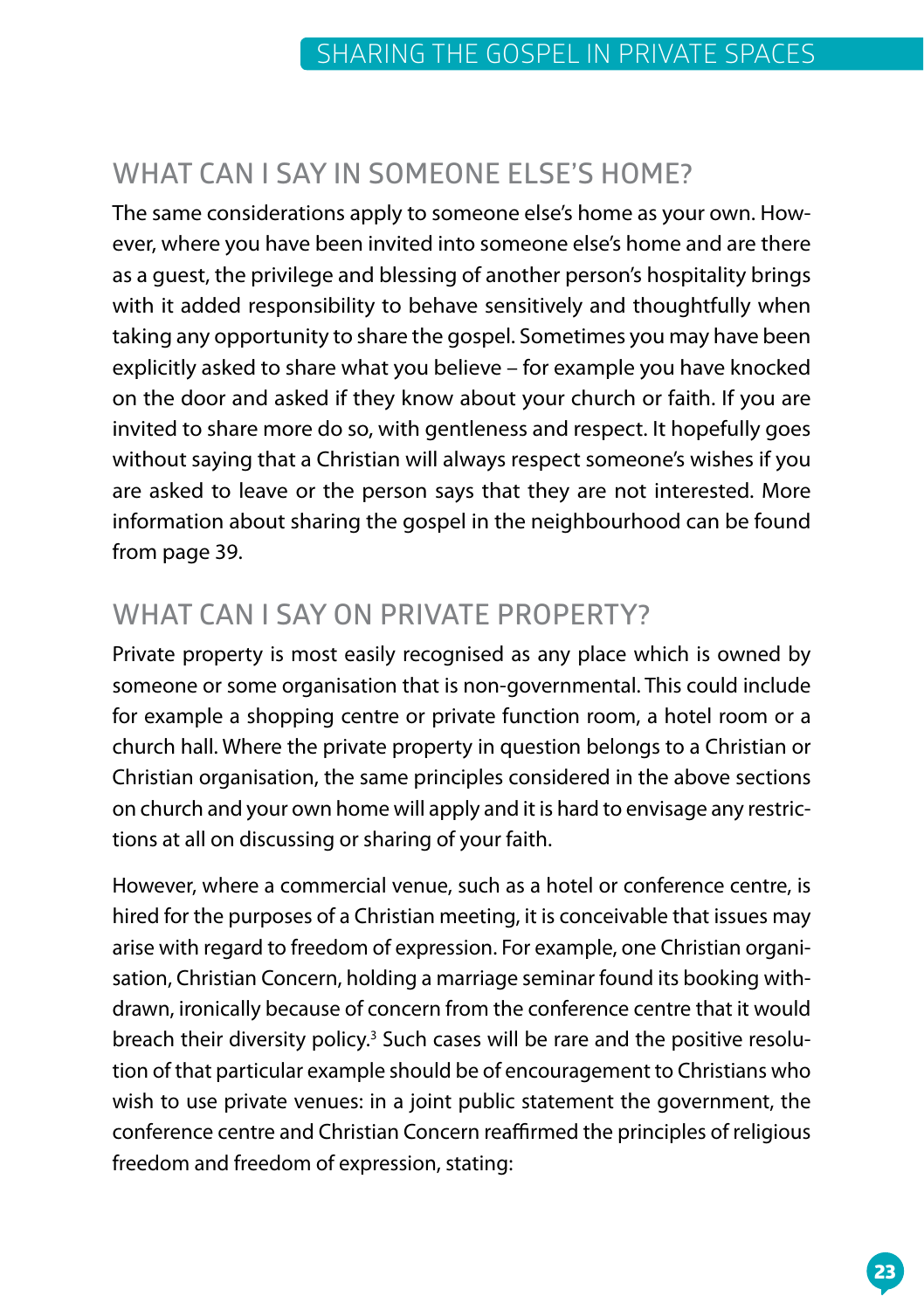## WHAT CAN I SAY IN SOMEONE ELSE'S HOME?

The same considerations apply to someone else's home as your own. However, where you have been invited into someone else's home and are there as a guest, the privilege and blessing of another person's hospitality brings with it added responsibility to behave sensitively and thoughtfully when taking any opportunity to share the gospel. Sometimes you may have been explicitly asked to share what you believe – for example you have knocked on the door and asked if they know about your church or faith. If you are invited to share more do so, with gentleness and respect. It hopefully goes without saying that a Christian will always respect someone's wishes if you are asked to leave or the person says that they are not interested. More information about sharing the gospel in the neighbourhood can be found from page 39.

## WHAT CAN I SAY ON PRIVATE PROPERTY?

Private property is most easily recognised as any place which is owned by someone or some organisation that is non-governmental. This could include for example a shopping centre or private function room, a hotel room or a church hall. Where the private property in question belongs to a Christian or Christian organisation, the same principles considered in the above sections on church and your own home will apply and it is hard to envisage any restrictions at all on discussing or sharing of your faith.

However, where a commercial venue, such as a hotel or conference centre, is hired for the purposes of a Christian meeting, it is conceivable that issues may arise with regard to freedom of expression. For example, one Christian organisation, Christian Concern, holding a marriage seminar found its booking withdrawn, ironically because of concern from the conference centre that it would breach their diversity policy.[3] Such cases will be rare and the positive resolution of that particular example should be of encouragement to Christians who wish to use private venues: in a joint public statement the government, the conference centre and Christian Concern reaffirmed the principles of religious freedom and freedom of expression, stating: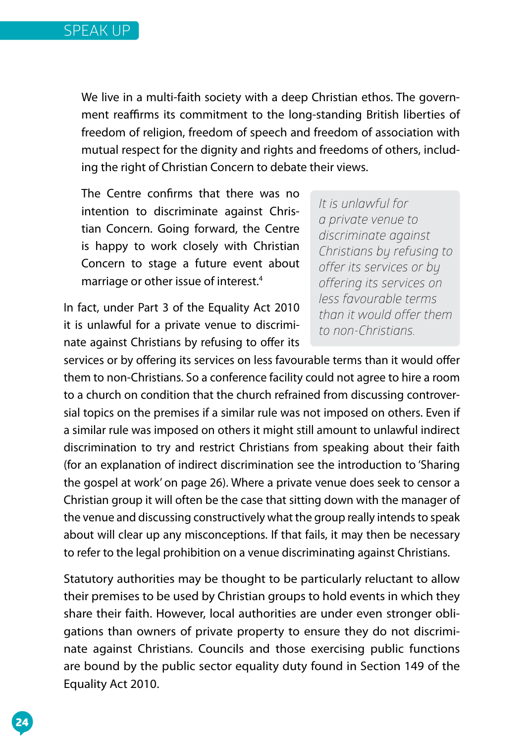> We live in a multi-faith society with a deep Christian ethos. The government reaffirms its commitment to the long-standing British liberties of freedom of religion, freedom of speech and freedom of association with mutual respect for the dignity and rights and freedoms of others, including the right of Christian Concern to debate their views.
>
> The Centre confirms that there was no intention to discriminate against Christian Concern. Going forward, the Centre is happy to work closely with Christian Concern to stage a future event about marriage or other issue of interest.[4]

*It is unlawful for a private venue to discriminate against Christians by refusing to offer its services or by offering its services on less favourable terms than it would offer them to non-Christians.*

In fact, under Part 3 of the Equality Act 2010 it is unlawful for a private venue to discriminate against Christians by refusing to offer its services or by offering its services on less favourable terms than it would offer them to non-Christians. So a conference facility could not agree to hire a room to a church on condition that the church refrained from discussing controversial topics on the premises if a similar rule was not imposed on others. Even if a similar rule was imposed on others it might still amount to unlawful indirect discrimination to try and restrict Christians from speaking about their faith (for an explanation of indirect discrimination see the introduction to 'Sharing the gospel at work' on page 26). Where a private venue does seek to censor a Christian group it will often be the case that sitting down with the manager of the venue and discussing constructively what the group really intends to speak about will clear up any misconceptions. If that fails, it may then be necessary to refer to the legal prohibition on a venue discriminating against Christians.

Statutory authorities may be thought to be particularly reluctant to allow their premises to be used by Christian groups to hold events in which they share their faith. However, local authorities are under even stronger obligations than owners of private property to ensure they do not discriminate against Christians. Councils and those exercising public functions are bound by the public sector equality duty found in Section 149 of the Equality Act 2010.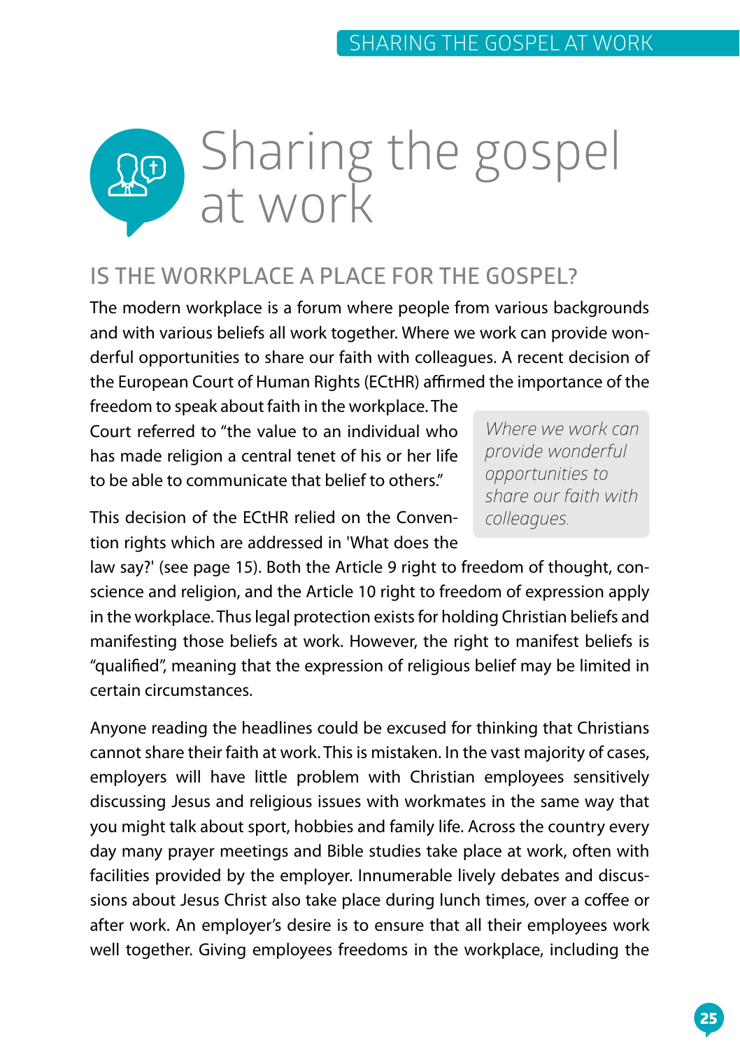# Sharing the gospel at work

## IS THE WORKPLACE A PLACE FOR THE GOSPEL?

The modern workplace is a forum where people from various backgrounds and with various beliefs all work together. Where we work can provide wonderful opportunities to share our faith with colleagues. A recent decision of the European Court of Human Rights (ECtHR) affirmed the importance of the freedom to speak about faith in the workplace. The Court referred to "the value to an individual who has made religion a central tenet of his or her life to be able to communicate that belief to others."

> *Where we work can provide wonderful opportunities to share our faith with colleagues.*

This decision of the ECtHR relied on the Convention rights which are addressed in 'What does the law say?' (see page 15). Both the Article 9 right to freedom of thought, conscience and religion, and the Article 10 right to freedom of expression apply in the workplace. Thus legal protection exists for holding Christian beliefs and manifesting those beliefs at work. However, the right to manifest beliefs is "qualified", meaning that the expression of religious belief may be limited in certain circumstances.

Anyone reading the headlines could be excused for thinking that Christians cannot share their faith at work. This is mistaken. In the vast majority of cases, employers will have little problem with Christian employees sensitively discussing Jesus and religious issues with workmates in the same way that you might talk about sport, hobbies and family life. Across the country every day many prayer meetings and Bible studies take place at work, often with facilities provided by the employer. Innumerable lively debates and discussions about Jesus Christ also take place during lunch times, over a coffee or after work. An employer's desire is to ensure that all their employees work well together. Giving employees freedoms in the workplace, including the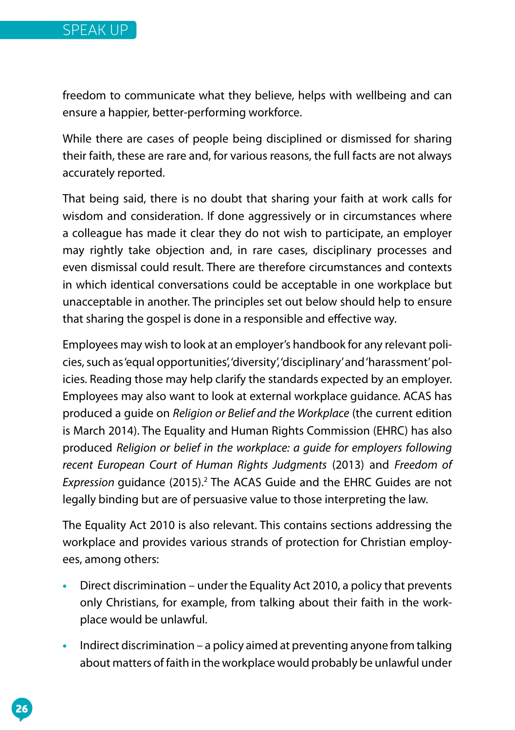freedom to communicate what they believe, helps with wellbeing and can ensure a happier, better-performing workforce.

While there are cases of people being disciplined or dismissed for sharing their faith, these are rare and, for various reasons, the full facts are not always accurately reported.

That being said, there is no doubt that sharing your faith at work calls for wisdom and consideration. If done aggressively or in circumstances where a colleague has made it clear they do not wish to participate, an employer may rightly take objection and, in rare cases, disciplinary processes and even dismissal could result. There are therefore circumstances and contexts in which identical conversations could be acceptable in one workplace but unacceptable in another. The principles set out below should help to ensure that sharing the gospel is done in a responsible and effective way.

Employees may wish to look at an employer's handbook for any relevant policies, such as 'equal opportunities', 'diversity', 'disciplinary' and 'harassment' policies. Reading those may help clarify the standards expected by an employer. Employees may also want to look at external workplace guidance. ACAS has produced a guide on *Religion or Belief and the Workplace* (the current edition is March 2014). The Equality and Human Rights Commission (EHRC) has also produced *Religion or belief in the workplace: a guide for employers following recent European Court of Human Rights Judgments* (2013) and *Freedom of Expression* guidance (2015).[2] The ACAS Guide and the EHRC Guides are not legally binding but are of persuasive value to those interpreting the law.

The Equality Act 2010 is also relevant. This contains sections addressing the workplace and provides various strands of protection for Christian employees, among others:

- Direct discrimination – under the Equality Act 2010, a policy that prevents only Christians, for example, from talking about their faith in the workplace would be unlawful.
- Indirect discrimination – a policy aimed at preventing anyone from talking about matters of faith in the workplace would probably be unlawful under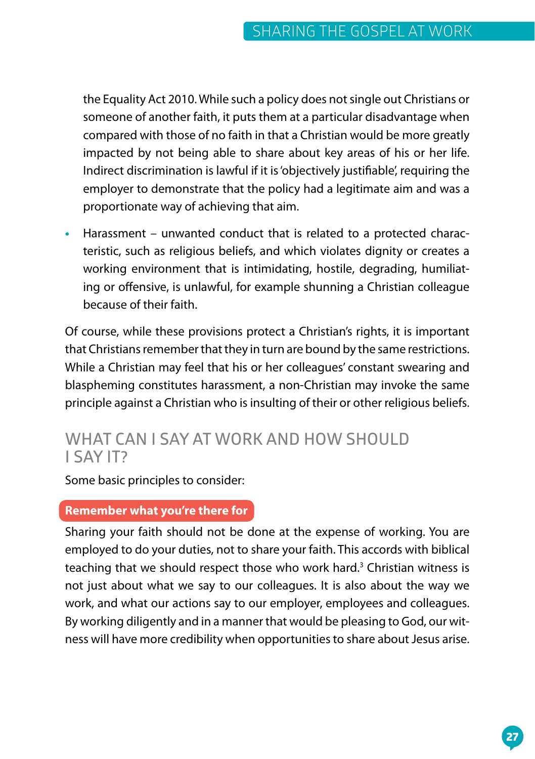the Equality Act 2010. While such a policy does not single out Christians or someone of another faith, it puts them at a particular disadvantage when compared with those of no faith in that a Christian would be more greatly impacted by not being able to share about key areas of his or her life. Indirect discrimination is lawful if it is 'objectively justifiable', requiring the employer to demonstrate that the policy had a legitimate aim and was a proportionate way of achieving that aim.

- Harassment – unwanted conduct that is related to a protected characteristic, such as religious beliefs, and which violates dignity or creates a working environment that is intimidating, hostile, degrading, humiliating or offensive, is unlawful, for example shunning a Christian colleague because of their faith.

Of course, while these provisions protect a Christian's rights, it is important that Christians remember that they in turn are bound by the same restrictions. While a Christian may feel that his or her colleagues' constant swearing and blaspheming constitutes harassment, a non-Christian may invoke the same principle against a Christian who is insulting of their or other religious beliefs.

## WHAT CAN I SAY AT WORK AND HOW SHOULD I SAY IT?

Some basic principles to consider:

**Remember what you're there for**

Sharing your faith should not be done at the expense of working. You are employed to do your duties, not to share your faith. This accords with biblical teaching that we should respect those who work hard.[3] Christian witness is not just about what we say to our colleagues. It is also about the way we work, and what our actions say to our employer, employees and colleagues. By working diligently and in a manner that would be pleasing to God, our witness will have more credibility when opportunities to share about Jesus arise.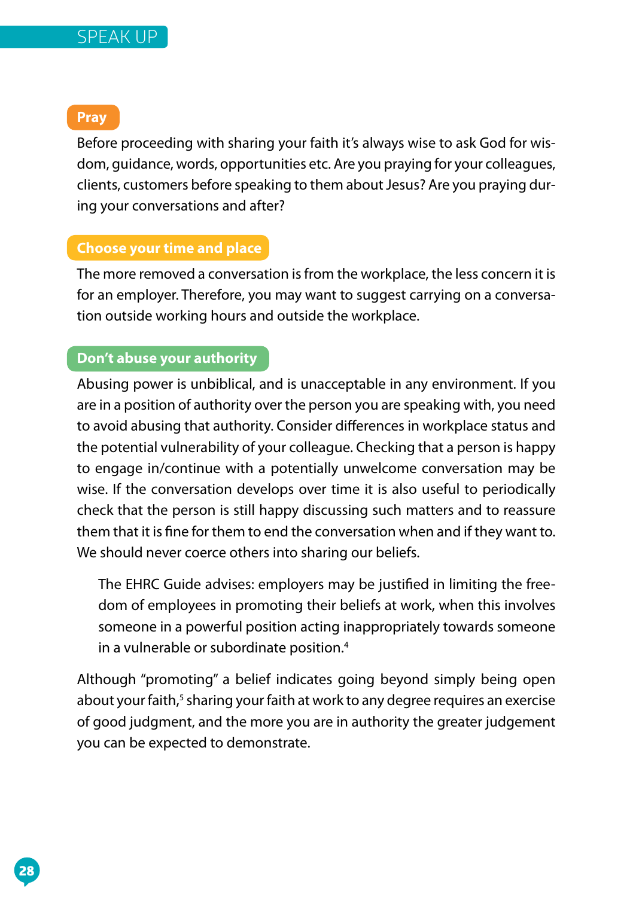### Pray

Before proceeding with sharing your faith it's always wise to ask God for wisdom, guidance, words, opportunities etc. Are you praying for your colleagues, clients, customers before speaking to them about Jesus? Are you praying during your conversations and after?

### Choose your time and place

The more removed a conversation is from the workplace, the less concern it is for an employer. Therefore, you may want to suggest carrying on a conversation outside working hours and outside the workplace.

### Don't abuse your authority

Abusing power is unbiblical, and is unacceptable in any environment. If you are in a position of authority over the person you are speaking with, you need to avoid abusing that authority. Consider differences in workplace status and the potential vulnerability of your colleague. Checking that a person is happy to engage in/continue with a potentially unwelcome conversation may be wise. If the conversation develops over time it is also useful to periodically check that the person is still happy discussing such matters and to reassure them that it is fine for them to end the conversation when and if they want to. We should never coerce others into sharing our beliefs.

> The EHRC Guide advises: employers may be justified in limiting the freedom of employees in promoting their beliefs at work, when this involves someone in a powerful position acting inappropriately towards someone in a vulnerable or subordinate position.[4]

Although "promoting" a belief indicates going beyond simply being open about your faith,[5] sharing your faith at work to any degree requires an exercise of good judgment, and the more you are in authority the greater judgement you can be expected to demonstrate.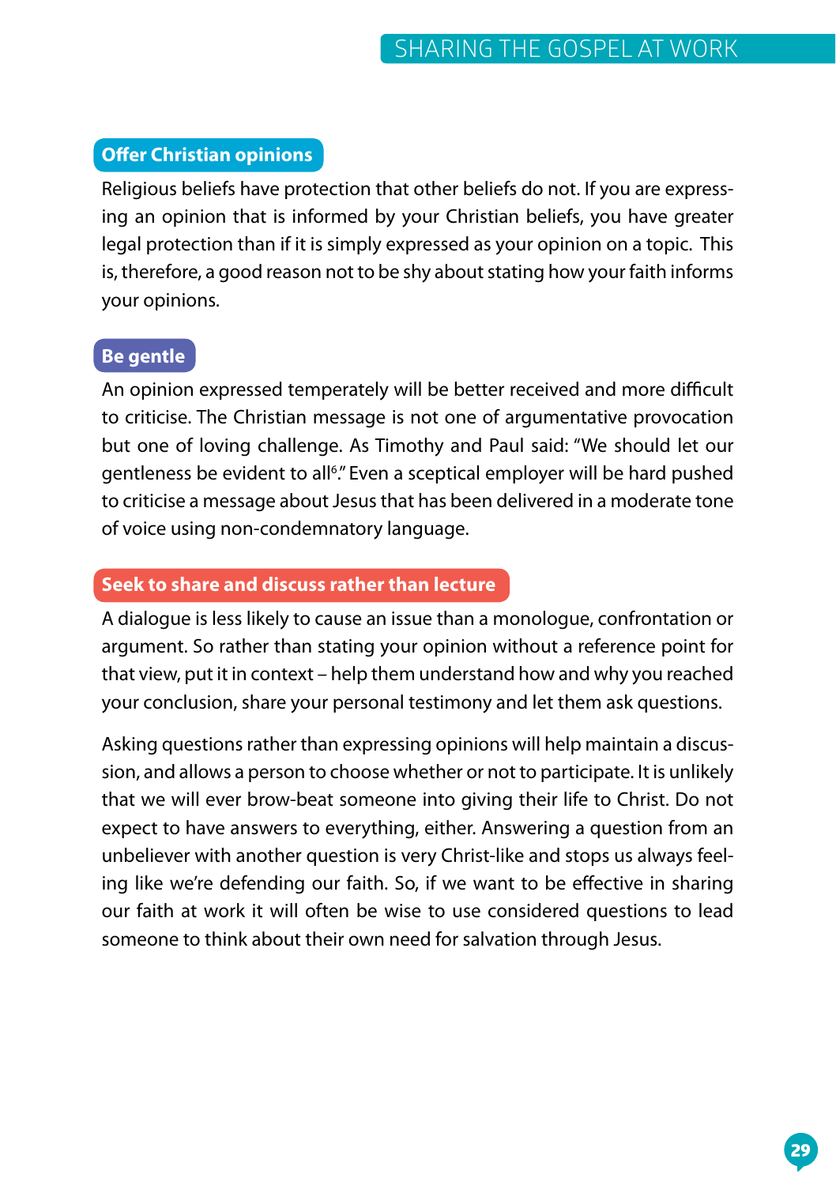## Offer Christian opinions

Religious beliefs have protection that other beliefs do not. If you are expressing an opinion that is informed by your Christian beliefs, you have greater legal protection than if it is simply expressed as your opinion on a topic. This is, therefore, a good reason not to be shy about stating how your faith informs your opinions.

## Be gentle

An opinion expressed temperately will be better received and more difficult to criticise. The Christian message is not one of argumentative provocation but one of loving challenge. As Timothy and Paul said: "We should let our gentleness be evident to all[6]." Even a sceptical employer will be hard pushed to criticise a message about Jesus that has been delivered in a moderate tone of voice using non-condemnatory language.

## Seek to share and discuss rather than lecture

A dialogue is less likely to cause an issue than a monologue, confrontation or argument. So rather than stating your opinion without a reference point for that view, put it in context – help them understand how and why you reached your conclusion, share your personal testimony and let them ask questions.

Asking questions rather than expressing opinions will help maintain a discussion, and allows a person to choose whether or not to participate. It is unlikely that we will ever brow-beat someone into giving their life to Christ. Do not expect to have answers to everything, either. Answering a question from an unbeliever with another question is very Christ-like and stops us always feeling like we're defending our faith. So, if we want to be effective in sharing our faith at work it will often be wise to use considered questions to lead someone to think about their own need for salvation through Jesus.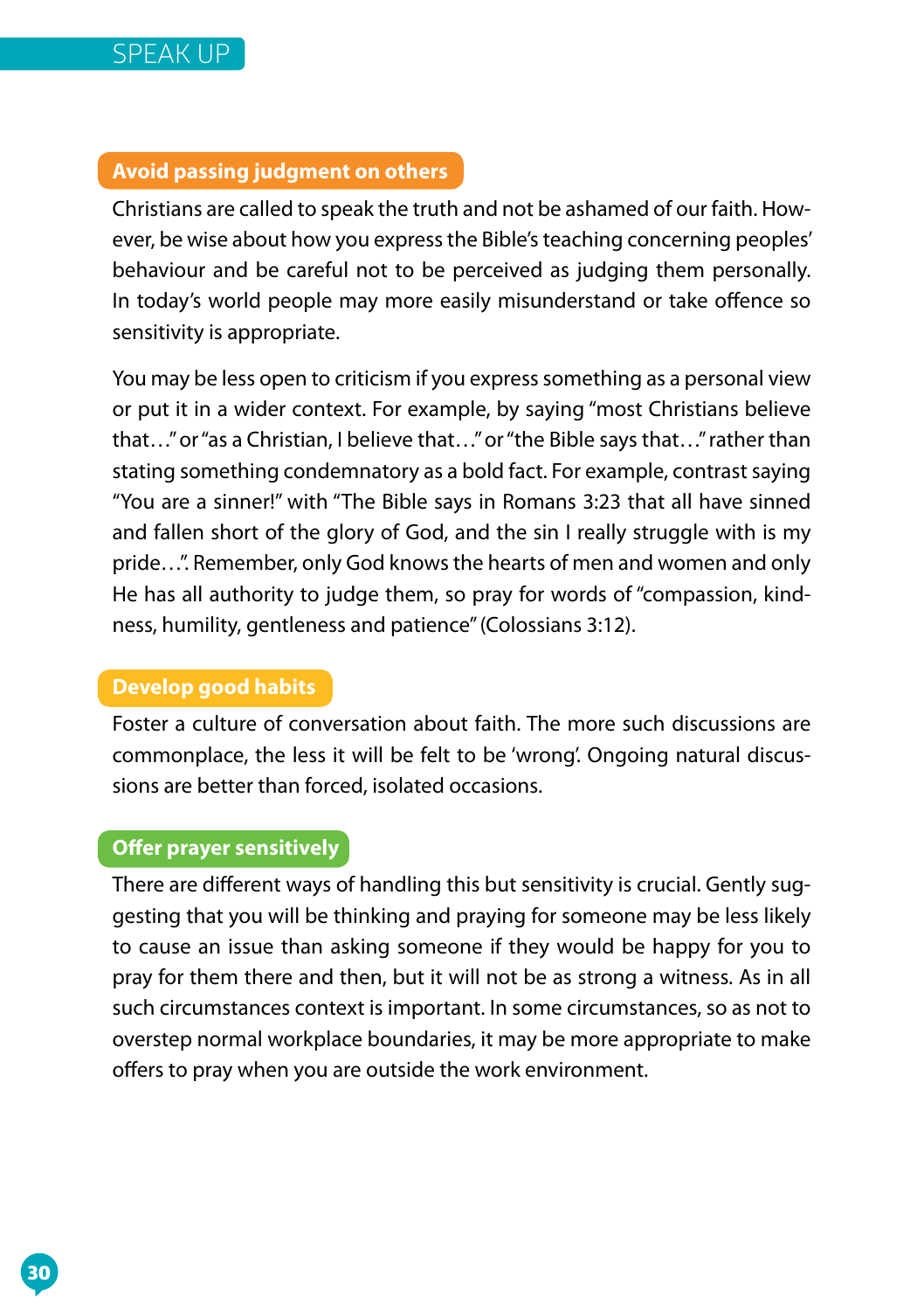### Avoid passing judgment on others

Christians are called to speak the truth and not be ashamed of our faith. However, be wise about how you express the Bible's teaching concerning peoples' behaviour and be careful not to be perceived as judging them personally. In today's world people may more easily misunderstand or take offence so sensitivity is appropriate.

You may be less open to criticism if you express something as a personal view or put it in a wider context. For example, by saying "most Christians believe that…" or "as a Christian, I believe that…" or "the Bible says that…" rather than stating something condemnatory as a bold fact. For example, contrast saying "You are a sinner!" with "The Bible says in Romans 3:23 that all have sinned and fallen short of the glory of God, and the sin I really struggle with is my pride…". Remember, only God knows the hearts of men and women and only He has all authority to judge them, so pray for words of "compassion, kindness, humility, gentleness and patience" (Colossians 3:12).

### Develop good habits

Foster a culture of conversation about faith. The more such discussions are commonplace, the less it will be felt to be 'wrong'. Ongoing natural discussions are better than forced, isolated occasions.

### Offer prayer sensitively

There are different ways of handling this but sensitivity is crucial. Gently suggesting that you will be thinking and praying for someone may be less likely to cause an issue than asking someone if they would be happy for you to pray for them there and then, but it will not be as strong a witness. As in all such circumstances context is important. In some circumstances, so as not to overstep normal workplace boundaries, it may be more appropriate to make offers to pray when you are outside the work environment.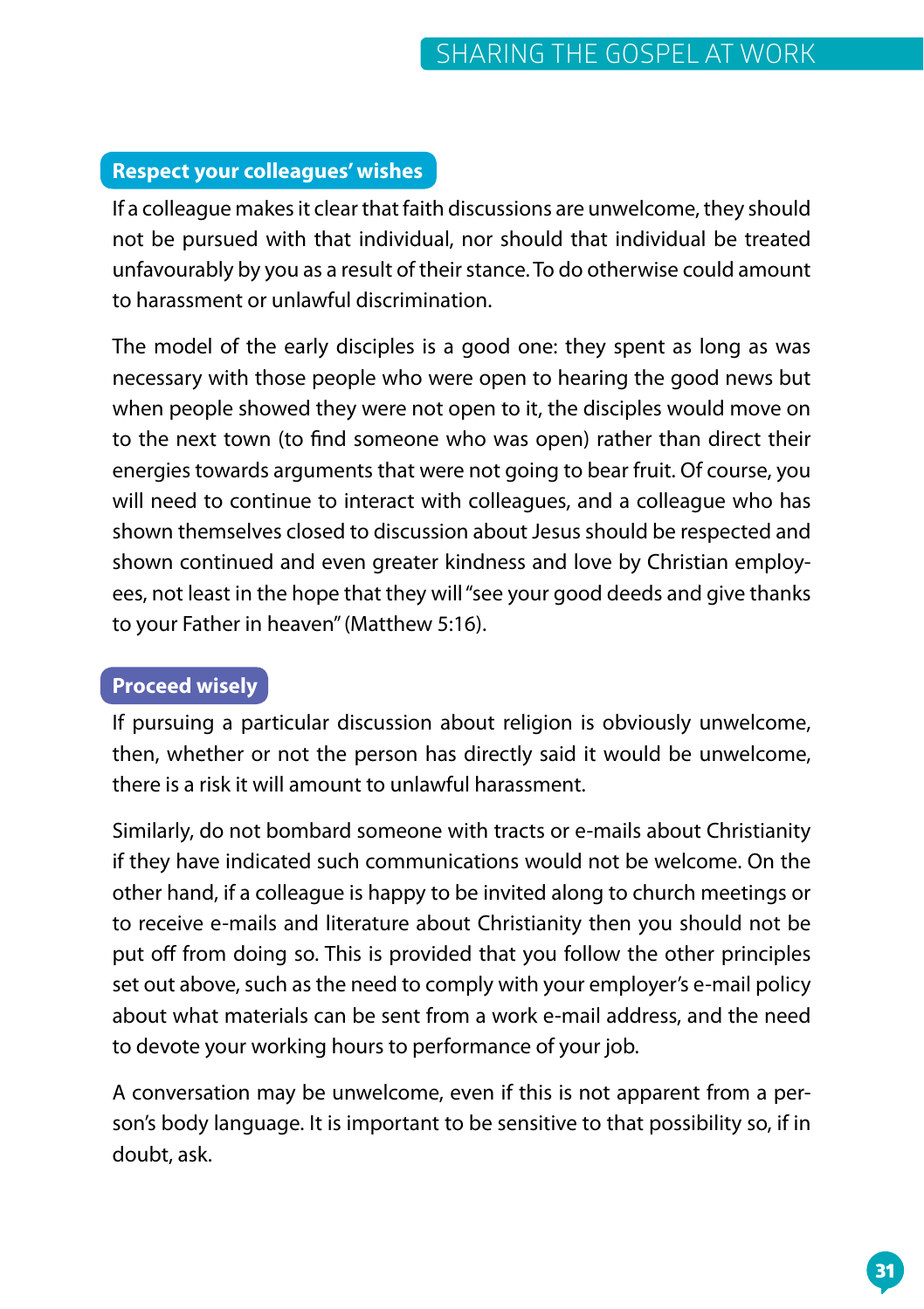## Respect your colleagues' wishes

If a colleague makes it clear that faith discussions are unwelcome, they should not be pursued with that individual, nor should that individual be treated unfavourably by you as a result of their stance. To do otherwise could amount to harassment or unlawful discrimination.

The model of the early disciples is a good one: they spent as long as was necessary with those people who were open to hearing the good news but when people showed they were not open to it, the disciples would move on to the next town (to find someone who was open) rather than direct their energies towards arguments that were not going to bear fruit. Of course, you will need to continue to interact with colleagues, and a colleague who has shown themselves closed to discussion about Jesus should be respected and shown continued and even greater kindness and love by Christian employees, not least in the hope that they will "see your good deeds and give thanks to your Father in heaven" (Matthew 5:16).

## Proceed wisely

If pursuing a particular discussion about religion is obviously unwelcome, then, whether or not the person has directly said it would be unwelcome, there is a risk it will amount to unlawful harassment.

Similarly, do not bombard someone with tracts or e-mails about Christianity if they have indicated such communications would not be welcome. On the other hand, if a colleague is happy to be invited along to church meetings or to receive e-mails and literature about Christianity then you should not be put off from doing so. This is provided that you follow the other principles set out above, such as the need to comply with your employer's e-mail policy about what materials can be sent from a work e-mail address, and the need to devote your working hours to performance of your job.

A conversation may be unwelcome, even if this is not apparent from a person's body language. It is important to be sensitive to that possibility so, if in doubt, ask.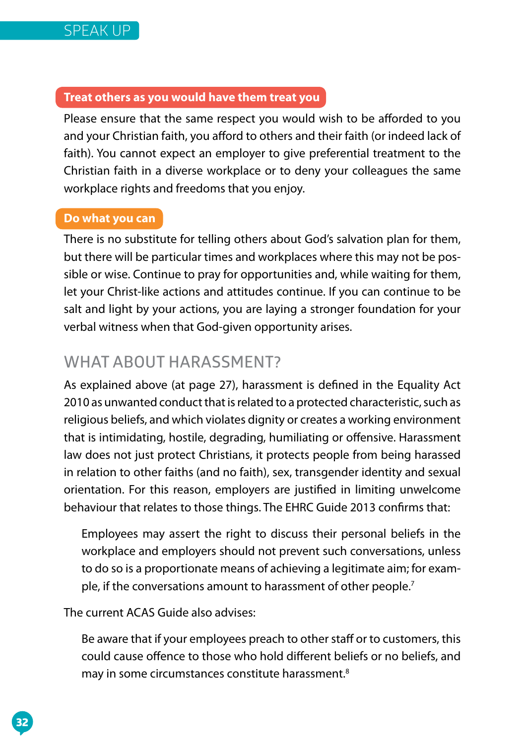**Treat others as you would have them treat you**

Please ensure that the same respect you would wish to be afforded to you and your Christian faith, you afford to others and their faith (or indeed lack of faith). You cannot expect an employer to give preferential treatment to the Christian faith in a diverse workplace or to deny your colleagues the same workplace rights and freedoms that you enjoy.

**Do what you can**

There is no substitute for telling others about God's salvation plan for them, but there will be particular times and workplaces where this may not be possible or wise. Continue to pray for opportunities and, while waiting for them, let your Christ-like actions and attitudes continue. If you can continue to be salt and light by your actions, you are laying a stronger foundation for your verbal witness when that God-given opportunity arises.

## WHAT ABOUT HARASSMENT?

As explained above (at page 27), harassment is defined in the Equality Act 2010 as unwanted conduct that is related to a protected characteristic, such as religious beliefs, and which violates dignity or creates a working environment that is intimidating, hostile, degrading, humiliating or offensive. Harassment law does not just protect Christians, it protects people from being harassed in relation to other faiths (and no faith), sex, transgender identity and sexual orientation. For this reason, employers are justified in limiting unwelcome behaviour that relates to those things. The EHRC Guide 2013 confirms that:

> Employees may assert the right to discuss their personal beliefs in the workplace and employers should not prevent such conversations, unless to do so is a proportionate means of achieving a legitimate aim; for example, if the conversations amount to harassment of other people.[7]

The current ACAS Guide also advises:

> Be aware that if your employees preach to other staff or to customers, this could cause offence to those who hold different beliefs or no beliefs, and may in some circumstances constitute harassment.[8]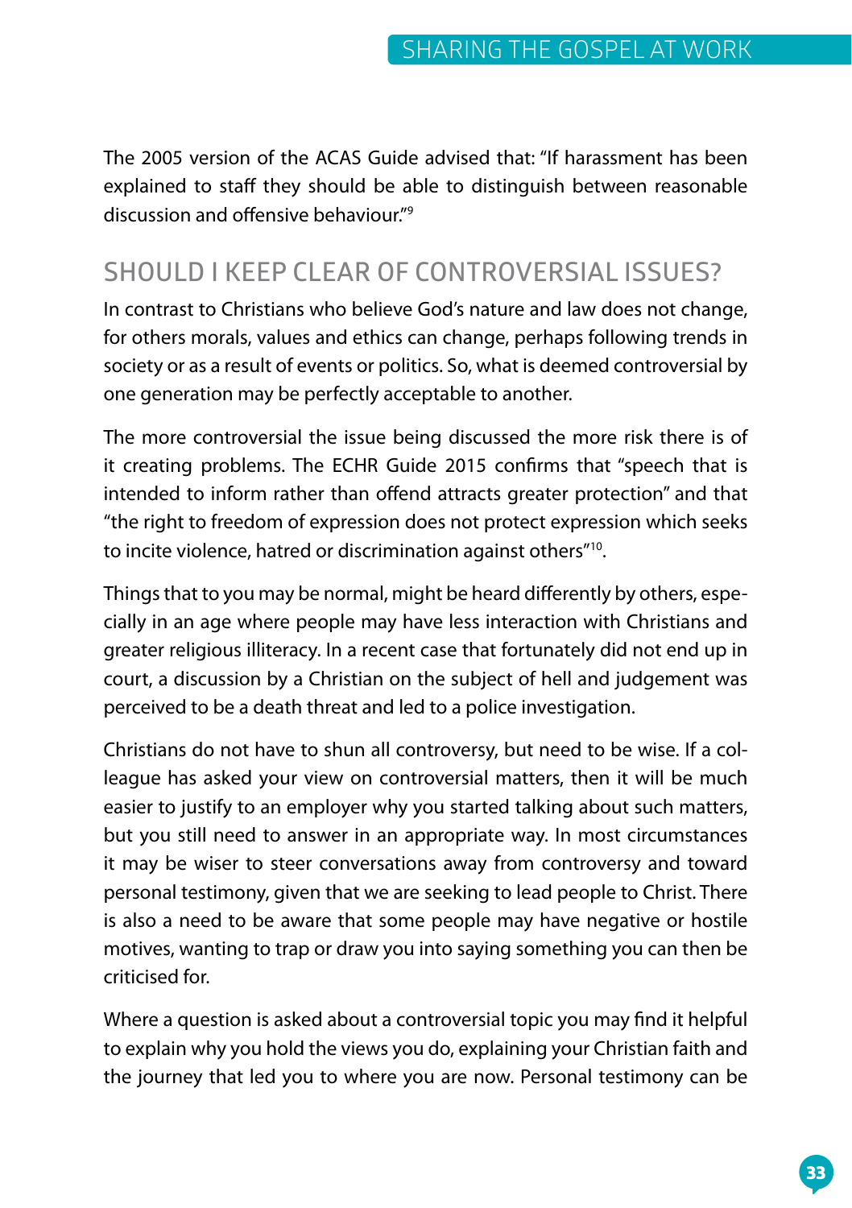The 2005 version of the ACAS Guide advised that: "If harassment has been explained to staff they should be able to distinguish between reasonable discussion and offensive behaviour."[9]

## SHOULD I KEEP CLEAR OF CONTROVERSIAL ISSUES?

In contrast to Christians who believe God's nature and law does not change, for others morals, values and ethics can change, perhaps following trends in society or as a result of events or politics. So, what is deemed controversial by one generation may be perfectly acceptable to another.

The more controversial the issue being discussed the more risk there is of it creating problems. The ECHR Guide 2015 confirms that "speech that is intended to inform rather than offend attracts greater protection" and that "the right to freedom of expression does not protect expression which seeks to incite violence, hatred or discrimination against others"[10].

Things that to you may be normal, might be heard differently by others, especially in an age where people may have less interaction with Christians and greater religious illiteracy. In a recent case that fortunately did not end up in court, a discussion by a Christian on the subject of hell and judgement was perceived to be a death threat and led to a police investigation.

Christians do not have to shun all controversy, but need to be wise. If a colleague has asked your view on controversial matters, then it will be much easier to justify to an employer why you started talking about such matters, but you still need to answer in an appropriate way. In most circumstances it may be wiser to steer conversations away from controversy and toward personal testimony, given that we are seeking to lead people to Christ. There is also a need to be aware that some people may have negative or hostile motives, wanting to trap or draw you into saying something you can then be criticised for.

Where a question is asked about a controversial topic you may find it helpful to explain why you hold the views you do, explaining your Christian faith and the journey that led you to where you are now. Personal testimony can be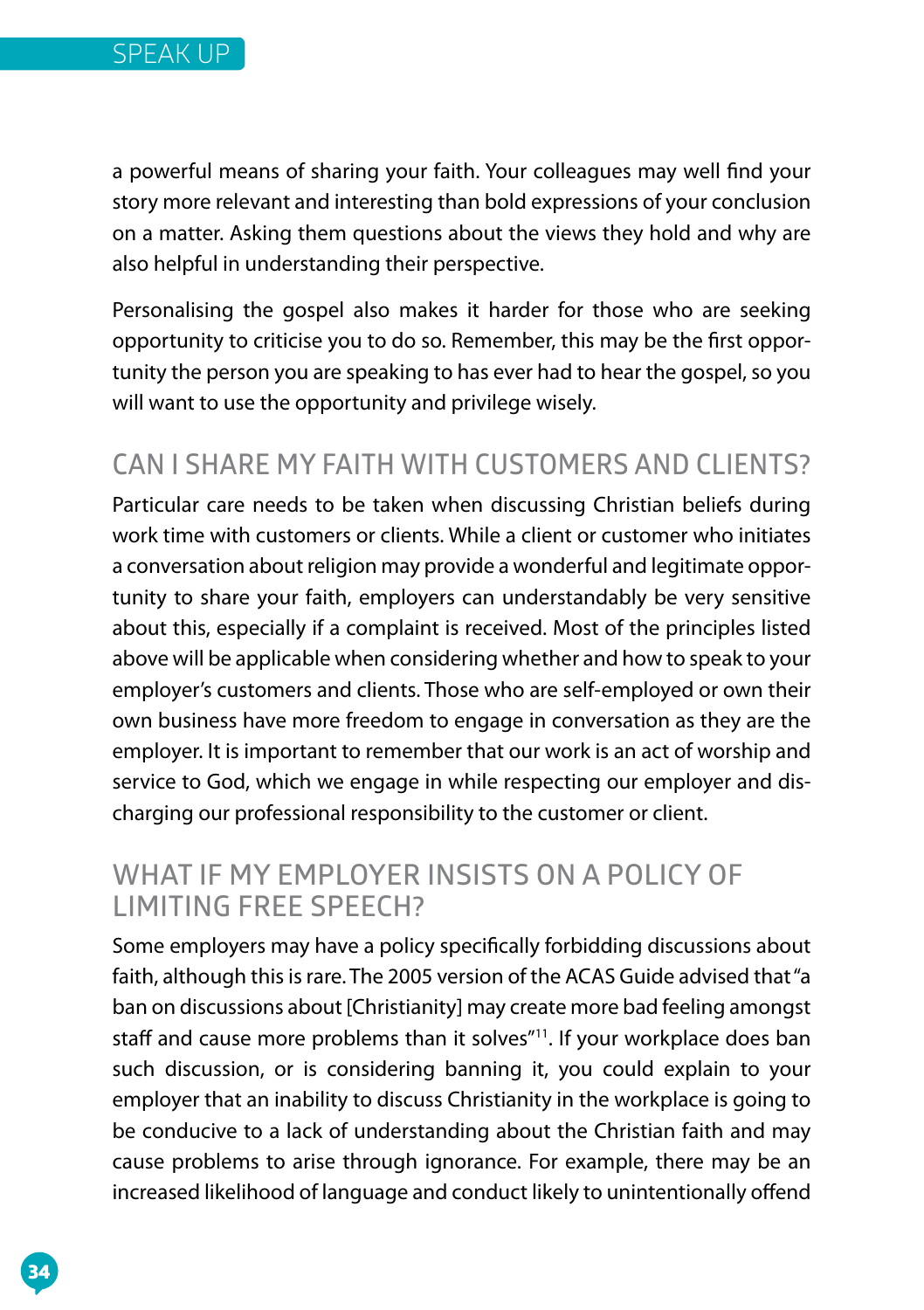a powerful means of sharing your faith. Your colleagues may well find your story more relevant and interesting than bold expressions of your conclusion on a matter. Asking them questions about the views they hold and why are also helpful in understanding their perspective.

Personalising the gospel also makes it harder for those who are seeking opportunity to criticise you to do so. Remember, this may be the first opportunity the person you are speaking to has ever had to hear the gospel, so you will want to use the opportunity and privilege wisely.

## CAN I SHARE MY FAITH WITH CUSTOMERS AND CLIENTS?

Particular care needs to be taken when discussing Christian beliefs during work time with customers or clients. While a client or customer who initiates a conversation about religion may provide a wonderful and legitimate opportunity to share your faith, employers can understandably be very sensitive about this, especially if a complaint is received. Most of the principles listed above will be applicable when considering whether and how to speak to your employer's customers and clients. Those who are self-employed or own their own business have more freedom to engage in conversation as they are the employer. It is important to remember that our work is an act of worship and service to God, which we engage in while respecting our employer and discharging our professional responsibility to the customer or client.

## WHAT IF MY EMPLOYER INSISTS ON A POLICY OF LIMITING FREE SPEECH?

Some employers may have a policy specifically forbidding discussions about faith, although this is rare. The 2005 version of the ACAS Guide advised that "a ban on discussions about [Christianity] may create more bad feeling amongst staff and cause more problems than it solves"[11]. If your workplace does ban such discussion, or is considering banning it, you could explain to your employer that an inability to discuss Christianity in the workplace is going to be conducive to a lack of understanding about the Christian faith and may cause problems to arise through ignorance. For example, there may be an increased likelihood of language and conduct likely to unintentionally offend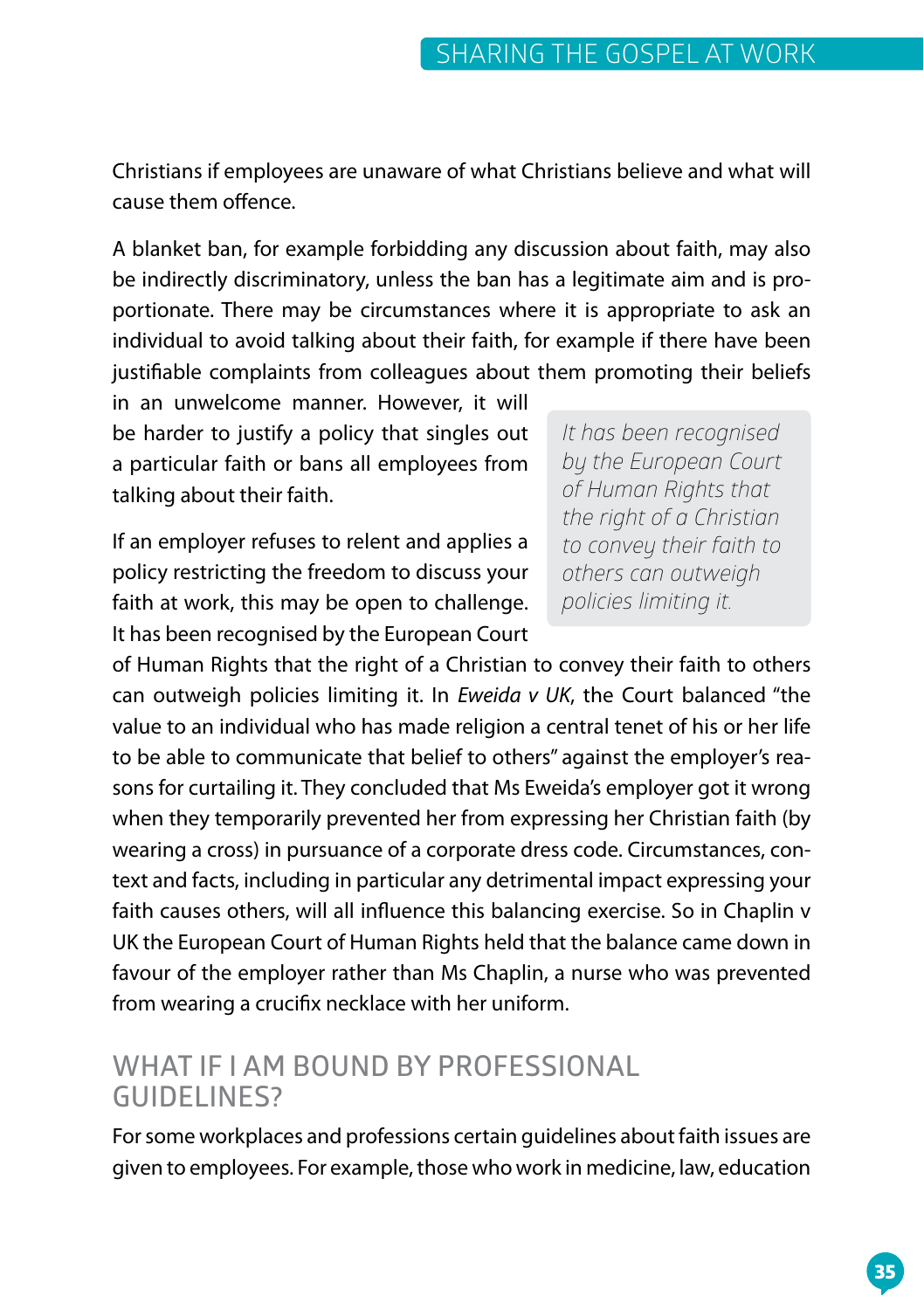Christians if employees are unaware of what Christians believe and what will cause them offence.

A blanket ban, for example forbidding any discussion about faith, may also be indirectly discriminatory, unless the ban has a legitimate aim and is proportionate. There may be circumstances where it is appropriate to ask an individual to avoid talking about their faith, for example if there have been justifiable complaints from colleagues about them promoting their beliefs in an unwelcome manner. However, it will be harder to justify a policy that singles out a particular faith or bans all employees from talking about their faith.

> *It has been recognised by the European Court of Human Rights that the right of a Christian to convey their faith to others can outweigh policies limiting it.*

If an employer refuses to relent and applies a policy restricting the freedom to discuss your faith at work, this may be open to challenge. It has been recognised by the European Court of Human Rights that the right of a Christian to convey their faith to others can outweigh policies limiting it. In *Eweida v UK*, the Court balanced "the value to an individual who has made religion a central tenet of his or her life to be able to communicate that belief to others" against the employer's reasons for curtailing it. They concluded that Ms Eweida's employer got it wrong when they temporarily prevented her from expressing her Christian faith (by wearing a cross) in pursuance of a corporate dress code. Circumstances, context and facts, including in particular any detrimental impact expressing your faith causes others, will all influence this balancing exercise. So in Chaplin v UK the European Court of Human Rights held that the balance came down in favour of the employer rather than Ms Chaplin, a nurse who was prevented from wearing a crucifix necklace with her uniform.

## WHAT IF I AM BOUND BY PROFESSIONAL GUIDELINES?

For some workplaces and professions certain guidelines about faith issues are given to employees. For example, those who work in medicine, law, education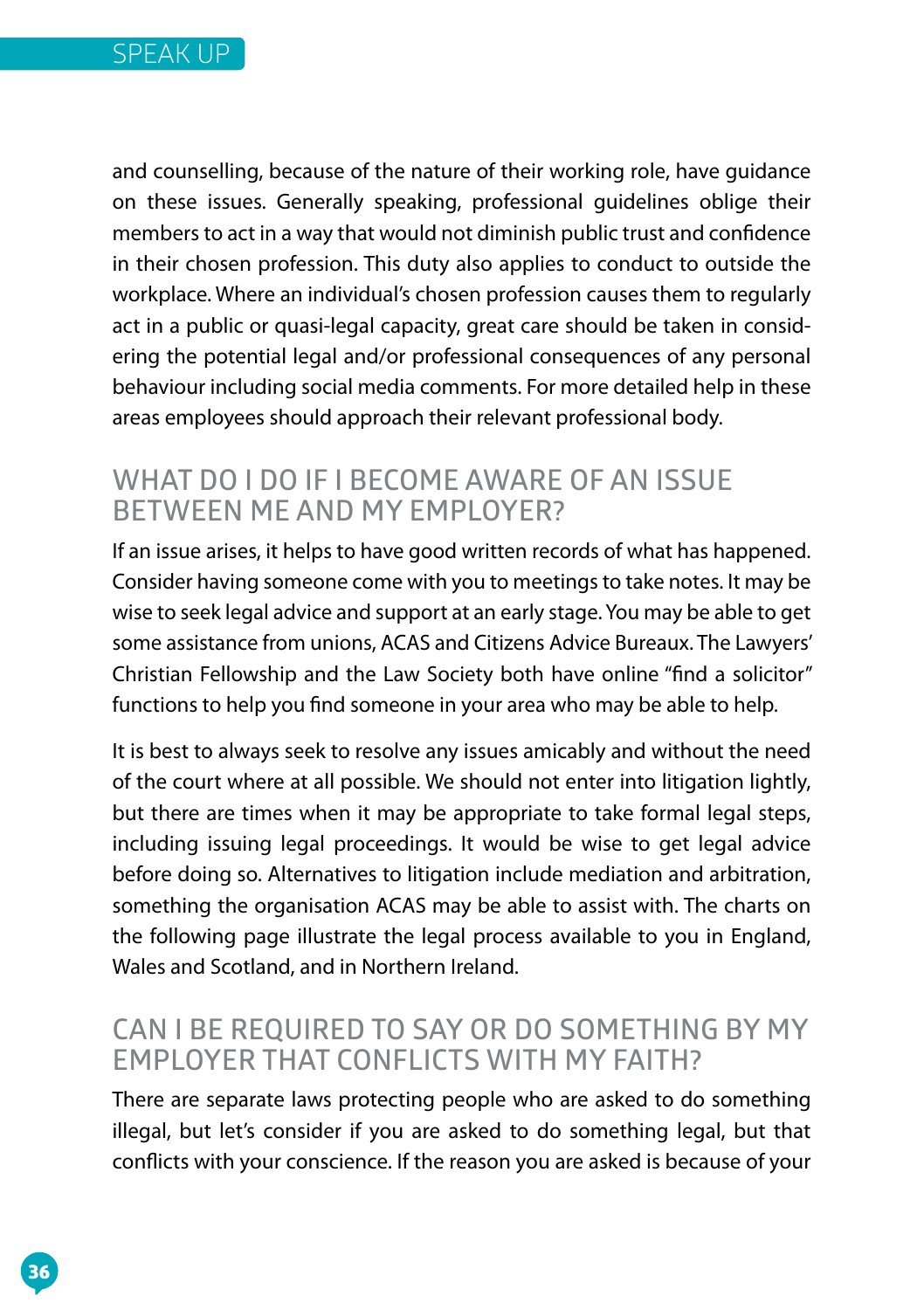and counselling, because of the nature of their working role, have guidance on these issues. Generally speaking, professional guidelines oblige their members to act in a way that would not diminish public trust and confidence in their chosen profession. This duty also applies to conduct to outside the workplace. Where an individual's chosen profession causes them to regularly act in a public or quasi-legal capacity, great care should be taken in considering the potential legal and/or professional consequences of any personal behaviour including social media comments. For more detailed help in these areas employees should approach their relevant professional body.

## WHAT DO I DO IF I BECOME AWARE OF AN ISSUE BETWEEN ME AND MY EMPLOYER?

If an issue arises, it helps to have good written records of what has happened. Consider having someone come with you to meetings to take notes. It may be wise to seek legal advice and support at an early stage. You may be able to get some assistance from unions, ACAS and Citizens Advice Bureaux. The Lawyers' Christian Fellowship and the Law Society both have online "find a solicitor" functions to help you find someone in your area who may be able to help.

It is best to always seek to resolve any issues amicably and without the need of the court where at all possible. We should not enter into litigation lightly, but there are times when it may be appropriate to take formal legal steps, including issuing legal proceedings. It would be wise to get legal advice before doing so. Alternatives to litigation include mediation and arbitration, something the organisation ACAS may be able to assist with. The charts on the following page illustrate the legal process available to you in England, Wales and Scotland, and in Northern Ireland.

## CAN I BE REQUIRED TO SAY OR DO SOMETHING BY MY EMPLOYER THAT CONFLICTS WITH MY FAITH?

There are separate laws protecting people who are asked to do something illegal, but let's consider if you are asked to do something legal, but that conflicts with your conscience. If the reason you are asked is because of your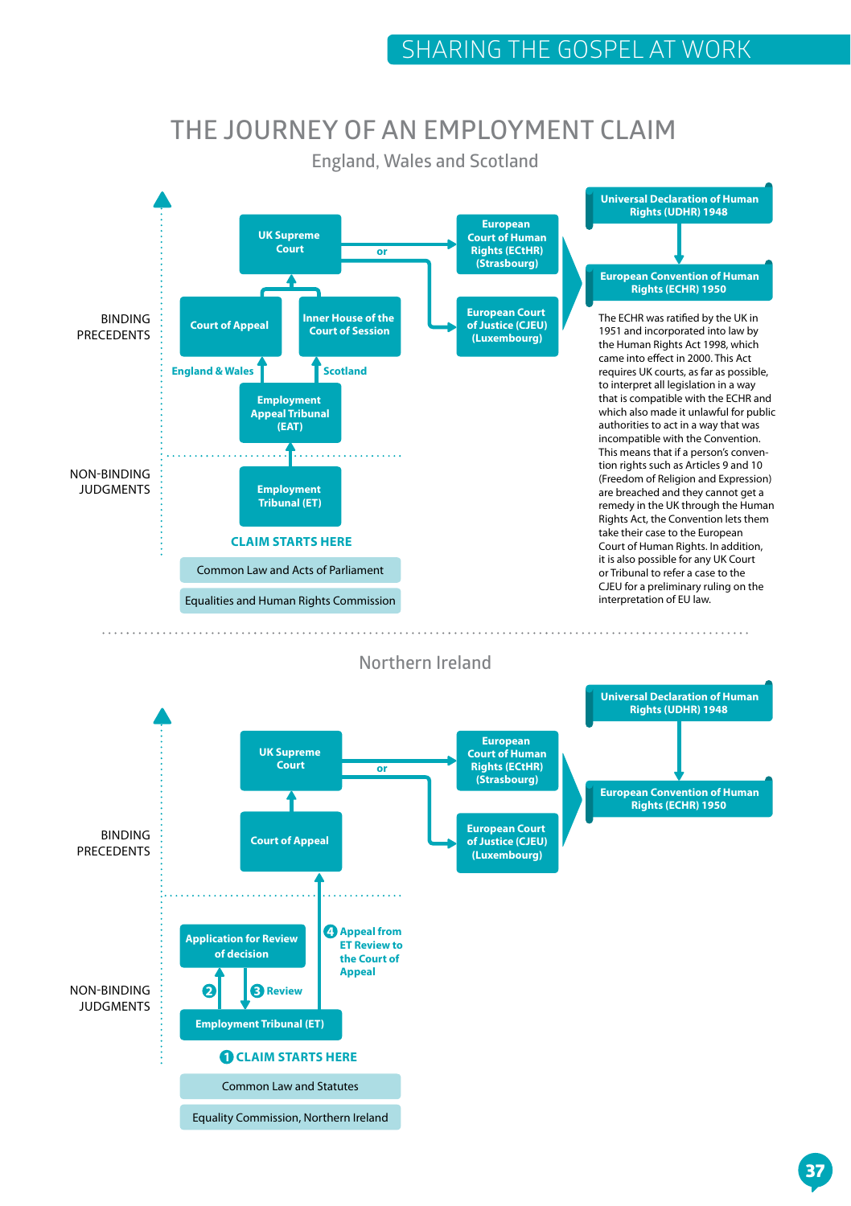# THE JOURNEY OF AN EMPLOYMENT CLAIM

## England, Wales and Scotland

BINDING PRECEDENTS

UK Supreme Court

or

European Court of Human Rights (ECtHR) (Strasbourg)

European Court of Justice (CJEU) (Luxembourg)

Court of Appeal

Inner House of the Court of Session

England & Wales

Scotland

Employment Appeal Tribunal (EAT)

NON-BINDING JUDGMENTS

Employment Tribunal (ET)

CLAIM STARTS HERE

Common Law and Acts of Parliament

Equalities and Human Rights Commission

Universal Declaration of Human Rights (UDHR) 1948

European Convention of Human Rights (ECHR) 1950

The ECHR was ratified by the UK in 1951 and incorporated into law by the Human Rights Act 1998, which came into effect in 2000. This Act requires UK courts, as far as possible, to interpret all legislation in a way that is compatible with the ECHR and which also made it unlawful for public authorities to act in a way that was incompatible with the Convention. This means that if a person's convention rights such as Articles 9 and 10 (Freedom of Religion and Expression) are breached and they cannot get a remedy in the UK through the Human Rights Act, the Convention lets them take their case to the European Court of Human Rights. In addition, it is also possible for any UK Court or Tribunal to refer a case to the CJEU for a preliminary ruling on the interpretation of EU law.

## Northern Ireland

BINDING PRECEDENTS

UK Supreme Court

or

European Court of Human Rights (ECtHR) (Strasbourg)

European Court of Justice (CJEU) (Luxembourg)

Court of Appeal

NON-BINDING JUDGMENTS

Application for Review of decision

2

3 Review

4 Appeal from ET Review to the Court of Appeal

Employment Tribunal (ET)

1 CLAIM STARTS HERE

Common Law and Statutes

Equality Commission, Northern Ireland

Universal Declaration of Human Rights (UDHR) 1948

European Convention of Human Rights (ECHR) 1950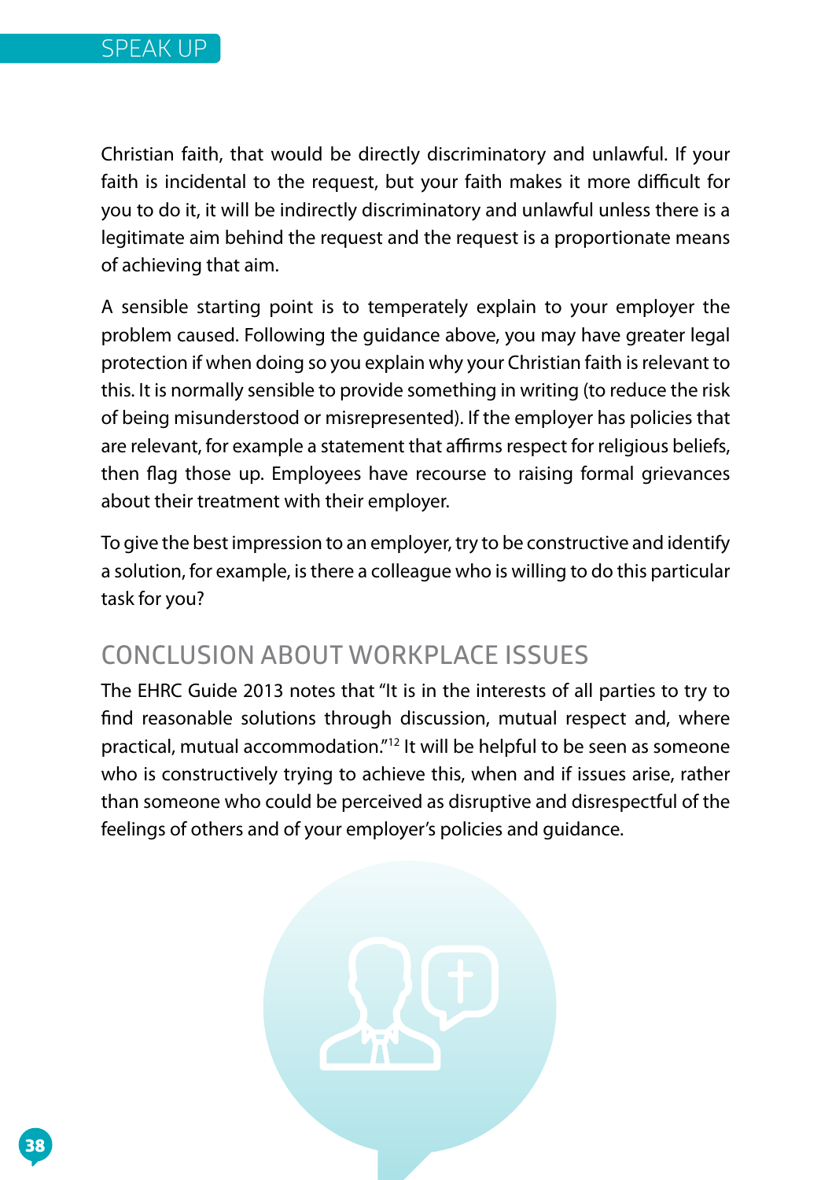Christian faith, that would be directly discriminatory and unlawful. If your faith is incidental to the request, but your faith makes it more difficult for you to do it, it will be indirectly discriminatory and unlawful unless there is a legitimate aim behind the request and the request is a proportionate means of achieving that aim.

A sensible starting point is to temperately explain to your employer the problem caused. Following the guidance above, you may have greater legal protection if when doing so you explain why your Christian faith is relevant to this. It is normally sensible to provide something in writing (to reduce the risk of being misunderstood or misrepresented). If the employer has policies that are relevant, for example a statement that affirms respect for religious beliefs, then flag those up. Employees have recourse to raising formal grievances about their treatment with their employer.

To give the best impression to an employer, try to be constructive and identify a solution, for example, is there a colleague who is willing to do this particular task for you?

## CONCLUSION ABOUT WORKPLACE ISSUES

The EHRC Guide 2013 notes that "It is in the interests of all parties to try to find reasonable solutions through discussion, mutual respect and, where practical, mutual accommodation."[12] It will be helpful to be seen as someone who is constructively trying to achieve this, when and if issues arise, rather than someone who could be perceived as disruptive and disrespectful of the feelings of others and of your employer's policies and guidance.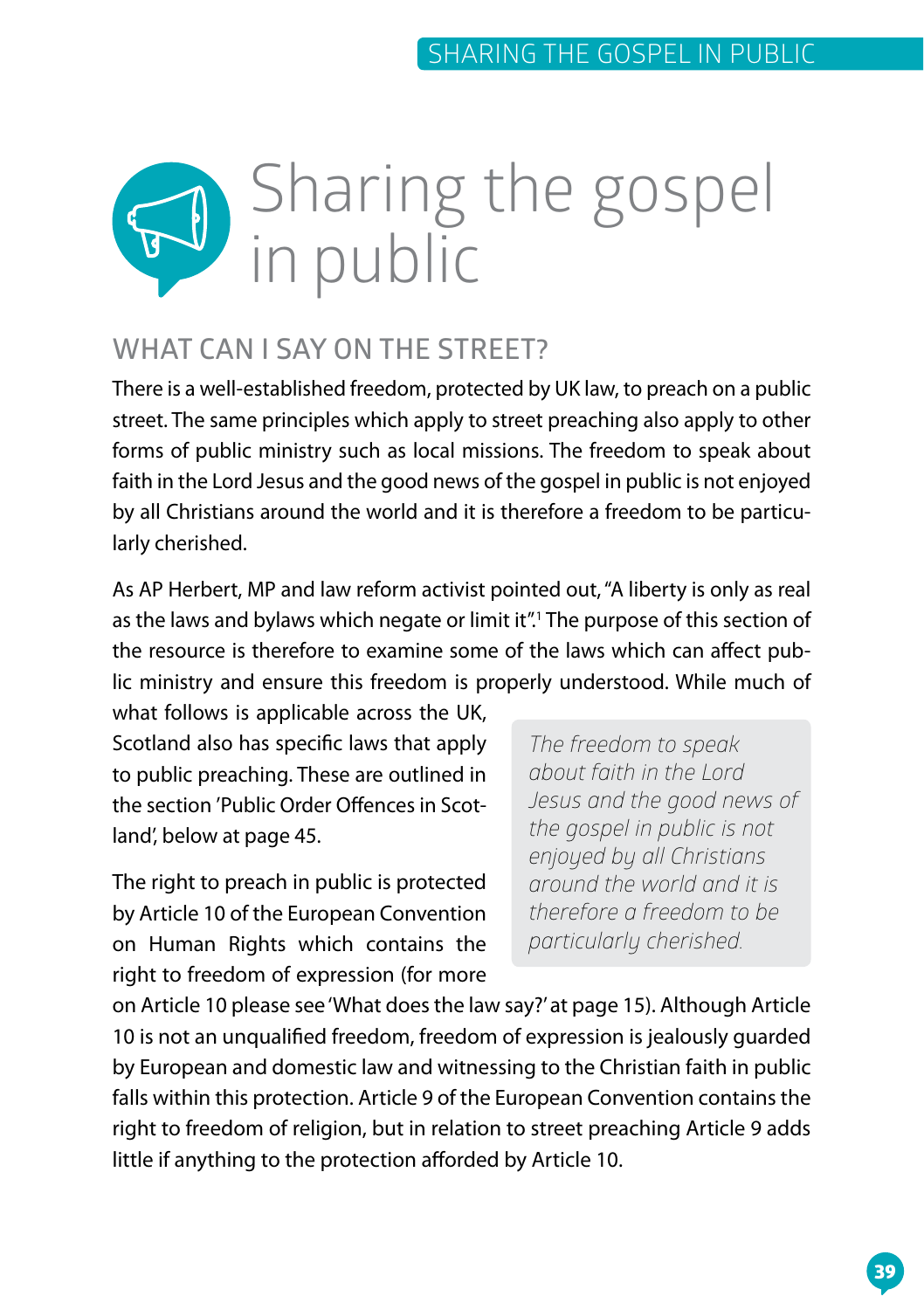# Sharing the gospel in public

## WHAT CAN I SAY ON THE STREET?

There is a well-established freedom, protected by UK law, to preach on a public street. The same principles which apply to street preaching also apply to other forms of public ministry such as local missions. The freedom to speak about faith in the Lord Jesus and the good news of the gospel in public is not enjoyed by all Christians around the world and it is therefore a freedom to be particularly cherished.

As AP Herbert, MP and law reform activist pointed out, "A liberty is only as real as the laws and bylaws which negate or limit it".[1] The purpose of this section of the resource is therefore to examine some of the laws which can affect public ministry and ensure this freedom is properly understood. While much of what follows is applicable across the UK, Scotland also has specific laws that apply to public preaching. These are outlined in the section 'Public Order Offences in Scotland', below at page 45.

> *The freedom to speak about faith in the Lord Jesus and the good news of the gospel in public is not enjoyed by all Christians around the world and it is therefore a freedom to be particularly cherished.*

The right to preach in public is protected by Article 10 of the European Convention on Human Rights which contains the right to freedom of expression (for more on Article 10 please see 'What does the law say?' at page 15). Although Article 10 is not an unqualified freedom, freedom of expression is jealously guarded by European and domestic law and witnessing to the Christian faith in public falls within this protection. Article 9 of the European Convention contains the right to freedom of religion, but in relation to street preaching Article 9 adds little if anything to the protection afforded by Article 10.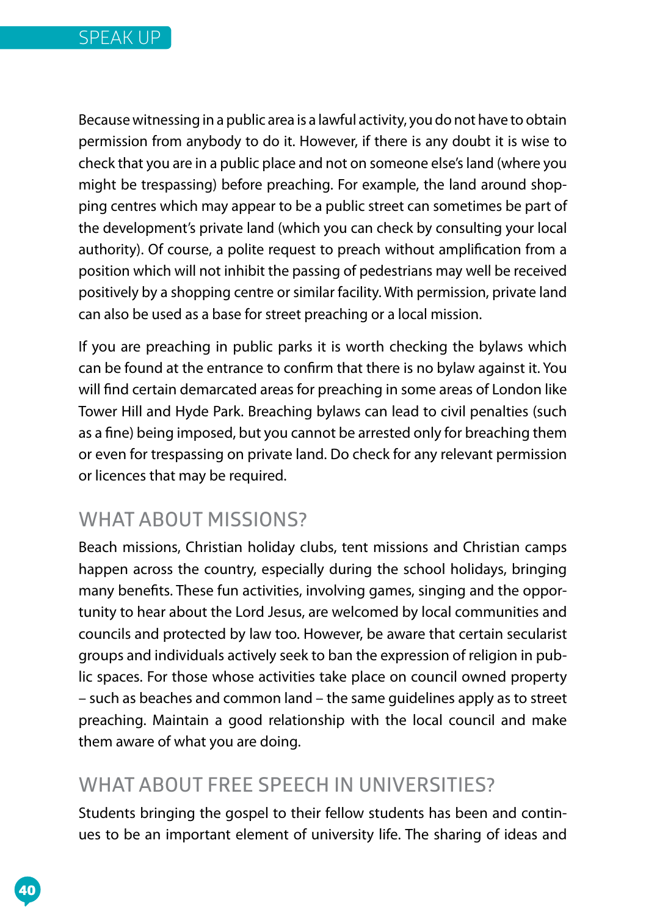Because witnessing in a public area is a lawful activity, you do not have to obtain permission from anybody to do it. However, if there is any doubt it is wise to check that you are in a public place and not on someone else's land (where you might be trespassing) before preaching. For example, the land around shopping centres which may appear to be a public street can sometimes be part of the development's private land (which you can check by consulting your local authority). Of course, a polite request to preach without amplification from a position which will not inhibit the passing of pedestrians may well be received positively by a shopping centre or similar facility. With permission, private land can also be used as a base for street preaching or a local mission.

If you are preaching in public parks it is worth checking the bylaws which can be found at the entrance to confirm that there is no bylaw against it. You will find certain demarcated areas for preaching in some areas of London like Tower Hill and Hyde Park. Breaching bylaws can lead to civil penalties (such as a fine) being imposed, but you cannot be arrested only for breaching them or even for trespassing on private land. Do check for any relevant permission or licences that may be required.

## WHAT ABOUT MISSIONS?

Beach missions, Christian holiday clubs, tent missions and Christian camps happen across the country, especially during the school holidays, bringing many benefits. These fun activities, involving games, singing and the opportunity to hear about the Lord Jesus, are welcomed by local communities and councils and protected by law too. However, be aware that certain secularist groups and individuals actively seek to ban the expression of religion in public spaces. For those whose activities take place on council owned property – such as beaches and common land – the same guidelines apply as to street preaching. Maintain a good relationship with the local council and make them aware of what you are doing.

## WHAT ABOUT FREE SPEECH IN UNIVERSITIES?

Students bringing the gospel to their fellow students has been and continues to be an important element of university life. The sharing of ideas and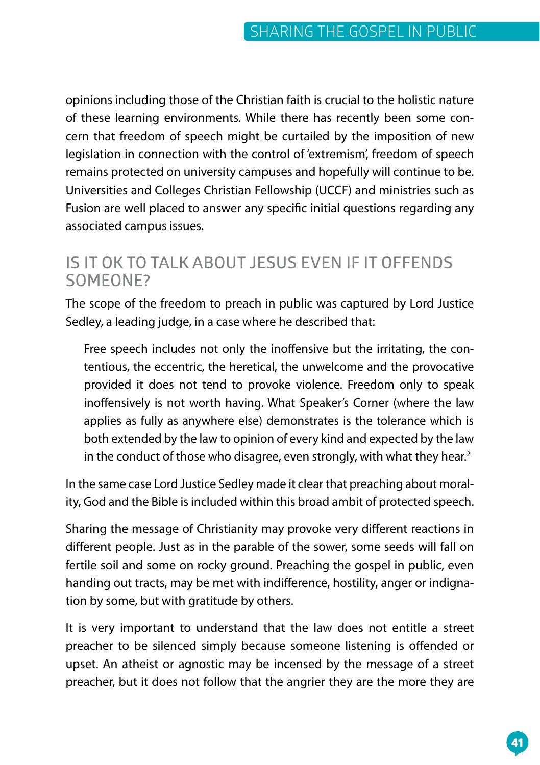opinions including those of the Christian faith is crucial to the holistic nature of these learning environments. While there has recently been some concern that freedom of speech might be curtailed by the imposition of new legislation in connection with the control of 'extremism', freedom of speech remains protected on university campuses and hopefully will continue to be. Universities and Colleges Christian Fellowship (UCCF) and ministries such as Fusion are well placed to answer any specific initial questions regarding any associated campus issues.

## IS IT OK TO TALK ABOUT JESUS EVEN IF IT OFFENDS SOMEONE?

The scope of the freedom to preach in public was captured by Lord Justice Sedley, a leading judge, in a case where he described that:

> Free speech includes not only the inoffensive but the irritating, the contentious, the eccentric, the heretical, the unwelcome and the provocative provided it does not tend to provoke violence. Freedom only to speak inoffensively is not worth having. What Speaker's Corner (where the law applies as fully as anywhere else) demonstrates is the tolerance which is both extended by the law to opinion of every kind and expected by the law in the conduct of those who disagree, even strongly, with what they hear.[2]

In the same case Lord Justice Sedley made it clear that preaching about morality, God and the Bible is included within this broad ambit of protected speech.

Sharing the message of Christianity may provoke very different reactions in different people. Just as in the parable of the sower, some seeds will fall on fertile soil and some on rocky ground. Preaching the gospel in public, even handing out tracts, may be met with indifference, hostility, anger or indignation by some, but with gratitude by others.

It is very important to understand that the law does not entitle a street preacher to be silenced simply because someone listening is offended or upset. An atheist or agnostic may be incensed by the message of a street preacher, but it does not follow that the angrier they are the more they are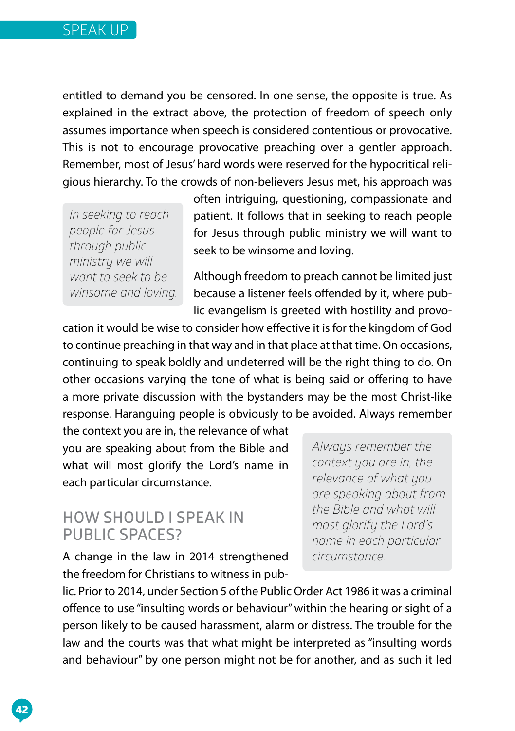entitled to demand you be censored. In one sense, the opposite is true. As explained in the extract above, the protection of freedom of speech only assumes importance when speech is considered contentious or provocative. This is not to encourage provocative preaching over a gentler approach. Remember, most of Jesus' hard words were reserved for the hypocritical religious hierarchy. To the crowds of non-believers Jesus met, his approach was often intriguing, questioning, compassionate and patient. It follows that in seeking to reach people for Jesus through public ministry we will want to seek to be winsome and loving.

> *In seeking to reach people for Jesus through public ministry we will want to seek to be winsome and loving.*

Although freedom to preach cannot be limited just because a listener feels offended by it, where public evangelism is greeted with hostility and provocation it would be wise to consider how effective it is for the kingdom of God to continue preaching in that way and in that place at that time. On occasions, continuing to speak boldly and undeterred will be the right thing to do. On other occasions varying the tone of what is being said or offering to have a more private discussion with the bystanders may be the most Christ-like response. Haranguing people is obviously to be avoided. Always remember the context you are in, the relevance of what you are speaking about from the Bible and what will most glorify the Lord's name in each particular circumstance.

> *Always remember the context you are in, the relevance of what you are speaking about from the Bible and what will most glorify the Lord's name in each particular circumstance.*

## HOW SHOULD I SPEAK IN PUBLIC SPACES?

A change in the law in 2014 strengthened the freedom for Christians to witness in public. Prior to 2014, under Section 5 of the Public Order Act 1986 it was a criminal offence to use "insulting words or behaviour" within the hearing or sight of a person likely to be caused harassment, alarm or distress. The trouble for the law and the courts was that what might be interpreted as "insulting words and behaviour" by one person might not be for another, and as such it led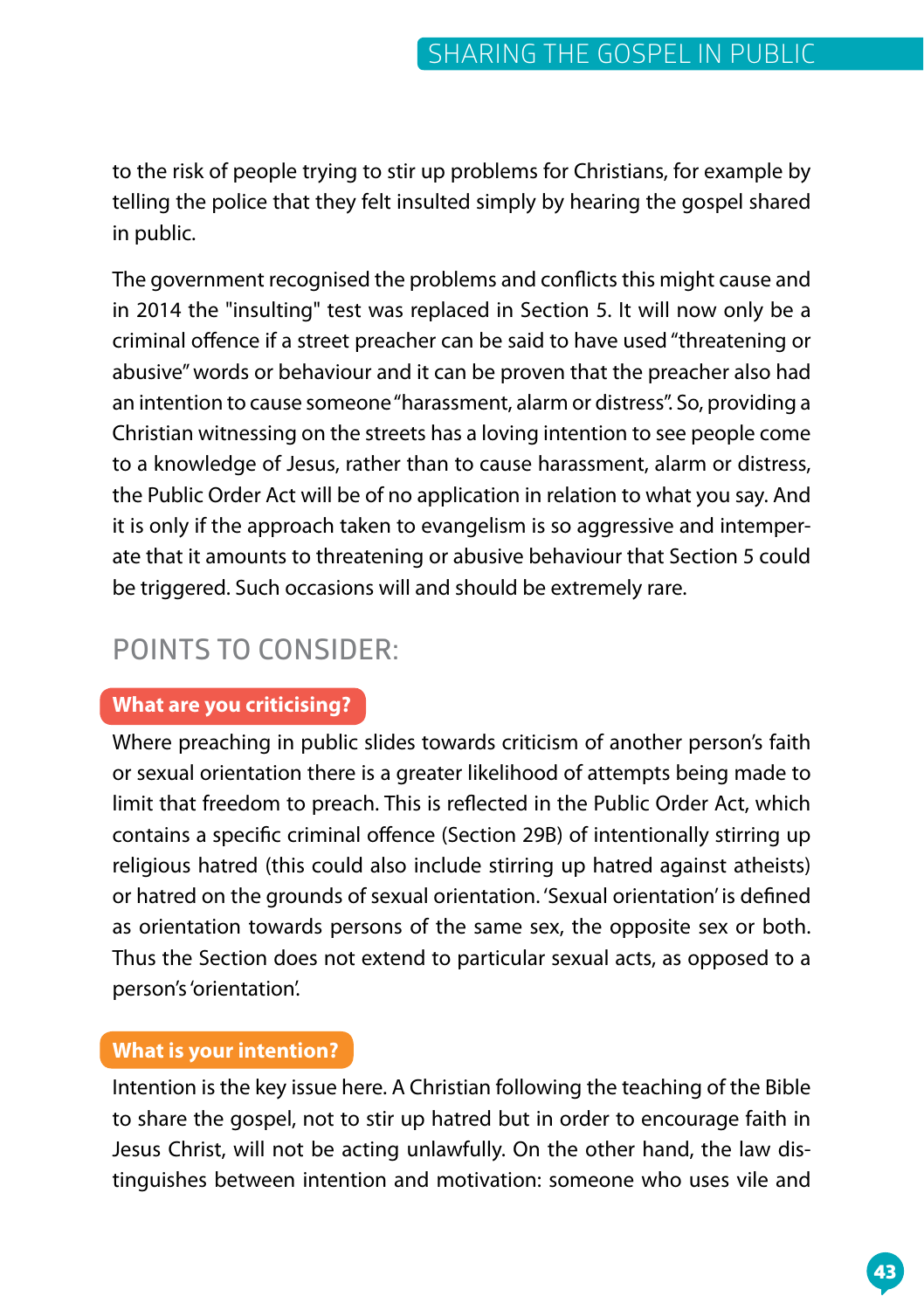to the risk of people trying to stir up problems for Christians, for example by telling the police that they felt insulted simply by hearing the gospel shared in public.

The government recognised the problems and conflicts this might cause and in 2014 the "insulting" test was replaced in Section 5. It will now only be a criminal offence if a street preacher can be said to have used "threatening or abusive" words or behaviour and it can be proven that the preacher also had an intention to cause someone "harassment, alarm or distress". So, providing a Christian witnessing on the streets has a loving intention to see people come to a knowledge of Jesus, rather than to cause harassment, alarm or distress, the Public Order Act will be of no application in relation to what you say. And it is only if the approach taken to evangelism is so aggressive and intemperate that it amounts to threatening or abusive behaviour that Section 5 could be triggered. Such occasions will and should be extremely rare.

## POINTS TO CONSIDER:

### What are you criticising?

Where preaching in public slides towards criticism of another person's faith or sexual orientation there is a greater likelihood of attempts being made to limit that freedom to preach. This is reflected in the Public Order Act, which contains a specific criminal offence (Section 29B) of intentionally stirring up religious hatred (this could also include stirring up hatred against atheists) or hatred on the grounds of sexual orientation. 'Sexual orientation' is defined as orientation towards persons of the same sex, the opposite sex or both. Thus the Section does not extend to particular sexual acts, as opposed to a person's 'orientation'.

### What is your intention?

Intention is the key issue here. A Christian following the teaching of the Bible to share the gospel, not to stir up hatred but in order to encourage faith in Jesus Christ, will not be acting unlawfully. On the other hand, the law distinguishes between intention and motivation: someone who uses vile and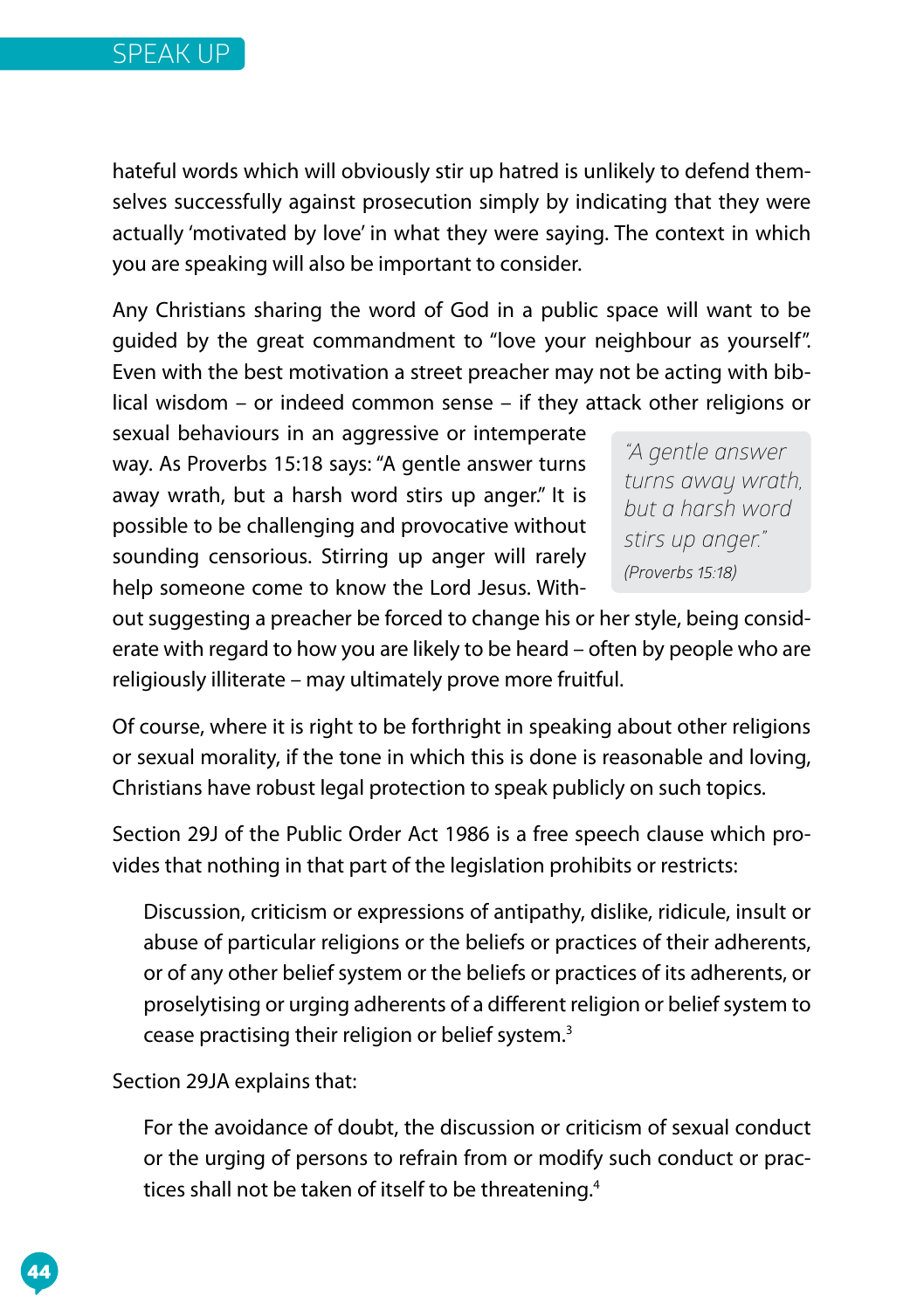hateful words which will obviously stir up hatred is unlikely to defend themselves successfully against prosecution simply by indicating that they were actually 'motivated by love' in what they were saying. The context in which you are speaking will also be important to consider.

Any Christians sharing the word of God in a public space will want to be guided by the great commandment to "love your neighbour as yourself". Even with the best motivation a street preacher may not be acting with biblical wisdom – or indeed common sense – if they attack other religions or sexual behaviours in an aggressive or intemperate way. As Proverbs 15:18 says: "A gentle answer turns away wrath, but a harsh word stirs up anger." It is possible to be challenging and provocative without sounding censorious. Stirring up anger will rarely help someone come to know the Lord Jesus. Without suggesting a preacher be forced to change his or her style, being considerate with regard to how you are likely to be heard – often by people who are religiously illiterate – may ultimately prove more fruitful.

> *"A gentle answer turns away wrath, but a harsh word stirs up anger."*
>
> *(Proverbs 15:18)*

Of course, where it is right to be forthright in speaking about other religions or sexual morality, if the tone in which this is done is reasonable and loving, Christians have robust legal protection to speak publicly on such topics.

Section 29J of the Public Order Act 1986 is a free speech clause which provides that nothing in that part of the legislation prohibits or restricts:

> Discussion, criticism or expressions of antipathy, dislike, ridicule, insult or abuse of particular religions or the beliefs or practices of their adherents, or of any other belief system or the beliefs or practices of its adherents, or proselytising or urging adherents of a different religion or belief system to cease practising their religion or belief system.[3]

Section 29JA explains that:

> For the avoidance of doubt, the discussion or criticism of sexual conduct or the urging of persons to refrain from or modify such conduct or practices shall not be taken of itself to be threatening.[4]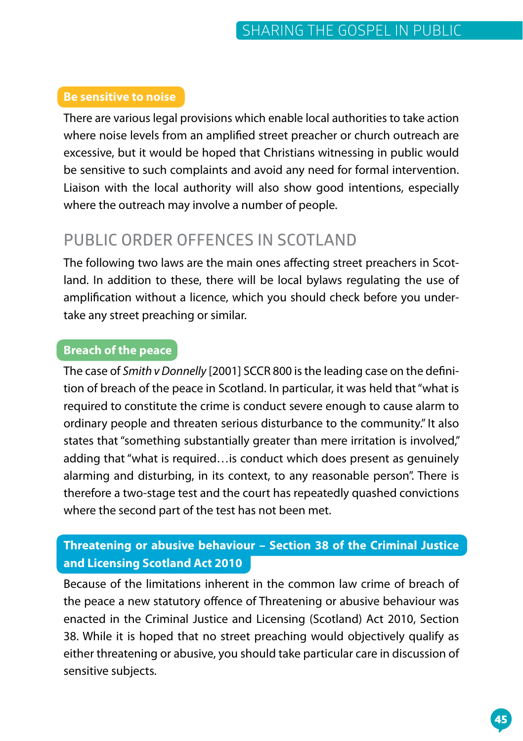### Be sensitive to noise

There are various legal provisions which enable local authorities to take action where noise levels from an amplified street preacher or church outreach are excessive, but it would be hoped that Christians witnessing in public would be sensitive to such complaints and avoid any need for formal intervention. Liaison with the local authority will also show good intentions, especially where the outreach may involve a number of people.

## PUBLIC ORDER OFFENCES IN SCOTLAND

The following two laws are the main ones affecting street preachers in Scotland. In addition to these, there will be local bylaws regulating the use of amplification without a licence, which you should check before you undertake any street preaching or similar.

### Breach of the peace

The case of *Smith v Donnelly* [2001] SCCR 800 is the leading case on the definition of breach of the peace in Scotland. In particular, it was held that "what is required to constitute the crime is conduct severe enough to cause alarm to ordinary people and threaten serious disturbance to the community." It also states that "something substantially greater than mere irritation is involved," adding that "what is required…is conduct which does present as genuinely alarming and disturbing, in its context, to any reasonable person". There is therefore a two-stage test and the court has repeatedly quashed convictions where the second part of the test has not been met.

### Threatening or abusive behaviour – Section 38 of the Criminal Justice and Licensing Scotland Act 2010

Because of the limitations inherent in the common law crime of breach of the peace a new statutory offence of Threatening or abusive behaviour was enacted in the Criminal Justice and Licensing (Scotland) Act 2010, Section 38. While it is hoped that no street preaching would objectively qualify as either threatening or abusive, you should take particular care in discussion of sensitive subjects.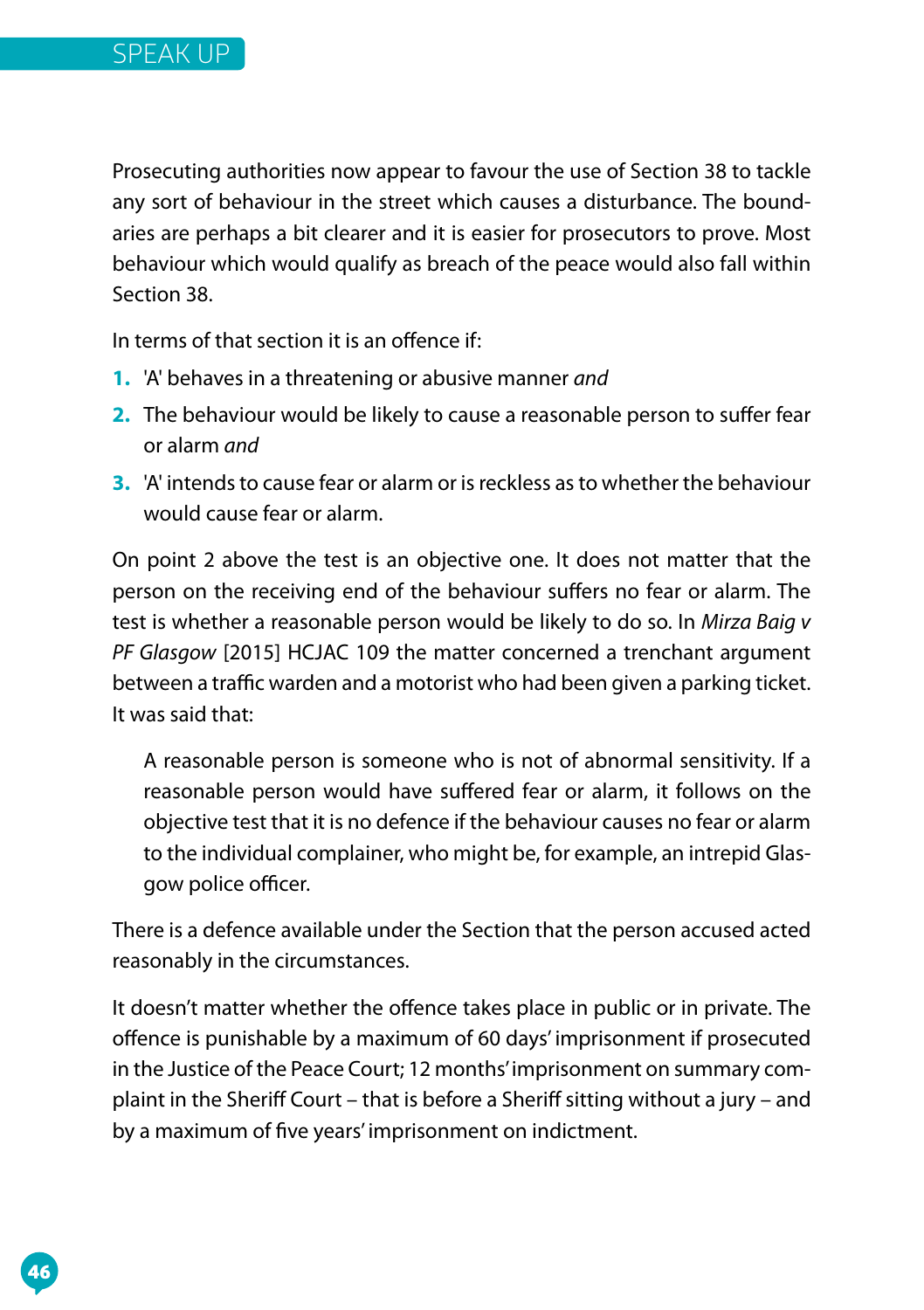Prosecuting authorities now appear to favour the use of Section 38 to tackle any sort of behaviour in the street which causes a disturbance. The boundaries are perhaps a bit clearer and it is easier for prosecutors to prove. Most behaviour which would qualify as breach of the peace would also fall within Section 38.

In terms of that section it is an offence if:

1. 'A' behaves in a threatening or abusive manner *and*
2. The behaviour would be likely to cause a reasonable person to suffer fear or alarm *and*
3. 'A' intends to cause fear or alarm or is reckless as to whether the behaviour would cause fear or alarm.

On point 2 above the test is an objective one. It does not matter that the person on the receiving end of the behaviour suffers no fear or alarm. The test is whether a reasonable person would be likely to do so. In *Mirza Baig v PF Glasgow* [2015] HCJAC 109 the matter concerned a trenchant argument between a traffic warden and a motorist who had been given a parking ticket. It was said that:

> A reasonable person is someone who is not of abnormal sensitivity. If a reasonable person would have suffered fear or alarm, it follows on the objective test that it is no defence if the behaviour causes no fear or alarm to the individual complainer, who might be, for example, an intrepid Glasgow police officer.

There is a defence available under the Section that the person accused acted reasonably in the circumstances.

It doesn't matter whether the offence takes place in public or in private. The offence is punishable by a maximum of 60 days' imprisonment if prosecuted in the Justice of the Peace Court; 12 months' imprisonment on summary complaint in the Sheriff Court – that is before a Sheriff sitting without a jury – and by a maximum of five years' imprisonment on indictment.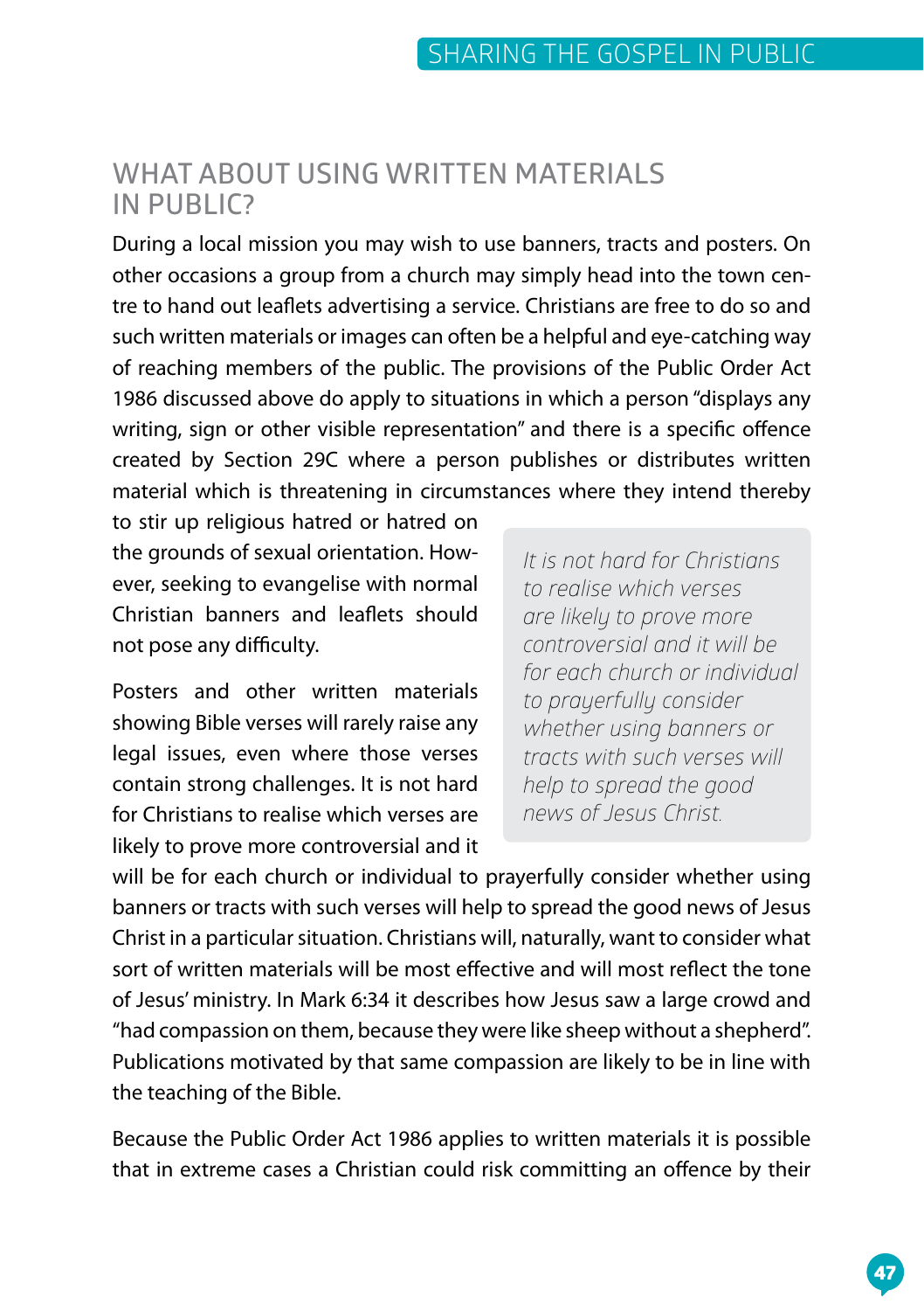## WHAT ABOUT USING WRITTEN MATERIALS IN PUBLIC?

During a local mission you may wish to use banners, tracts and posters. On other occasions a group from a church may simply head into the town centre to hand out leaflets advertising a service. Christians are free to do so and such written materials or images can often be a helpful and eye-catching way of reaching members of the public. The provisions of the Public Order Act 1986 discussed above do apply to situations in which a person "displays any writing, sign or other visible representation" and there is a specific offence created by Section 29C where a person publishes or distributes written material which is threatening in circumstances where they intend thereby to stir up religious hatred or hatred on the grounds of sexual orientation. However, seeking to evangelise with normal Christian banners and leaflets should not pose any difficulty.

> *It is not hard for Christians to realise which verses are likely to prove more controversial and it will be for each church or individual to prayerfully consider whether using banners or tracts with such verses will help to spread the good news of Jesus Christ.*

Posters and other written materials showing Bible verses will rarely raise any legal issues, even where those verses contain strong challenges. It is not hard for Christians to realise which verses are likely to prove more controversial and it will be for each church or individual to prayerfully consider whether using banners or tracts with such verses will help to spread the good news of Jesus Christ in a particular situation. Christians will, naturally, want to consider what sort of written materials will be most effective and will most reflect the tone of Jesus' ministry. In Mark 6:34 it describes how Jesus saw a large crowd and "had compassion on them, because they were like sheep without a shepherd". Publications motivated by that same compassion are likely to be in line with the teaching of the Bible.

Because the Public Order Act 1986 applies to written materials it is possible that in extreme cases a Christian could risk committing an offence by their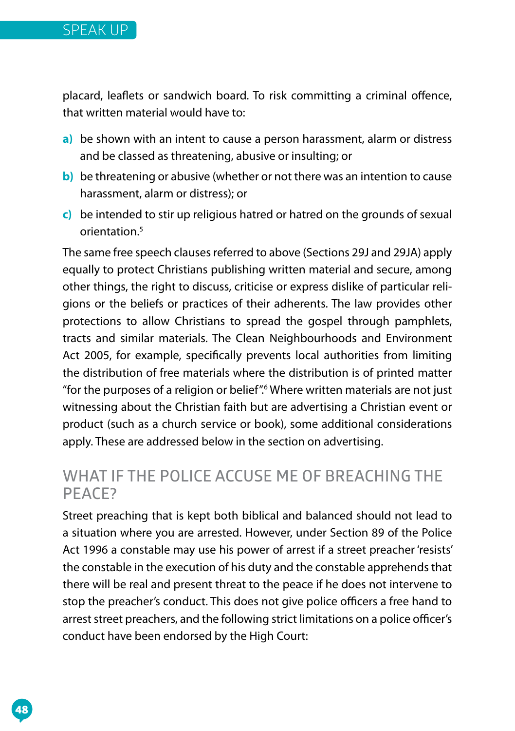placard, leaflets or sandwich board. To risk committing a criminal offence, that written material would have to:

**a)** be shown with an intent to cause a person harassment, alarm or distress and be classed as threatening, abusive or insulting; or

**b)** be threatening or abusive (whether or not there was an intention to cause harassment, alarm or distress); or

**c)** be intended to stir up religious hatred or hatred on the grounds of sexual orientation.[5]

The same free speech clauses referred to above (Sections 29J and 29JA) apply equally to protect Christians publishing written material and secure, among other things, the right to discuss, criticise or express dislike of particular religions or the beliefs or practices of their adherents. The law provides other protections to allow Christians to spread the gospel through pamphlets, tracts and similar materials. The Clean Neighbourhoods and Environment Act 2005, for example, specifically prevents local authorities from limiting the distribution of free materials where the distribution is of printed matter "for the purposes of a religion or belief".[6] Where written materials are not just witnessing about the Christian faith but are advertising a Christian event or product (such as a church service or book), some additional considerations apply. These are addressed below in the section on advertising.

## WHAT IF THE POLICE ACCUSE ME OF BREACHING THE PEACE?

Street preaching that is kept both biblical and balanced should not lead to a situation where you are arrested. However, under Section 89 of the Police Act 1996 a constable may use his power of arrest if a street preacher 'resists' the constable in the execution of his duty and the constable apprehends that there will be real and present threat to the peace if he does not intervene to stop the preacher's conduct. This does not give police officers a free hand to arrest street preachers, and the following strict limitations on a police officer's conduct have been endorsed by the High Court: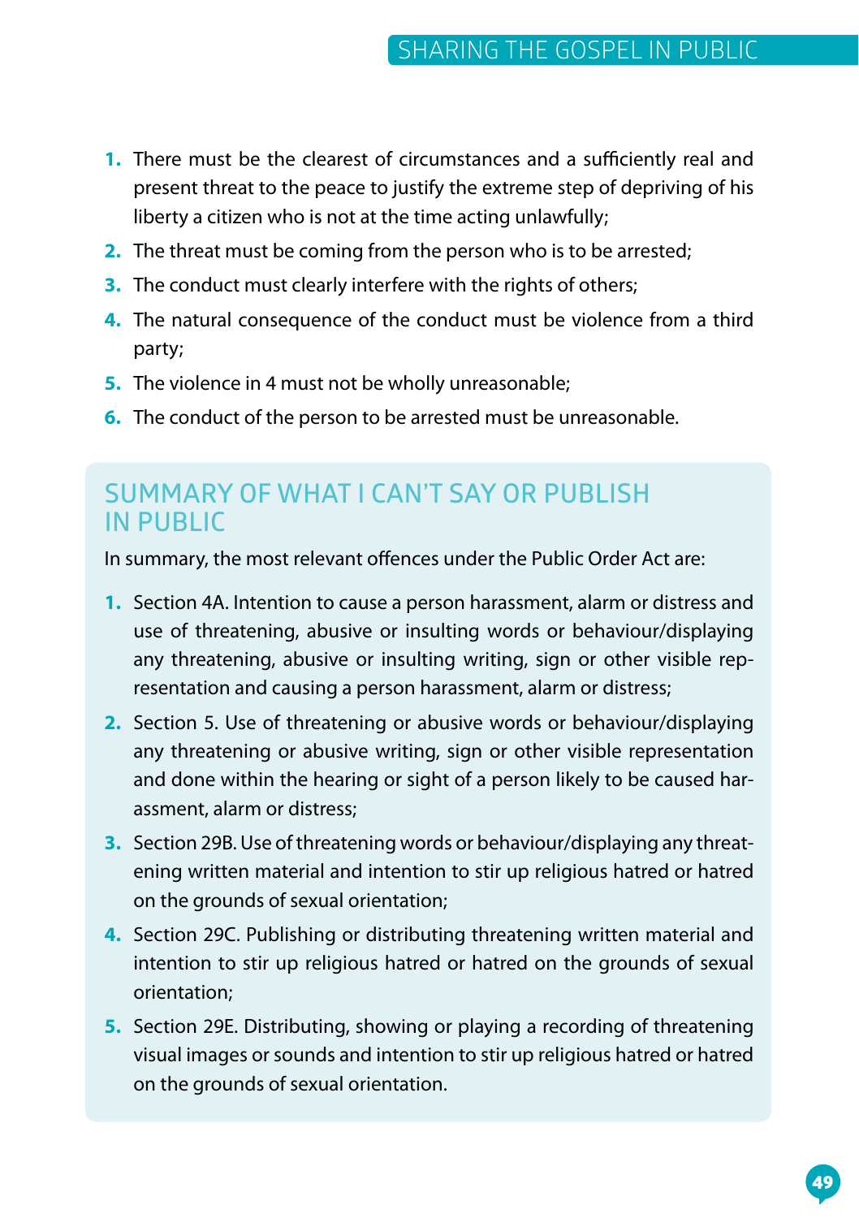1. There must be the clearest of circumstances and a sufficiently real and present threat to the peace to justify the extreme step of depriving of his liberty a citizen who is not at the time acting unlawfully;
2. The threat must be coming from the person who is to be arrested;
3. The conduct must clearly interfere with the rights of others;
4. The natural consequence of the conduct must be violence from a third party;
5. The violence in 4 must not be wholly unreasonable;
6. The conduct of the person to be arrested must be unreasonable.

## SUMMARY OF WHAT I CAN'T SAY OR PUBLISH IN PUBLIC

In summary, the most relevant offences under the Public Order Act are:

1. Section 4A. Intention to cause a person harassment, alarm or distress and use of threatening, abusive or insulting words or behaviour/displaying any threatening, abusive or insulting writing, sign or other visible representation and causing a person harassment, alarm or distress;
2. Section 5. Use of threatening or abusive words or behaviour/displaying any threatening or abusive writing, sign or other visible representation and done within the hearing or sight of a person likely to be caused harassment, alarm or distress;
3. Section 29B. Use of threatening words or behaviour/displaying any threatening written material and intention to stir up religious hatred or hatred on the grounds of sexual orientation;
4. Section 29C. Publishing or distributing threatening written material and intention to stir up religious hatred or hatred on the grounds of sexual orientation;
5. Section 29E. Distributing, showing or playing a recording of threatening visual images or sounds and intention to stir up religious hatred or hatred on the grounds of sexual orientation.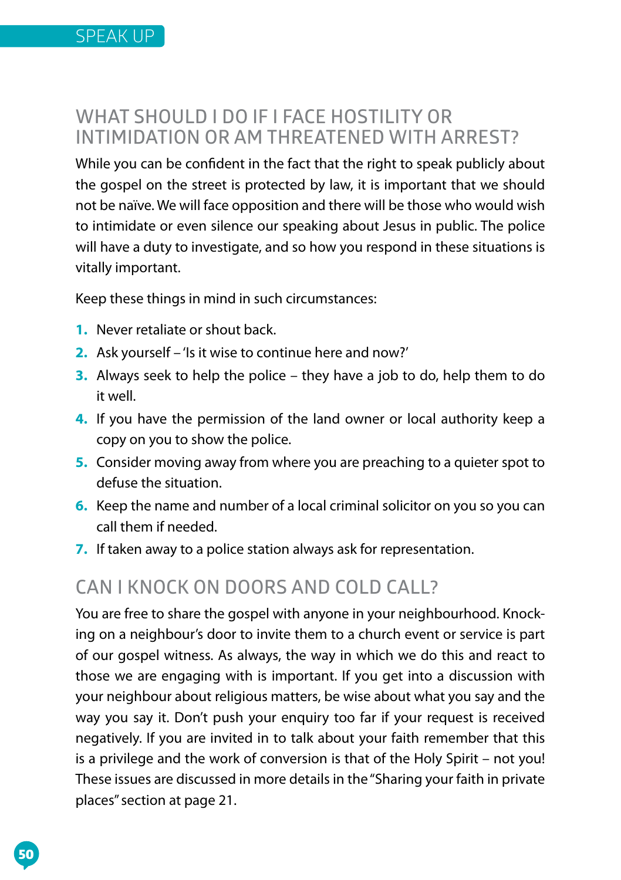## WHAT SHOULD I DO IF I FACE HOSTILITY OR INTIMIDATION OR AM THREATENED WITH ARREST?

While you can be confident in the fact that the right to speak publicly about the gospel on the street is protected by law, it is important that we should not be naïve. We will face opposition and there will be those who would wish to intimidate or even silence our speaking about Jesus in public. The police will have a duty to investigate, and so how you respond in these situations is vitally important.

Keep these things in mind in such circumstances:

1. Never retaliate or shout back.
2. Ask yourself – 'Is it wise to continue here and now?'
3. Always seek to help the police – they have a job to do, help them to do it well.
4. If you have the permission of the land owner or local authority keep a copy on you to show the police.
5. Consider moving away from where you are preaching to a quieter spot to defuse the situation.
6. Keep the name and number of a local criminal solicitor on you so you can call them if needed.
7. If taken away to a police station always ask for representation.

## CAN I KNOCK ON DOORS AND COLD CALL?

You are free to share the gospel with anyone in your neighbourhood. Knocking on a neighbour's door to invite them to a church event or service is part of our gospel witness. As always, the way in which we do this and react to those we are engaging with is important. If you get into a discussion with your neighbour about religious matters, be wise about what you say and the way you say it. Don't push your enquiry too far if your request is received negatively. If you are invited in to talk about your faith remember that this is a privilege and the work of conversion is that of the Holy Spirit – not you! These issues are discussed in more details in the "Sharing your faith in private places" section at page 21.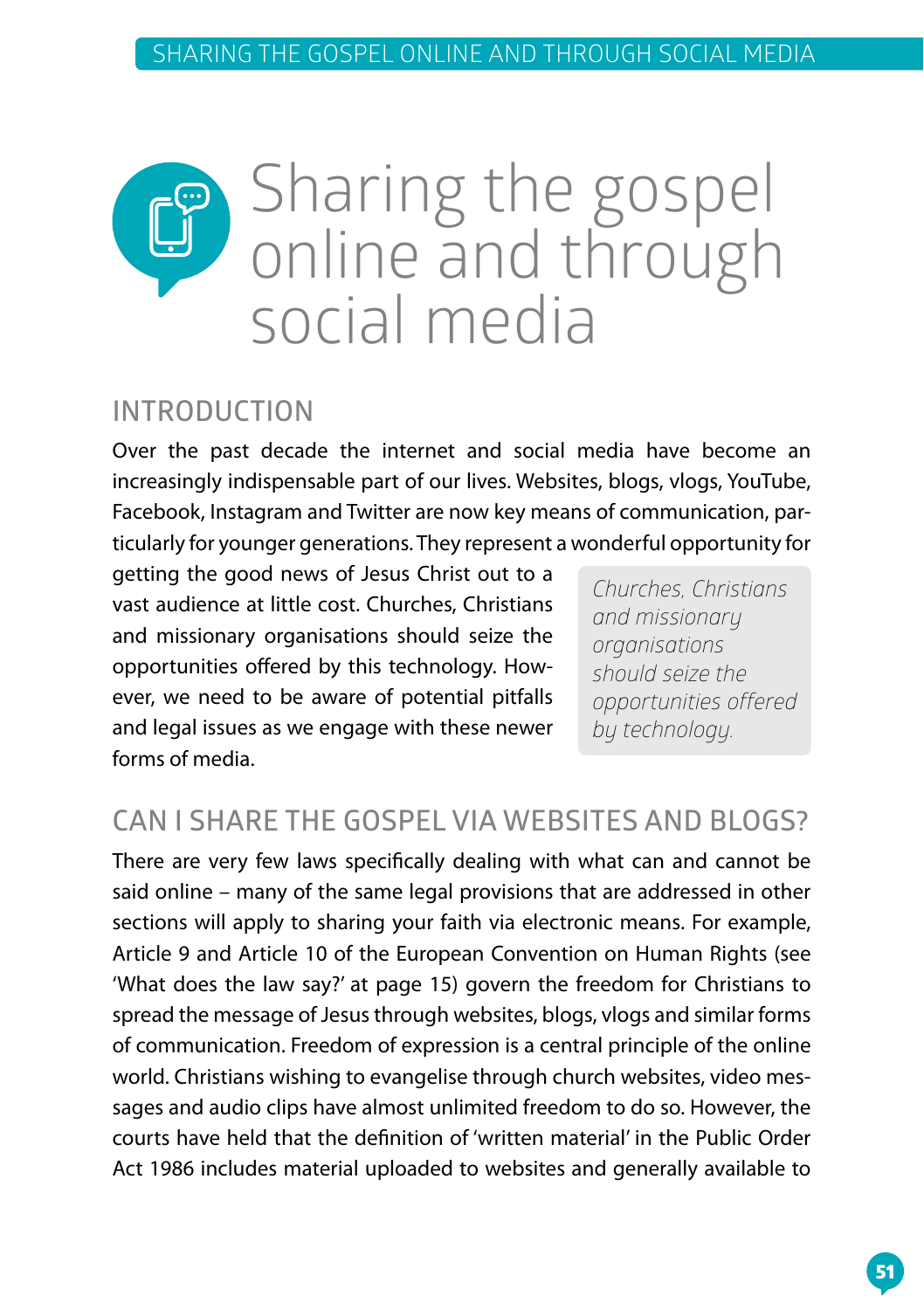# Sharing the gospel online and through social media

## INTRODUCTION

Over the past decade the internet and social media have become an increasingly indispensable part of our lives. Websites, blogs, vlogs, YouTube, Facebook, Instagram and Twitter are now key means of communication, particularly for younger generations. They represent a wonderful opportunity for getting the good news of Jesus Christ out to a vast audience at little cost. Churches, Christians and missionary organisations should seize the opportunities offered by this technology. However, we need to be aware of potential pitfalls and legal issues as we engage with these newer forms of media.

> *Churches, Christians and missionary organisations should seize the opportunities offered by technology.*

## CAN I SHARE THE GOSPEL VIA WEBSITES AND BLOGS?

There are very few laws specifically dealing with what can and cannot be said online – many of the same legal provisions that are addressed in other sections will apply to sharing your faith via electronic means. For example, Article 9 and Article 10 of the European Convention on Human Rights (see 'What does the law say?' at page 15) govern the freedom for Christians to spread the message of Jesus through websites, blogs, vlogs and similar forms of communication. Freedom of expression is a central principle of the online world. Christians wishing to evangelise through church websites, video messages and audio clips have almost unlimited freedom to do so. However, the courts have held that the definition of 'written material' in the Public Order Act 1986 includes material uploaded to websites and generally available to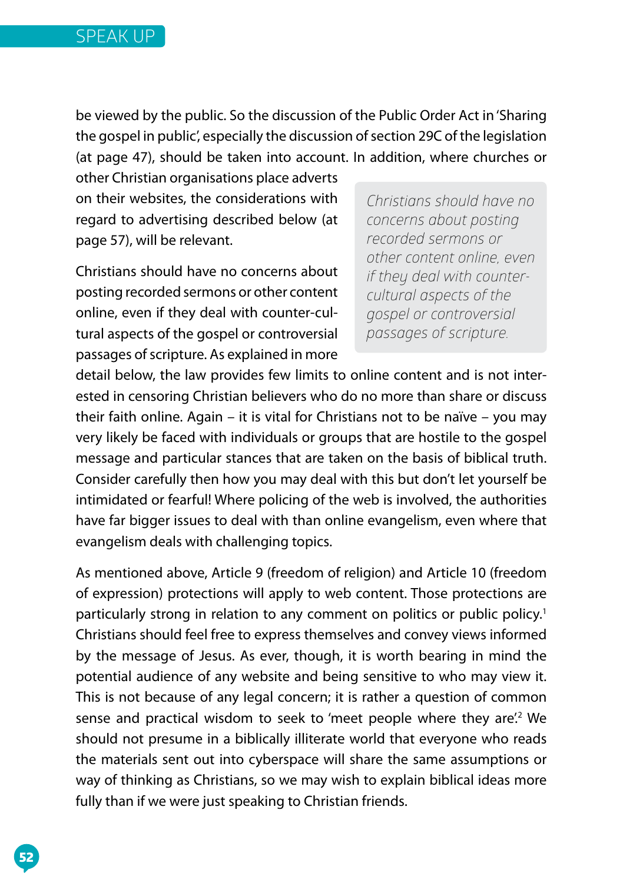be viewed by the public. So the discussion of the Public Order Act in 'Sharing the gospel in public', especially the discussion of section 29C of the legislation (at page 47), should be taken into account. In addition, where churches or other Christian organisations place adverts on their websites, the considerations with regard to advertising described below (at page 57), will be relevant.

> *Christians should have no concerns about posting recorded sermons or other content online, even if they deal with counter-cultural aspects of the gospel or controversial passages of scripture.*

Christians should have no concerns about posting recorded sermons or other content online, even if they deal with counter-cultural aspects of the gospel or controversial passages of scripture. As explained in more detail below, the law provides few limits to online content and is not interested in censoring Christian believers who do no more than share or discuss their faith online. Again – it is vital for Christians not to be naïve – you may very likely be faced with individuals or groups that are hostile to the gospel message and particular stances that are taken on the basis of biblical truth. Consider carefully then how you may deal with this but don't let yourself be intimidated or fearful! Where policing of the web is involved, the authorities have far bigger issues to deal with than online evangelism, even where that evangelism deals with challenging topics.

As mentioned above, Article 9 (freedom of religion) and Article 10 (freedom of expression) protections will apply to web content. Those protections are particularly strong in relation to any comment on politics or public policy.[1] Christians should feel free to express themselves and convey views informed by the message of Jesus. As ever, though, it is worth bearing in mind the potential audience of any website and being sensitive to who may view it. This is not because of any legal concern; it is rather a question of common sense and practical wisdom to seek to 'meet people where they are'.[2] We should not presume in a biblically illiterate world that everyone who reads the materials sent out into cyberspace will share the same assumptions or way of thinking as Christians, so we may wish to explain biblical ideas more fully than if we were just speaking to Christian friends.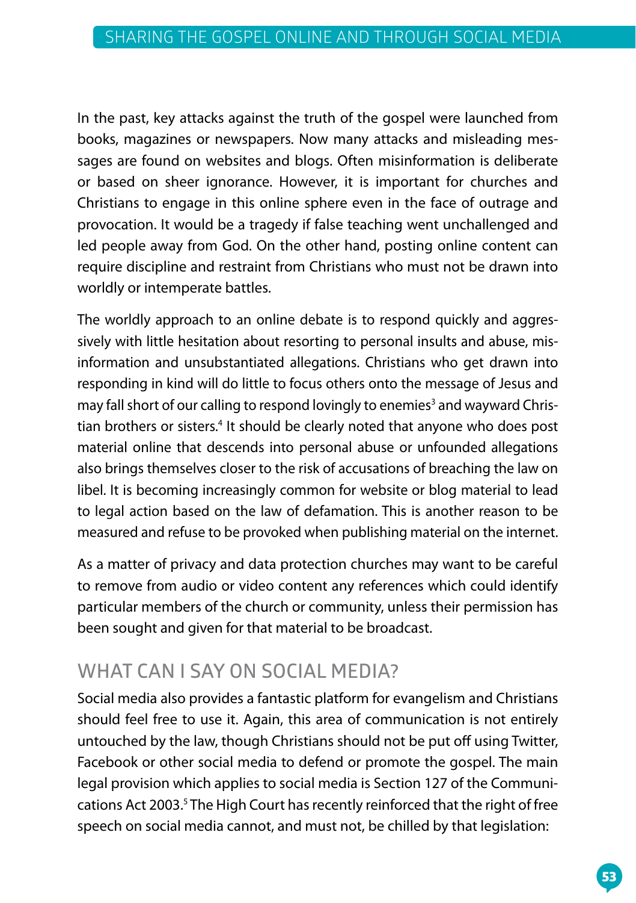In the past, key attacks against the truth of the gospel were launched from books, magazines or newspapers. Now many attacks and misleading messages are found on websites and blogs. Often misinformation is deliberate or based on sheer ignorance. However, it is important for churches and Christians to engage in this online sphere even in the face of outrage and provocation. It would be a tragedy if false teaching went unchallenged and led people away from God. On the other hand, posting online content can require discipline and restraint from Christians who must not be drawn into worldly or intemperate battles.

The worldly approach to an online debate is to respond quickly and aggressively with little hesitation about resorting to personal insults and abuse, misinformation and unsubstantiated allegations. Christians who get drawn into responding in kind will do little to focus others onto the message of Jesus and may fall short of our calling to respond lovingly to enemies[3] and wayward Christian brothers or sisters.[4] It should be clearly noted that anyone who does post material online that descends into personal abuse or unfounded allegations also brings themselves closer to the risk of accusations of breaching the law on libel. It is becoming increasingly common for website or blog material to lead to legal action based on the law of defamation. This is another reason to be measured and refuse to be provoked when publishing material on the internet.

As a matter of privacy and data protection churches may want to be careful to remove from audio or video content any references which could identify particular members of the church or community, unless their permission has been sought and given for that material to be broadcast.

## WHAT CAN I SAY ON SOCIAL MEDIA?

Social media also provides a fantastic platform for evangelism and Christians should feel free to use it. Again, this area of communication is not entirely untouched by the law, though Christians should not be put off using Twitter, Facebook or other social media to defend or promote the gospel. The main legal provision which applies to social media is Section 127 of the Communications Act 2003.[5] The High Court has recently reinforced that the right of free speech on social media cannot, and must not, be chilled by that legislation: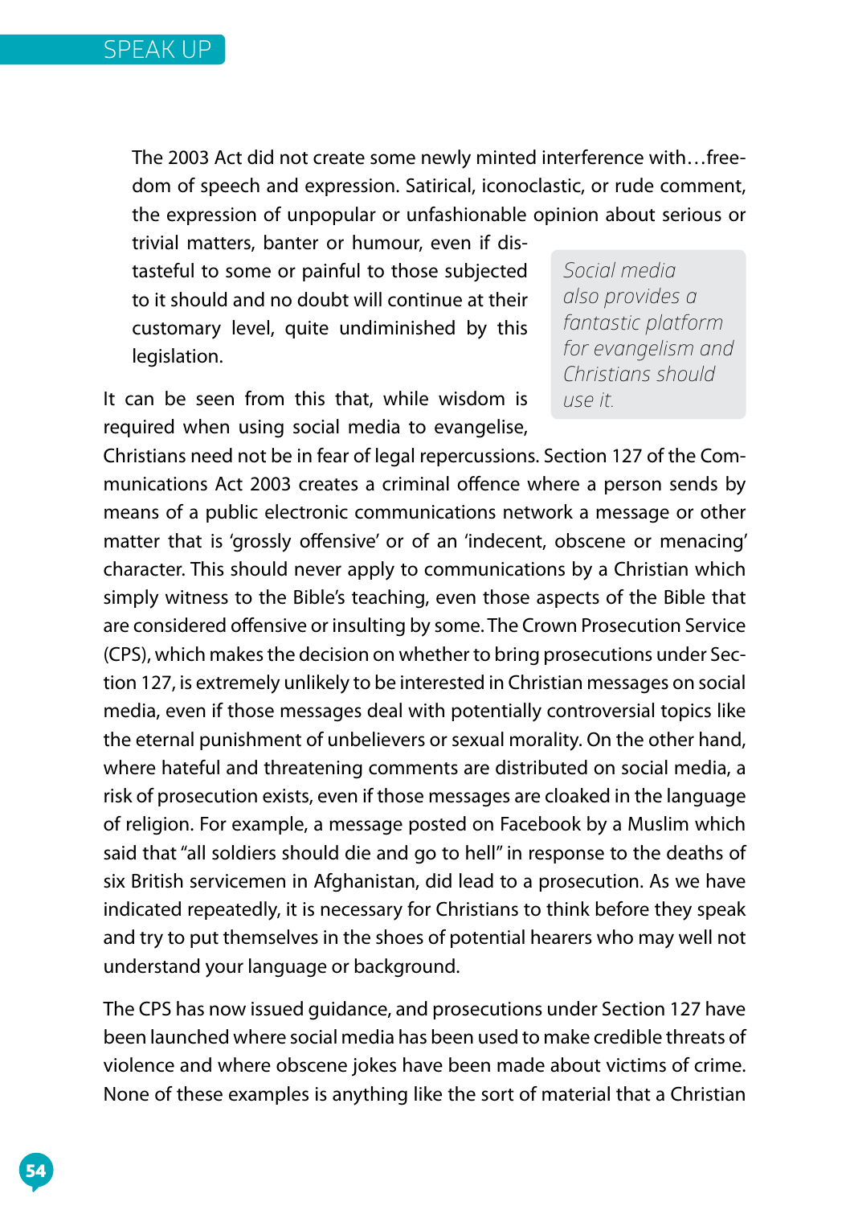> The 2003 Act did not create some newly minted interference with…freedom of speech and expression. Satirical, iconoclastic, or rude comment, the expression of unpopular or unfashionable opinion about serious or trivial matters, banter or humour, even if distasteful to some or painful to those subjected to it should and no doubt will continue at their customary level, quite undiminished by this legislation.

*Social media also provides a fantastic platform for evangelism and Christians should use it.*

It can be seen from this that, while wisdom is required when using social media to evangelise, Christians need not be in fear of legal repercussions. Section 127 of the Communications Act 2003 creates a criminal offence where a person sends by means of a public electronic communications network a message or other matter that is 'grossly offensive' or of an 'indecent, obscene or menacing' character. This should never apply to communications by a Christian which simply witness to the Bible's teaching, even those aspects of the Bible that are considered offensive or insulting by some. The Crown Prosecution Service (CPS), which makes the decision on whether to bring prosecutions under Section 127, is extremely unlikely to be interested in Christian messages on social media, even if those messages deal with potentially controversial topics like the eternal punishment of unbelievers or sexual morality. On the other hand, where hateful and threatening comments are distributed on social media, a risk of prosecution exists, even if those messages are cloaked in the language of religion. For example, a message posted on Facebook by a Muslim which said that "all soldiers should die and go to hell" in response to the deaths of six British servicemen in Afghanistan, did lead to a prosecution. As we have indicated repeatedly, it is necessary for Christians to think before they speak and try to put themselves in the shoes of potential hearers who may well not understand your language or background.

The CPS has now issued guidance, and prosecutions under Section 127 have been launched where social media has been used to make credible threats of violence and where obscene jokes have been made about victims of crime. None of these examples is anything like the sort of material that a Christian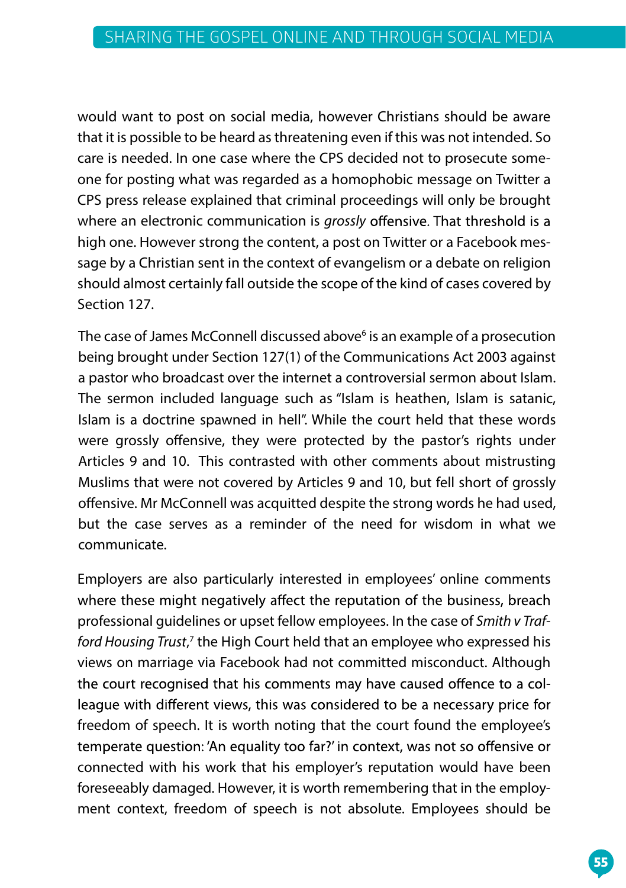would want to post on social media, however Christians should be aware that it is possible to be heard as threatening even if this was not intended. So care is needed. In one case where the CPS decided not to prosecute someone for posting what was regarded as a homophobic message on Twitter a CPS press release explained that criminal proceedings will only be brought where an electronic communication is *grossly* offensive. That threshold is a high one. However strong the content, a post on Twitter or a Facebook message by a Christian sent in the context of evangelism or a debate on religion should almost certainly fall outside the scope of the kind of cases covered by Section 127.

The case of James McConnell discussed above[6] is an example of a prosecution being brought under Section 127(1) of the Communications Act 2003 against a pastor who broadcast over the internet a controversial sermon about Islam. The sermon included language such as "Islam is heathen, Islam is satanic, Islam is a doctrine spawned in hell". While the court held that these words were grossly offensive, they were protected by the pastor's rights under Articles 9 and 10. This contrasted with other comments about mistrusting Muslims that were not covered by Articles 9 and 10, but fell short of grossly offensive. Mr McConnell was acquitted despite the strong words he had used, but the case serves as a reminder of the need for wisdom in what we communicate.

Employers are also particularly interested in employees' online comments where these might negatively affect the reputation of the business, breach professional guidelines or upset fellow employees. In the case of *Smith v Trafford Housing Trust*,[7] the High Court held that an employee who expressed his views on marriage via Facebook had not committed misconduct. Although the court recognised that his comments may have caused offence to a colleague with different views, this was considered to be a necessary price for freedom of speech. It is worth noting that the court found the employee's temperate question: 'An equality too far?' in context, was not so offensive or connected with his work that his employer's reputation would have been foreseeably damaged. However, it is worth remembering that in the employment context, freedom of speech is not absolute. Employees should be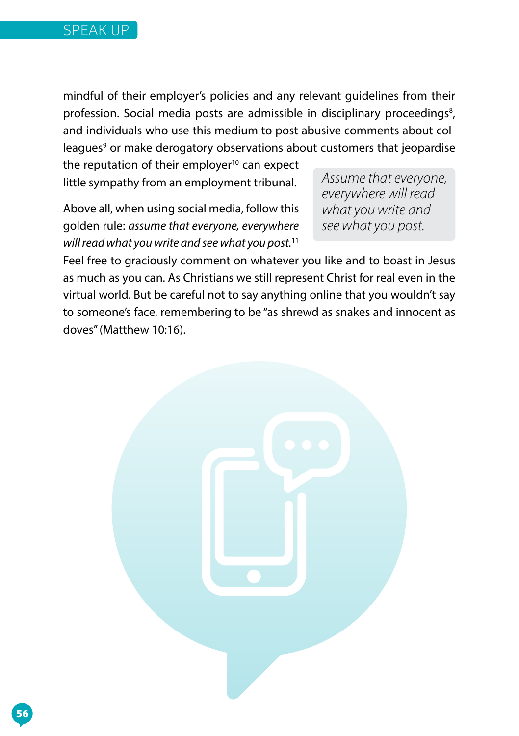mindful of their employer's policies and any relevant guidelines from their profession. Social media posts are admissible in disciplinary proceedings[8], and individuals who use this medium to post abusive comments about colleagues[9] or make derogatory observations about customers that jeopardise the reputation of their employer[10] can expect little sympathy from an employment tribunal.

> *Assume that everyone, everywhere will read what you write and see what you post.*

Above all, when using social media, follow this golden rule: *assume that everyone, everywhere will read what you write and see what you post.*[11] Feel free to graciously comment on whatever you like and to boast in Jesus as much as you can. As Christians we still represent Christ for real even in the virtual world. But be careful not to say anything online that you wouldn't say to someone's face, remembering to be "as shrewd as snakes and innocent as doves" (Matthew 10:16).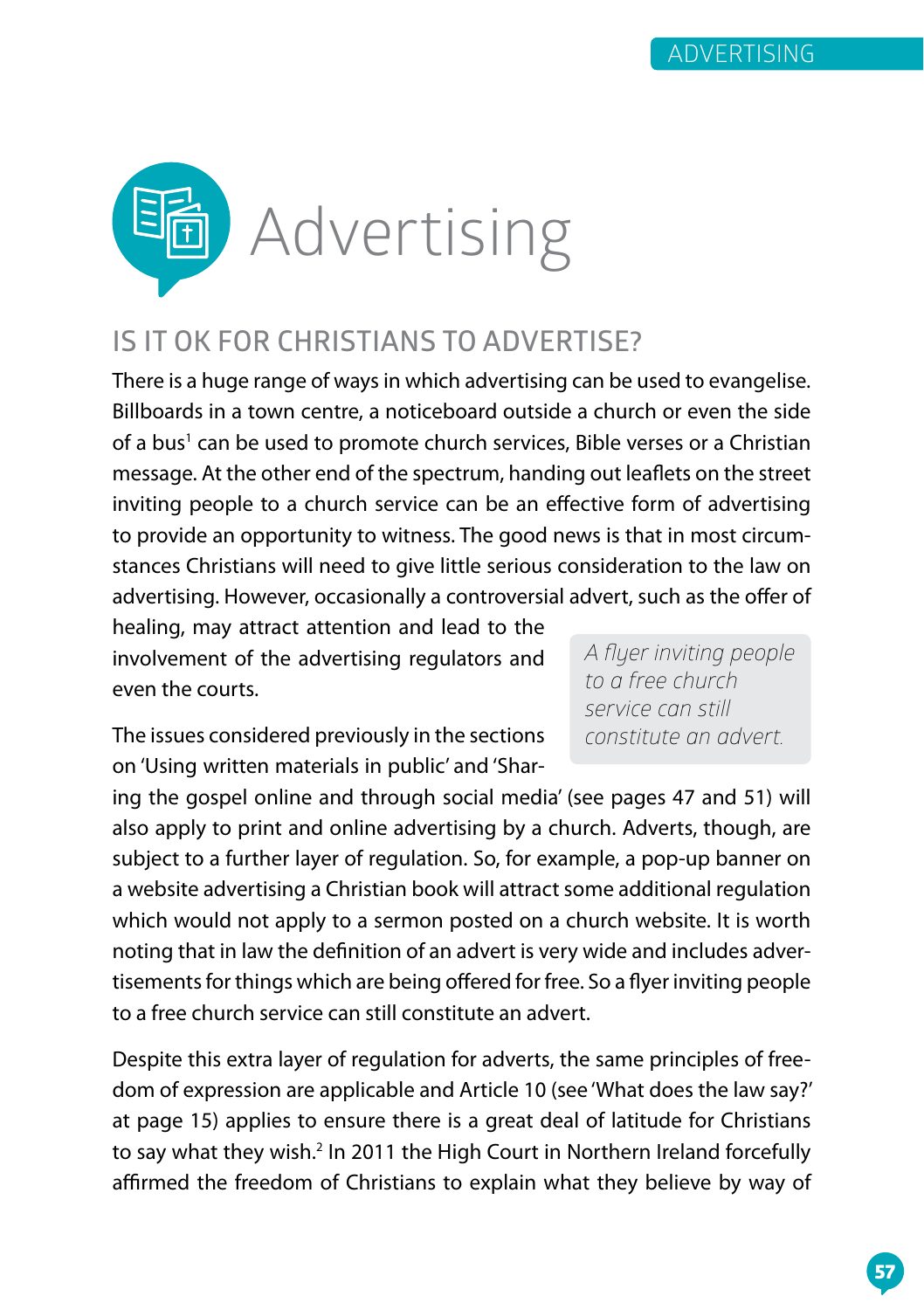# Advertising

## IS IT OK FOR CHRISTIANS TO ADVERTISE?

There is a huge range of ways in which advertising can be used to evangelise. Billboards in a town centre, a noticeboard outside a church or even the side of a bus[1] can be used to promote church services, Bible verses or a Christian message. At the other end of the spectrum, handing out leaflets on the street inviting people to a church service can be an effective form of advertising to provide an opportunity to witness. The good news is that in most circumstances Christians will need to give little serious consideration to the law on advertising. However, occasionally a controversial advert, such as the offer of healing, may attract attention and lead to the involvement of the advertising regulators and even the courts.

*A flyer inviting people to a free church service can still constitute an advert.*

The issues considered previously in the sections on 'Using written materials in public' and 'Sharing the gospel online and through social media' (see pages 47 and 51) will also apply to print and online advertising by a church. Adverts, though, are subject to a further layer of regulation. So, for example, a pop-up banner on a website advertising a Christian book will attract some additional regulation which would not apply to a sermon posted on a church website. It is worth noting that in law the definition of an advert is very wide and includes advertisements for things which are being offered for free. So a flyer inviting people to a free church service can still constitute an advert.

Despite this extra layer of regulation for adverts, the same principles of freedom of expression are applicable and Article 10 (see 'What does the law say?' at page 15) applies to ensure there is a great deal of latitude for Christians to say what they wish.[2] In 2011 the High Court in Northern Ireland forcefully affirmed the freedom of Christians to explain what they believe by way of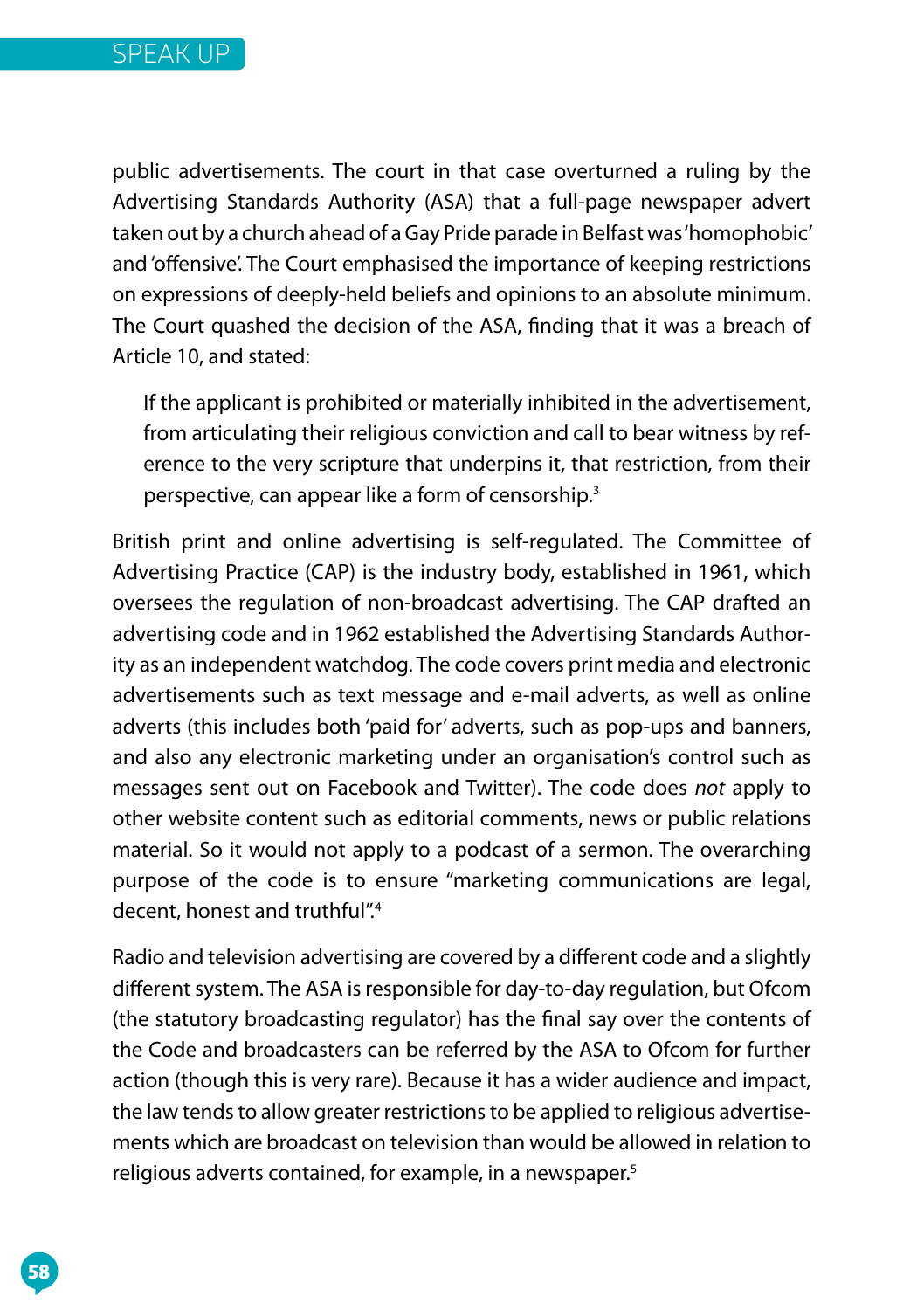public advertisements. The court in that case overturned a ruling by the Advertising Standards Authority (ASA) that a full-page newspaper advert taken out by a church ahead of a Gay Pride parade in Belfast was 'homophobic' and 'offensive'. The Court emphasised the importance of keeping restrictions on expressions of deeply-held beliefs and opinions to an absolute minimum. The Court quashed the decision of the ASA, finding that it was a breach of Article 10, and stated:

> If the applicant is prohibited or materially inhibited in the advertisement, from articulating their religious conviction and call to bear witness by reference to the very scripture that underpins it, that restriction, from their perspective, can appear like a form of censorship.[3]

British print and online advertising is self-regulated. The Committee of Advertising Practice (CAP) is the industry body, established in 1961, which oversees the regulation of non-broadcast advertising. The CAP drafted an advertising code and in 1962 established the Advertising Standards Authority as an independent watchdog. The code covers print media and electronic advertisements such as text message and e-mail adverts, as well as online adverts (this includes both 'paid for' adverts, such as pop-ups and banners, and also any electronic marketing under an organisation's control such as messages sent out on Facebook and Twitter). The code does *not* apply to other website content such as editorial comments, news or public relations material. So it would not apply to a podcast of a sermon. The overarching purpose of the code is to ensure "marketing communications are legal, decent, honest and truthful".[4]

Radio and television advertising are covered by a different code and a slightly different system. The ASA is responsible for day-to-day regulation, but Ofcom (the statutory broadcasting regulator) has the final say over the contents of the Code and broadcasters can be referred by the ASA to Ofcom for further action (though this is very rare). Because it has a wider audience and impact, the law tends to allow greater restrictions to be applied to religious advertisements which are broadcast on television than would be allowed in relation to religious adverts contained, for example, in a newspaper.[5]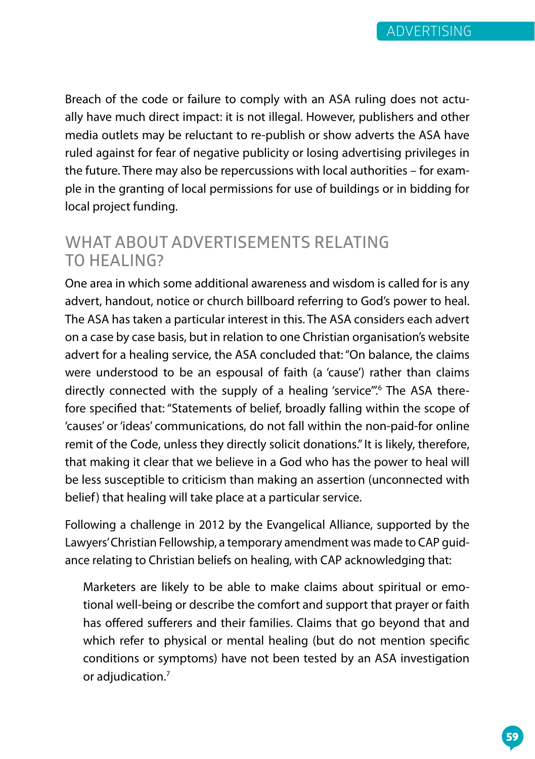Breach of the code or failure to comply with an ASA ruling does not actually have much direct impact: it is not illegal. However, publishers and other media outlets may be reluctant to re-publish or show adverts the ASA have ruled against for fear of negative publicity or losing advertising privileges in the future. There may also be repercussions with local authorities – for example in the granting of local permissions for use of buildings or in bidding for local project funding.

## WHAT ABOUT ADVERTISEMENTS RELATING TO HEALING?

One area in which some additional awareness and wisdom is called for is any advert, handout, notice or church billboard referring to God's power to heal. The ASA has taken a particular interest in this. The ASA considers each advert on a case by case basis, but in relation to one Christian organisation's website advert for a healing service, the ASA concluded that: "On balance, the claims were understood to be an espousal of faith (a 'cause') rather than claims directly connected with the supply of a healing 'service'".[6] The ASA therefore specified that: "Statements of belief, broadly falling within the scope of 'causes' or 'ideas' communications, do not fall within the non-paid-for online remit of the Code, unless they directly solicit donations." It is likely, therefore, that making it clear that we believe in a God who has the power to heal will be less susceptible to criticism than making an assertion (unconnected with belief) that healing will take place at a particular service.

Following a challenge in 2012 by the Evangelical Alliance, supported by the Lawyers' Christian Fellowship, a temporary amendment was made to CAP guidance relating to Christian beliefs on healing, with CAP acknowledging that:

> Marketers are likely to be able to make claims about spiritual or emotional well-being or describe the comfort and support that prayer or faith has offered sufferers and their families. Claims that go beyond that and which refer to physical or mental healing (but do not mention specific conditions or symptoms) have not been tested by an ASA investigation or adjudication.[7]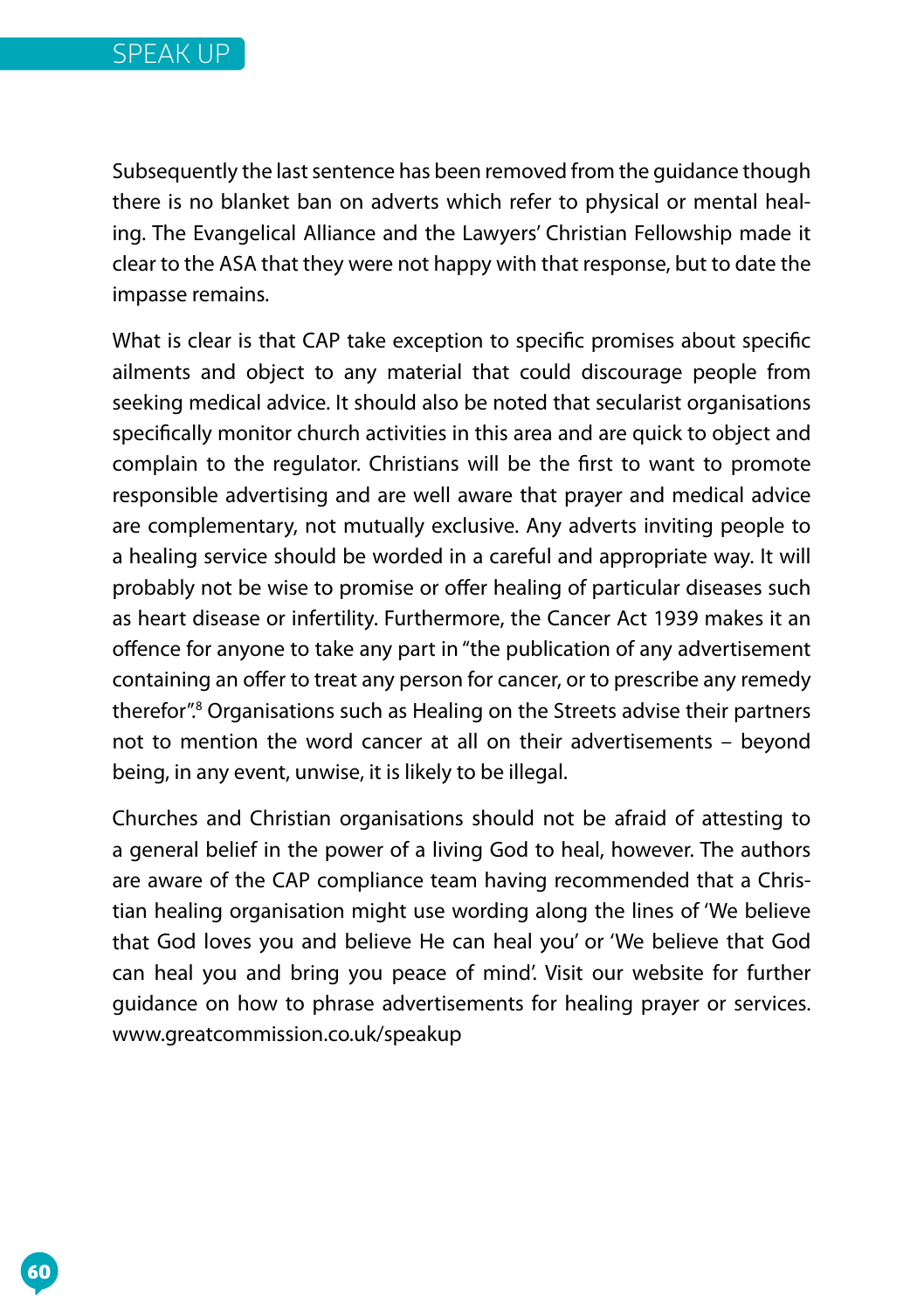Subsequently the last sentence has been removed from the guidance though there is no blanket ban on adverts which refer to physical or mental healing. The Evangelical Alliance and the Lawyers' Christian Fellowship made it clear to the ASA that they were not happy with that response, but to date the impasse remains.

What is clear is that CAP take exception to specific promises about specific ailments and object to any material that could discourage people from seeking medical advice. It should also be noted that secularist organisations specifically monitor church activities in this area and are quick to object and complain to the regulator. Christians will be the first to want to promote responsible advertising and are well aware that prayer and medical advice are complementary, not mutually exclusive. Any adverts inviting people to a healing service should be worded in a careful and appropriate way. It will probably not be wise to promise or offer healing of particular diseases such as heart disease or infertility. Furthermore, the Cancer Act 1939 makes it an offence for anyone to take any part in "the publication of any advertisement containing an offer to treat any person for cancer, or to prescribe any remedy therefor".[8] Organisations such as Healing on the Streets advise their partners not to mention the word cancer at all on their advertisements – beyond being, in any event, unwise, it is likely to be illegal.

Churches and Christian organisations should not be afraid of attesting to a general belief in the power of a living God to heal, however. The authors are aware of the CAP compliance team having recommended that a Christian healing organisation might use wording along the lines of 'We believe that God loves you and believe He can heal you' or 'We believe that God can heal you and bring you peace of mind'. Visit our website for further guidance on how to phrase advertisements for healing prayer or services. www.greatcommission.co.uk/speakup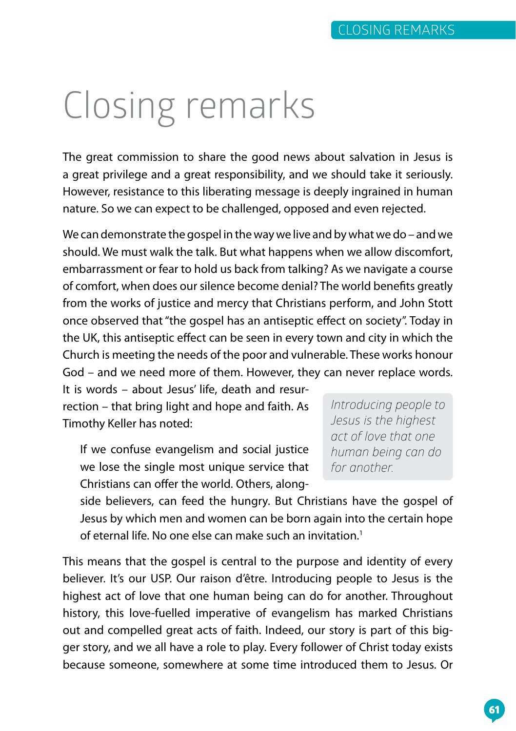# Closing remarks

The great commission to share the good news about salvation in Jesus is a great privilege and a great responsibility, and we should take it seriously. However, resistance to this liberating message is deeply ingrained in human nature. So we can expect to be challenged, opposed and even rejected.

We can demonstrate the gospel in the way we live and by what we do – and we should. We must walk the talk. But what happens when we allow discomfort, embarrassment or fear to hold us back from talking? As we navigate a course of comfort, when does our silence become denial? The world benefits greatly from the works of justice and mercy that Christians perform, and John Stott once observed that "the gospel has an antiseptic effect on society". Today in the UK, this antiseptic effect can be seen in every town and city in which the Church is meeting the needs of the poor and vulnerable. These works honour God – and we need more of them. However, they can never replace words. It is words – about Jesus' life, death and resurrection – that bring light and hope and faith. As Timothy Keller has noted:

> If we confuse evangelism and social justice we lose the single most unique service that Christians can offer the world. Others, alongside believers, can feed the hungry. But Christians have the gospel of Jesus by which men and women can be born again into the certain hope of eternal life. No one else can make such an invitation.[1]

*Introducing people to Jesus is the highest act of love that one human being can do for another.*

This means that the gospel is central to the purpose and identity of every believer. It's our USP. Our raison d'être. Introducing people to Jesus is the highest act of love that one human being can do for another. Throughout history, this love-fuelled imperative of evangelism has marked Christians out and compelled great acts of faith. Indeed, our story is part of this bigger story, and we all have a role to play. Every follower of Christ today exists because someone, somewhere at some time introduced them to Jesus. Or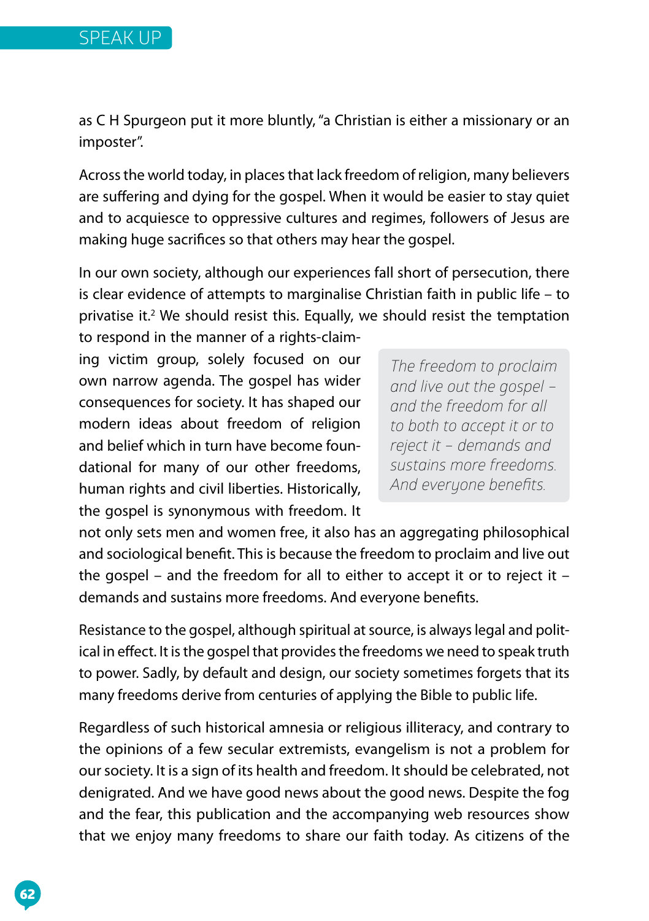as C H Spurgeon put it more bluntly, "a Christian is either a missionary or an imposter".

Across the world today, in places that lack freedom of religion, many believers are suffering and dying for the gospel. When it would be easier to stay quiet and to acquiesce to oppressive cultures and regimes, followers of Jesus are making huge sacrifices so that others may hear the gospel.

In our own society, although our experiences fall short of persecution, there is clear evidence of attempts to marginalise Christian faith in public life – to privatise it.[2] We should resist this. Equally, we should resist the temptation to respond in the manner of a rights-claiming victim group, solely focused on our own narrow agenda. The gospel has wider consequences for society. It has shaped our modern ideas about freedom of religion and belief which in turn have become foundational for many of our other freedoms, human rights and civil liberties. Historically, the gospel is synonymous with freedom. It not only sets men and women free, it also has an aggregating philosophical and sociological benefit. This is because the freedom to proclaim and live out the gospel – and the freedom for all to either to accept it or to reject it – demands and sustains more freedoms. And everyone benefits.

> *The freedom to proclaim and live out the gospel – and the freedom for all to both to accept it or to reject it – demands and sustains more freedoms. And everyone benefits.*

Resistance to the gospel, although spiritual at source, is always legal and political in effect. It is the gospel that provides the freedoms we need to speak truth to power. Sadly, by default and design, our society sometimes forgets that its many freedoms derive from centuries of applying the Bible to public life.

Regardless of such historical amnesia or religious illiteracy, and contrary to the opinions of a few secular extremists, evangelism is not a problem for our society. It is a sign of its health and freedom. It should be celebrated, not denigrated. And we have good news about the good news. Despite the fog and the fear, this publication and the accompanying web resources show that we enjoy many freedoms to share our faith today. As citizens of the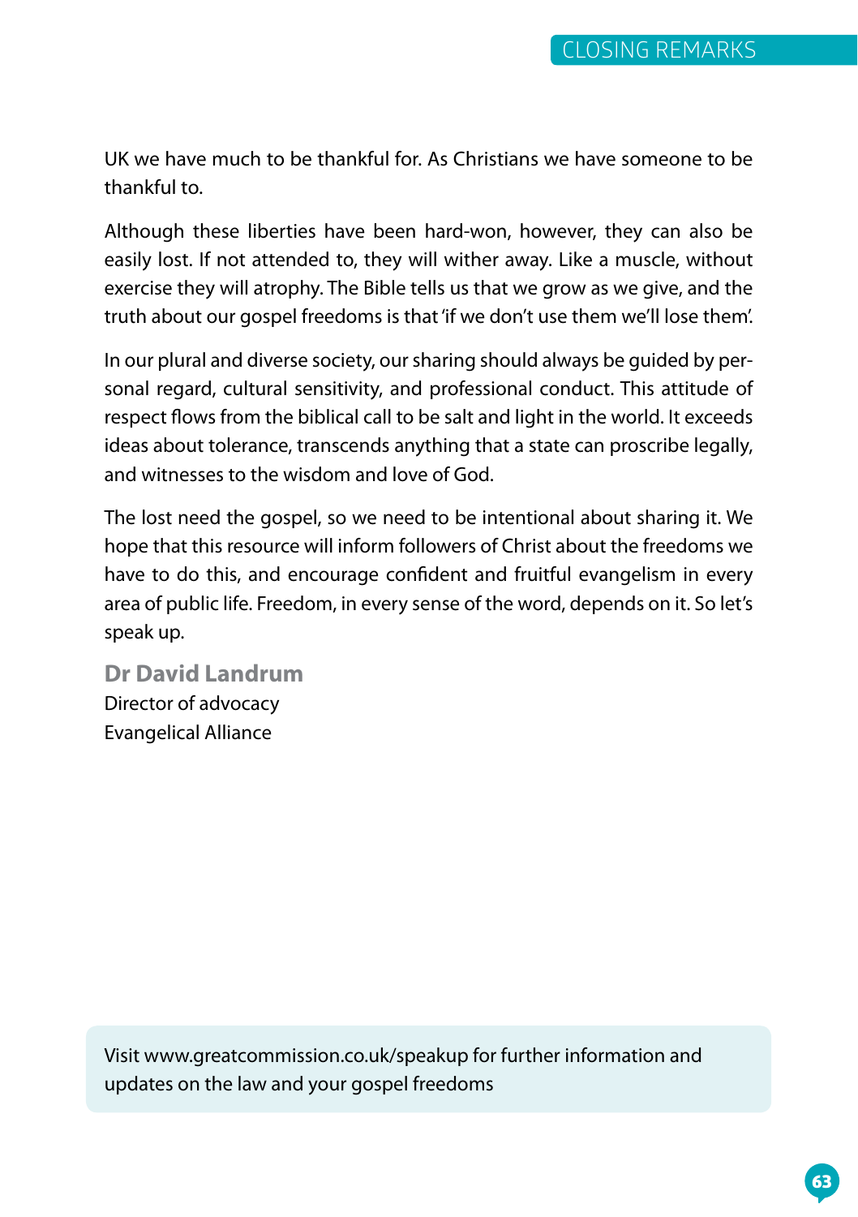UK we have much to be thankful for. As Christians we have someone to be thankful to.

Although these liberties have been hard-won, however, they can also be easily lost. If not attended to, they will wither away. Like a muscle, without exercise they will atrophy. The Bible tells us that we grow as we give, and the truth about our gospel freedoms is that 'if we don't use them we'll lose them'.

In our plural and diverse society, our sharing should always be guided by personal regard, cultural sensitivity, and professional conduct. This attitude of respect flows from the biblical call to be salt and light in the world. It exceeds ideas about tolerance, transcends anything that a state can proscribe legally, and witnesses to the wisdom and love of God.

The lost need the gospel, so we need to be intentional about sharing it. We hope that this resource will inform followers of Christ about the freedoms we have to do this, and encourage confident and fruitful evangelism in every area of public life. Freedom, in every sense of the word, depends on it. So let's speak up.

**Dr David Landrum**
Director of advocacy
Evangelical Alliance

Visit www.greatcommission.co.uk/speakup for further information and updates on the law and your gospel freedoms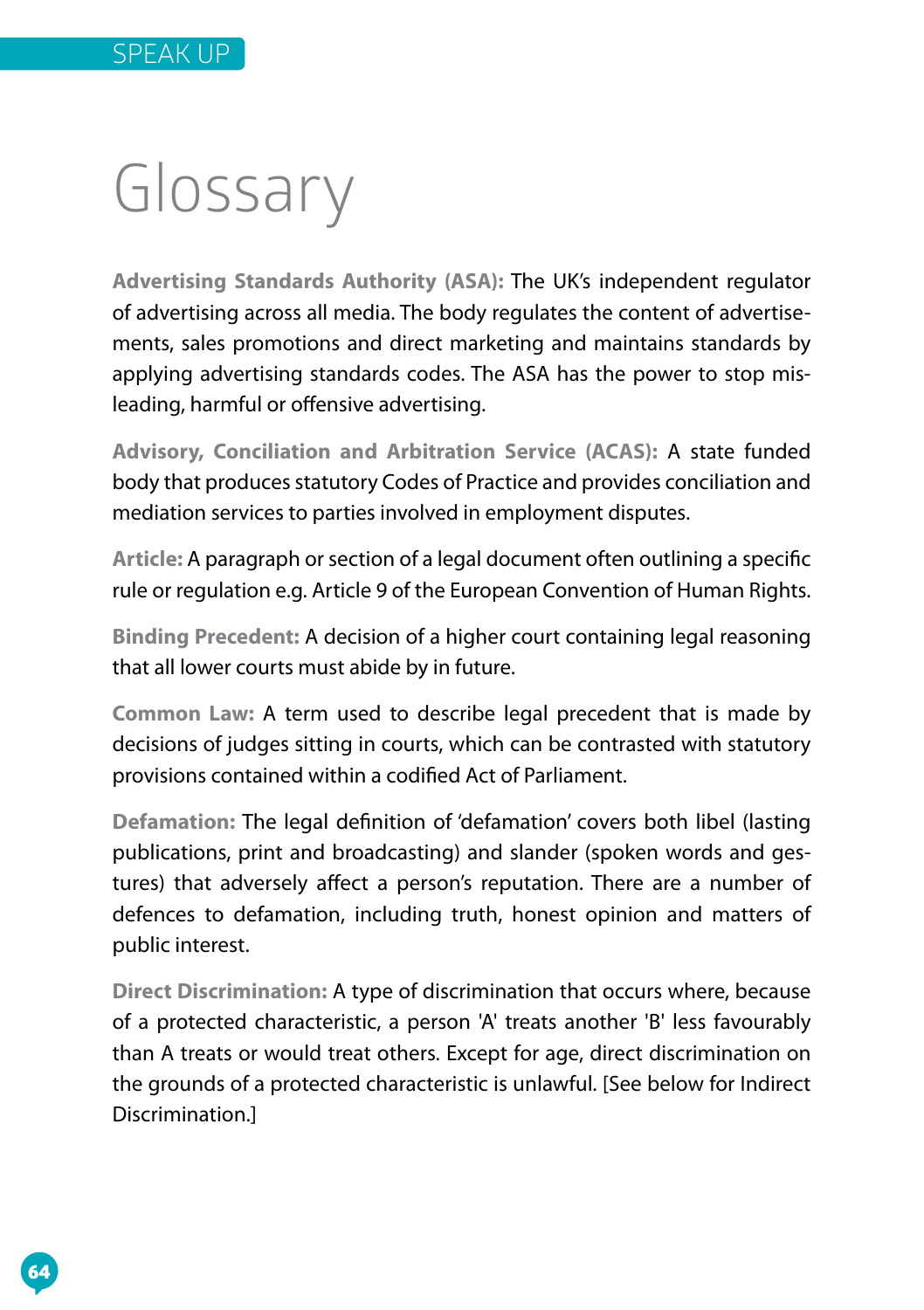# Glossary

**Advertising Standards Authority (ASA):** The UK's independent regulator of advertising across all media. The body regulates the content of advertisements, sales promotions and direct marketing and maintains standards by applying advertising standards codes. The ASA has the power to stop misleading, harmful or offensive advertising.

**Advisory, Conciliation and Arbitration Service (ACAS):** A state funded body that produces statutory Codes of Practice and provides conciliation and mediation services to parties involved in employment disputes.

**Article:** A paragraph or section of a legal document often outlining a specific rule or regulation e.g. Article 9 of the European Convention of Human Rights.

**Binding Precedent:** A decision of a higher court containing legal reasoning that all lower courts must abide by in future.

**Common Law:** A term used to describe legal precedent that is made by decisions of judges sitting in courts, which can be contrasted with statutory provisions contained within a codified Act of Parliament.

**Defamation:** The legal definition of 'defamation' covers both libel (lasting publications, print and broadcasting) and slander (spoken words and gestures) that adversely affect a person's reputation. There are a number of defences to defamation, including truth, honest opinion and matters of public interest.

**Direct Discrimination:** A type of discrimination that occurs where, because of a protected characteristic, a person 'A' treats another 'B' less favourably than A treats or would treat others. Except for age, direct discrimination on the grounds of a protected characteristic is unlawful. [See below for Indirect Discrimination.]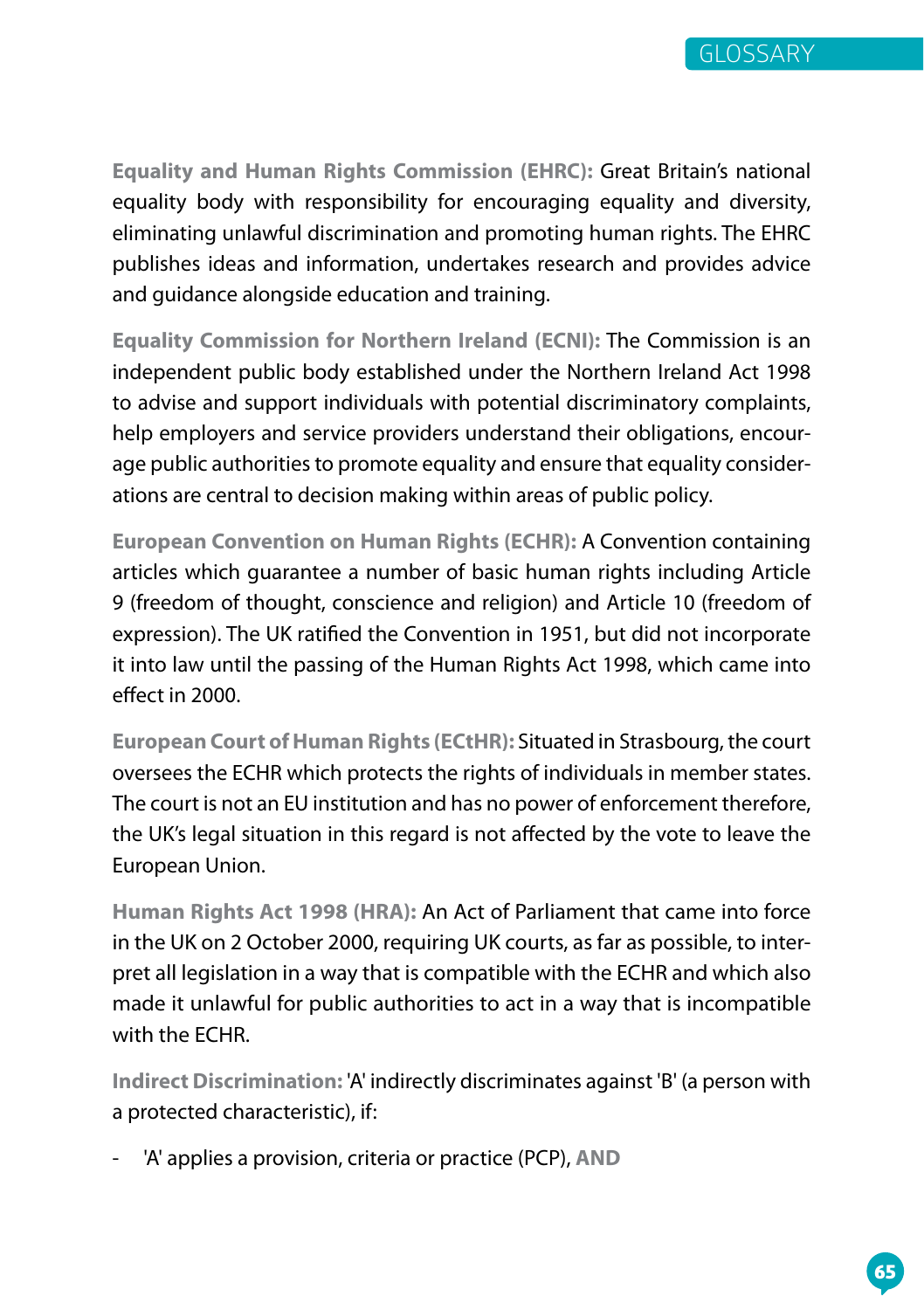**Equality and Human Rights Commission (EHRC):** Great Britain's national equality body with responsibility for encouraging equality and diversity, eliminating unlawful discrimination and promoting human rights. The EHRC publishes ideas and information, undertakes research and provides advice and guidance alongside education and training.

**Equality Commission for Northern Ireland (ECNI):** The Commission is an independent public body established under the Northern Ireland Act 1998 to advise and support individuals with potential discriminatory complaints, help employers and service providers understand their obligations, encourage public authorities to promote equality and ensure that equality considerations are central to decision making within areas of public policy.

**European Convention on Human Rights (ECHR):** A Convention containing articles which guarantee a number of basic human rights including Article 9 (freedom of thought, conscience and religion) and Article 10 (freedom of expression). The UK ratified the Convention in 1951, but did not incorporate it into law until the passing of the Human Rights Act 1998, which came into effect in 2000.

**European Court of Human Rights (ECtHR):** Situated in Strasbourg, the court oversees the ECHR which protects the rights of individuals in member states. The court is not an EU institution and has no power of enforcement therefore, the UK's legal situation in this regard is not affected by the vote to leave the European Union.

**Human Rights Act 1998 (HRA):** An Act of Parliament that came into force in the UK on 2 October 2000, requiring UK courts, as far as possible, to interpret all legislation in a way that is compatible with the ECHR and which also made it unlawful for public authorities to act in a way that is incompatible with the ECHR.

**Indirect Discrimination:** 'A' indirectly discriminates against 'B' (a person with a protected characteristic), if:

- 'A' applies a provision, criteria or practice (PCP), **AND**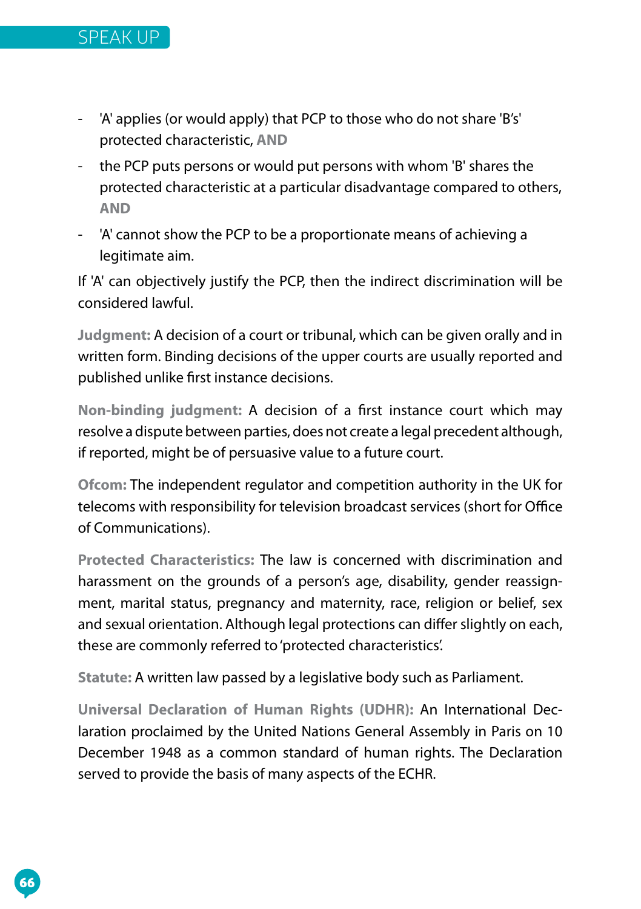- 'A' applies (or would apply) that PCP to those who do not share 'B's' protected characteristic, **AND**
- the PCP puts persons or would put persons with whom 'B' shares the protected characteristic at a particular disadvantage compared to others, **AND**
- 'A' cannot show the PCP to be a proportionate means of achieving a legitimate aim.

If 'A' can objectively justify the PCP, then the indirect discrimination will be considered lawful.

**Judgment:** A decision of a court or tribunal, which can be given orally and in written form. Binding decisions of the upper courts are usually reported and published unlike first instance decisions.

**Non-binding judgment:** A decision of a first instance court which may resolve a dispute between parties, does not create a legal precedent although, if reported, might be of persuasive value to a future court.

**Ofcom:** The independent regulator and competition authority in the UK for telecoms with responsibility for television broadcast services (short for Office of Communications).

**Protected Characteristics:** The law is concerned with discrimination and harassment on the grounds of a person's age, disability, gender reassignment, marital status, pregnancy and maternity, race, religion or belief, sex and sexual orientation. Although legal protections can differ slightly on each, these are commonly referred to 'protected characteristics'.

**Statute:** A written law passed by a legislative body such as Parliament.

**Universal Declaration of Human Rights (UDHR):** An International Declaration proclaimed by the United Nations General Assembly in Paris on 10 December 1948 as a common standard of human rights. The Declaration served to provide the basis of many aspects of the ECHR.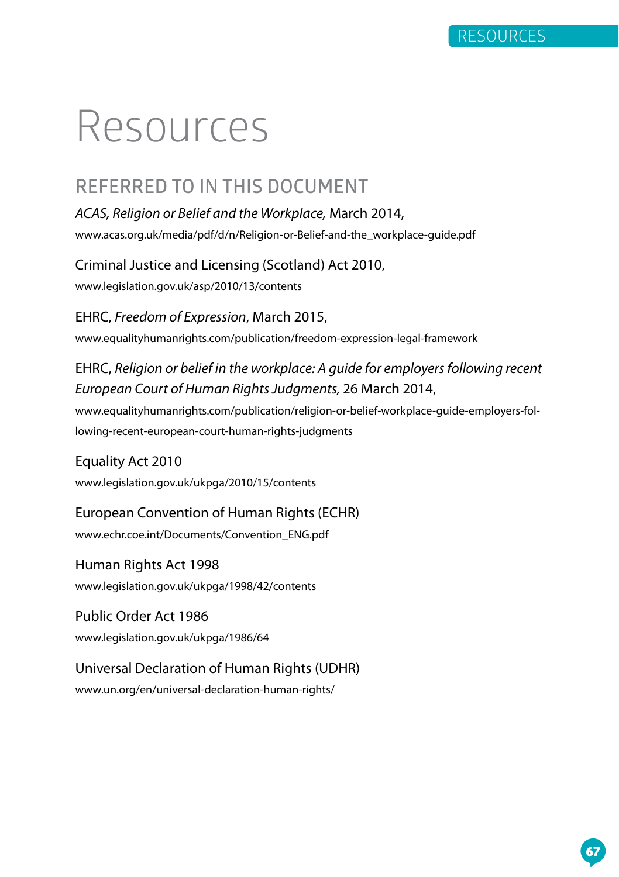# Resources

## REFERRED TO IN THIS DOCUMENT

*ACAS, Religion or Belief and the Workplace,* March 2014,
www.acas.org.uk/media/pdf/d/n/Religion-or-Belief-and-the_workplace-guide.pdf

Criminal Justice and Licensing (Scotland) Act 2010,
www.legislation.gov.uk/asp/2010/13/contents

EHRC, *Freedom of Expression*, March 2015,
www.equalityhumanrights.com/publication/freedom-expression-legal-framework

EHRC, *Religion or belief in the workplace: A guide for employers following recent European Court of Human Rights Judgments,* 26 March 2014,
www.equalityhumanrights.com/publication/religion-or-belief-workplace-guide-employers-following-recent-european-court-human-rights-judgments

Equality Act 2010
www.legislation.gov.uk/ukpga/2010/15/contents

European Convention of Human Rights (ECHR)
www.echr.coe.int/Documents/Convention_ENG.pdf

Human Rights Act 1998
www.legislation.gov.uk/ukpga/1998/42/contents

Public Order Act 1986
www.legislation.gov.uk/ukpga/1986/64

Universal Declaration of Human Rights (UDHR)
www.un.org/en/universal-declaration-human-rights/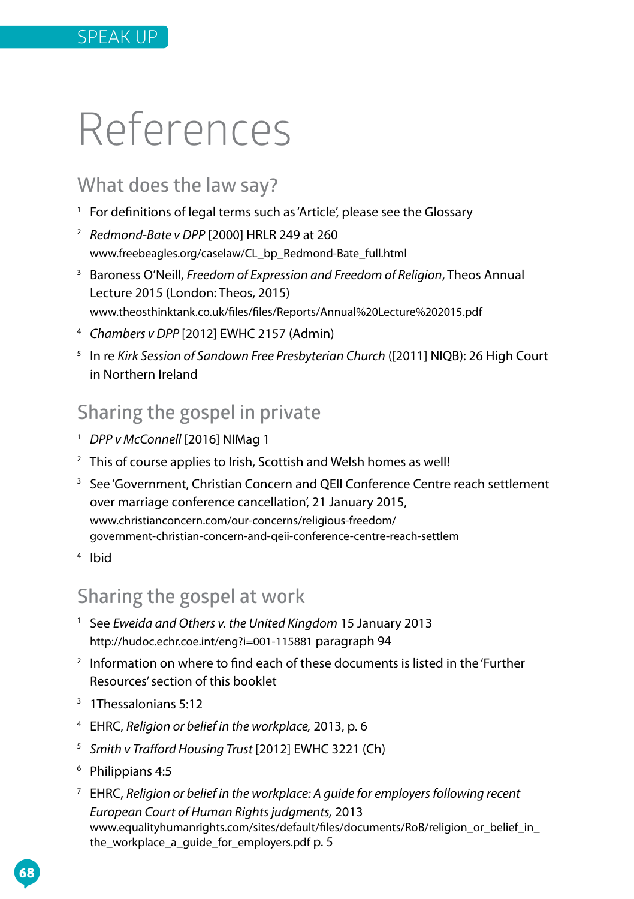# References

## What does the law say?

1. For definitions of legal terms such as 'Article', please see the Glossary
2. *Redmond-Bate v DPP* [2000] HRLR 249 at 260 www.freebeagles.org/caselaw/CL_bp_Redmond-Bate_full.html
3. Baroness O'Neill, *Freedom of Expression and Freedom of Religion*, Theos Annual Lecture 2015 (London: Theos, 2015) www.theosthinktank.co.uk/files/files/Reports/Annual%20Lecture%202015.pdf
4. *Chambers v DPP* [2012] EWHC 2157 (Admin)
5. In re *Kirk Session of Sandown Free Presbyterian Church* ([2011] NIQB): 26 High Court in Northern Ireland

## Sharing the gospel in private

1. *DPP v McConnell* [2016] NIMag 1
2. This of course applies to Irish, Scottish and Welsh homes as well!
3. See 'Government, Christian Concern and QEII Conference Centre reach settlement over marriage conference cancellation', 21 January 2015, www.christianconcern.com/our-concerns/religious-freedom/government-christian-concern-and-qeii-conference-centre-reach-settlem
4. Ibid

## Sharing the gospel at work

1. See *Eweida and Others v. the United Kingdom* 15 January 2013 http://hudoc.echr.coe.int/eng?i=001-115881 paragraph 94
2. Information on where to find each of these documents is listed in the 'Further Resources' section of this booklet
3. 1Thessalonians 5:12
4. EHRC, *Religion or belief in the workplace,* 2013, p. 6
5. *Smith v Trafford Housing Trust* [2012] EWHC 3221 (Ch)
6. Philippians 4:5
7. EHRC, *Religion or belief in the workplace: A guide for employers following recent European Court of Human Rights judgments,* 2013 www.equalityhumanrights.com/sites/default/files/documents/RoB/religion_or_belief_in_the_workplace_a_guide_for_employers.pdf p. 5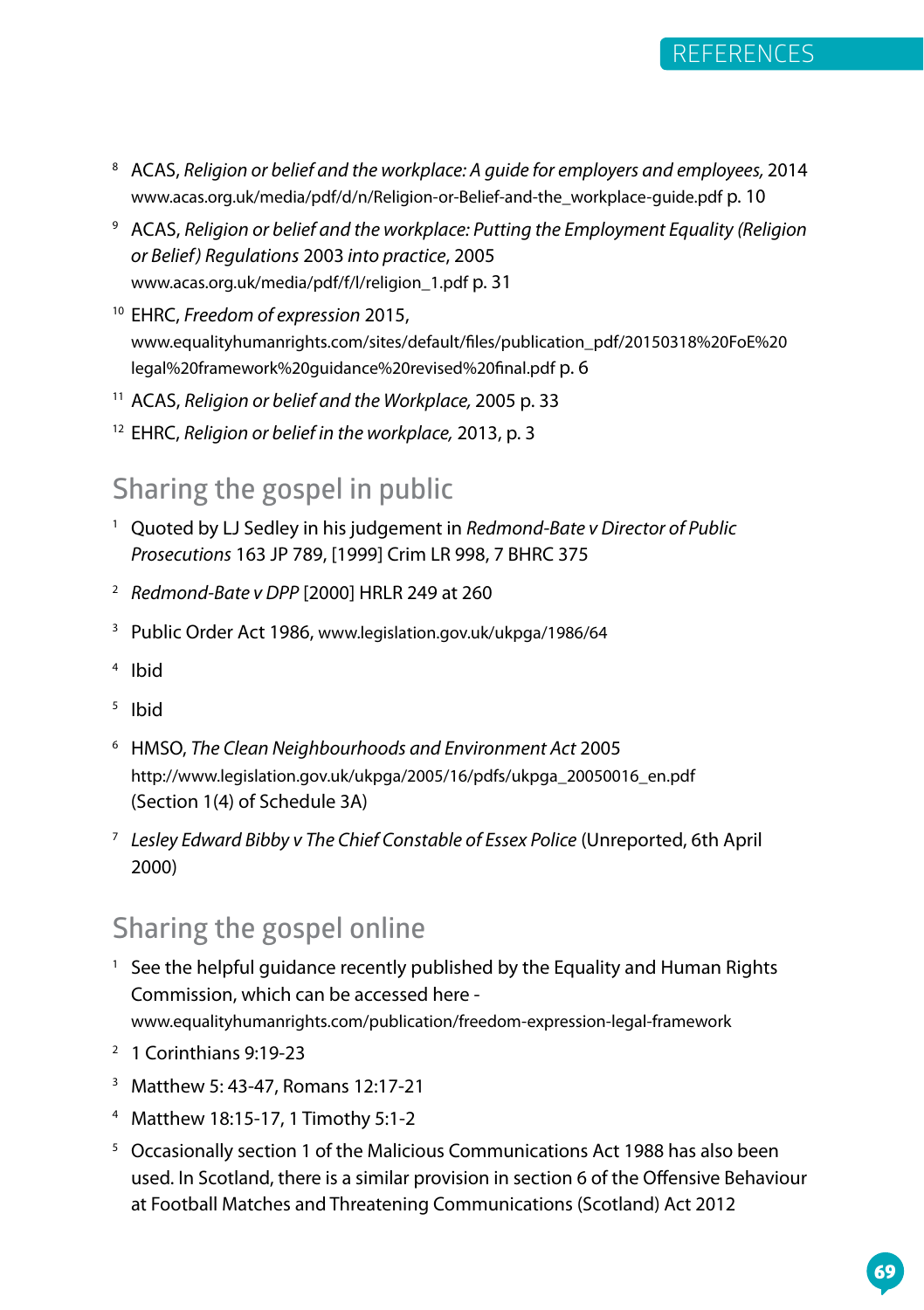8. ACAS, *Religion or belief and the workplace: A guide for employers and employees,* 2014 www.acas.org.uk/media/pdf/d/n/Religion-or-Belief-and-the_workplace-guide.pdf p. 10
9. ACAS, *Religion or belief and the workplace: Putting the Employment Equality (Religion or Belief) Regulations* 2003 *into practice*, 2005 www.acas.org.uk/media/pdf/f/l/religion_1.pdf p. 31
10. EHRC, *Freedom of expression* 2015, www.equalityhumanrights.com/sites/default/files/publication_pdf/20150318%20FoE%20legal%20framework%20guidance%20revised%20final.pdf p. 6
11. ACAS, *Religion or belief and the Workplace,* 2005 p. 33
12. EHRC, *Religion or belief in the workplace,* 2013, p. 3

## Sharing the gospel in public

1. Quoted by LJ Sedley in his judgement in *Redmond-Bate v Director of Public Prosecutions* 163 JP 789, [1999] Crim LR 998, 7 BHRC 375
2. *Redmond-Bate v DPP* [2000] HRLR 249 at 260
3. Public Order Act 1986, www.legislation.gov.uk/ukpga/1986/64
4. Ibid
5. Ibid
6. HMSO, *The Clean Neighbourhoods and Environment Act* 2005 http://www.legislation.gov.uk/ukpga/2005/16/pdfs/ukpga_20050016_en.pdf (Section 1(4) of Schedule 3A)
7. *Lesley Edward Bibby v The Chief Constable of Essex Police* (Unreported, 6th April 2000)

## Sharing the gospel online

1. See the helpful guidance recently published by the Equality and Human Rights Commission, which can be accessed here - www.equalityhumanrights.com/publication/freedom-expression-legal-framework
2. 1 Corinthians 9:19-23
3. Matthew 5: 43-47, Romans 12:17-21
4. Matthew 18:15-17, 1 Timothy 5:1-2
5. Occasionally section 1 of the Malicious Communications Act 1988 has also been used. In Scotland, there is a similar provision in section 6 of the Offensive Behaviour at Football Matches and Threatening Communications (Scotland) Act 2012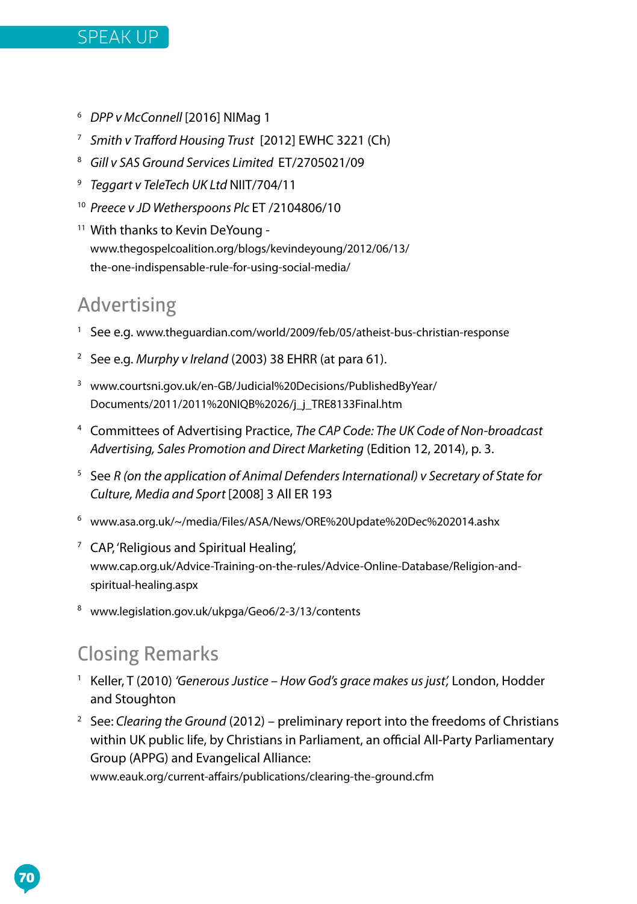6. *DPP v McConnell* [2016] NIMag 1
7. *Smith v Trafford Housing Trust* [2012] EWHC 3221 (Ch)
8. *Gill v SAS Ground Services Limited* ET/2705021/09
9. *Teggart v TeleTech UK Ltd* NIIT/704/11
10. *Preece v JD Wetherspoons Plc* ET /2104806/10
11. With thanks to Kevin DeYoung - www.thegospelcoalition.org/blogs/kevindeyoung/2012/06/13/the-one-indispensable-rule-for-using-social-media/

## Advertising

1. See e.g. www.theguardian.com/world/2009/feb/05/atheist-bus-christian-response
2. See e.g. *Murphy v Ireland* (2003) 38 EHRR (at para 61).
3. www.courtsni.gov.uk/en-GB/Judicial%20Decisions/PublishedByYear/Documents/2011/2011%20NIQB%2026/j_j_TRE8133Final.htm
4. Committees of Advertising Practice, *The CAP Code: The UK Code of Non-broadcast Advertising, Sales Promotion and Direct Marketing* (Edition 12, 2014), p. 3.
5. See *R (on the application of Animal Defenders International) v Secretary of State for Culture, Media and Sport* [2008] 3 All ER 193
6. www.asa.org.uk/~/media/Files/ASA/News/ORE%20Update%20Dec%202014.ashx
7. CAP, 'Religious and Spiritual Healing', www.cap.org.uk/Advice-Training-on-the-rules/Advice-Online-Database/Religion-and-spiritual-healing.aspx
8. www.legislation.gov.uk/ukpga/Geo6/2-3/13/contents

## Closing Remarks

1. Keller, T (2010) *'Generous Justice – How God's grace makes us just',* London, Hodder and Stoughton
2. See: *Clearing the Ground* (2012) – preliminary report into the freedoms of Christians within UK public life, by Christians in Parliament, an official All-Party Parliamentary Group (APPG) and Evangelical Alliance: www.eauk.org/current-affairs/publications/clearing-the-ground.cfm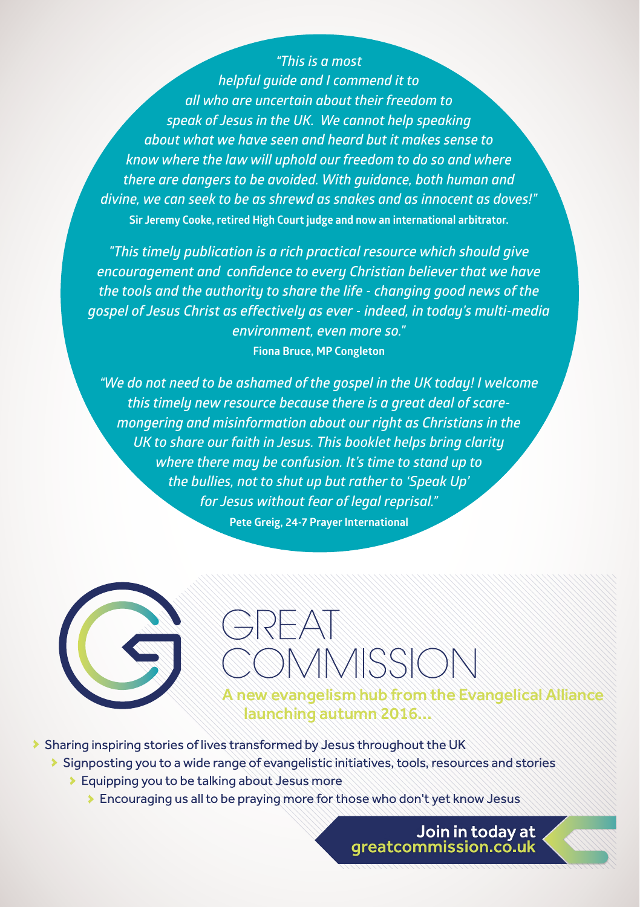*"This is a most helpful guide and I commend it to all who are uncertain about their freedom to speak of Jesus in the UK. We cannot help speaking about what we have seen and heard but it makes sense to know where the law will uphold our freedom to do so and where there are dangers to be avoided. With guidance, both human and divine, we can seek to be as shrewd as snakes and as innocent as doves!"*

**Sir Jeremy Cooke, retired High Court judge and now an international arbitrator.**

*"This timely publication is a rich practical resource which should give encouragement and confidence to every Christian believer that we have the tools and the authority to share the life - changing good news of the gospel of Jesus Christ as effectively as ever - indeed, in today's multi-media environment, even more so."*

**Fiona Bruce, MP Congleton**

*"We do not need to be ashamed of the gospel in the UK today! I welcome this timely new resource because there is a great deal of scare-mongering and misinformation about our right as Christians in the UK to share our faith in Jesus. This booklet helps bring clarity where there may be confusion. It's time to stand up to the bullies, not to shut up but rather to 'Speak Up' for Jesus without fear of legal reprisal."*

**Pete Greig, 24-7 Prayer International**

# GREAT COMMISSION

**A new evangelism hub from the Evangelical Alliance launching autumn 2016...**

- Sharing inspiring stories of lives transformed by Jesus throughout the UK
- Signposting you to a wide range of evangelistic initiatives, tools, resources and stories
- Equipping you to be talking about Jesus more
- Encouraging us all to be praying more for those who don't yet know Jesus

**Join in today at greatcommission.co.uk**